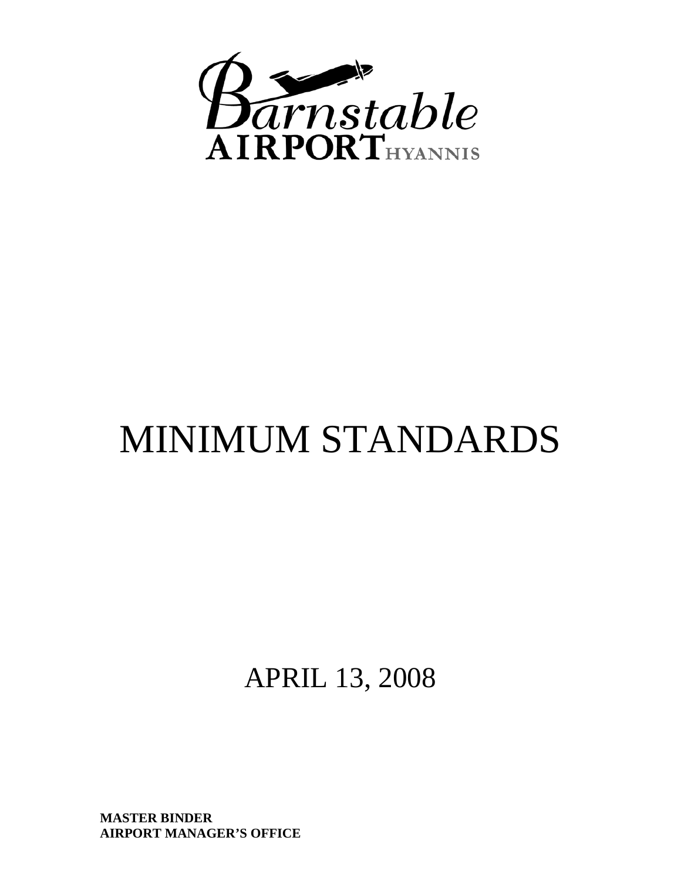Barnstable AIRPORT HYANNIS

# MINIMUM STANDARDS

APRIL 13, 2008

**MASTER BINDER**
**AIRPORT MANAGER'S OFFICE**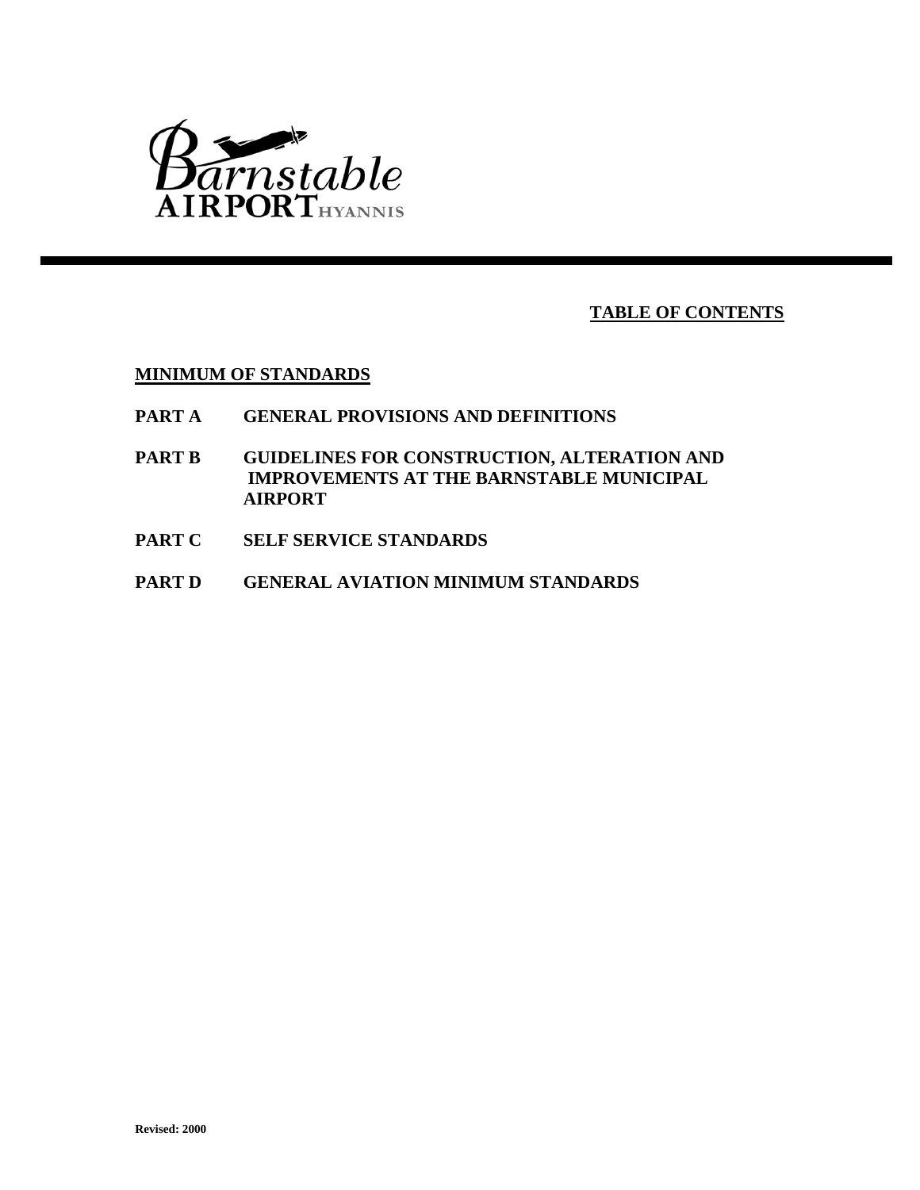Barnstable AIRPORT HYANNIS

# TABLE OF CONTENTS

**MINIMUM OF STANDARDS**

**PART A GENERAL PROVISIONS AND DEFINITIONS**

**PART B GUIDELINES FOR CONSTRUCTION, ALTERATION AND IMPROVEMENTS AT THE BARNSTABLE MUNICIPAL AIRPORT**

**PART C SELF SERVICE STANDARDS**

**PART D GENERAL AVIATION MINIMUM STANDARDS**

**Revised: 2000**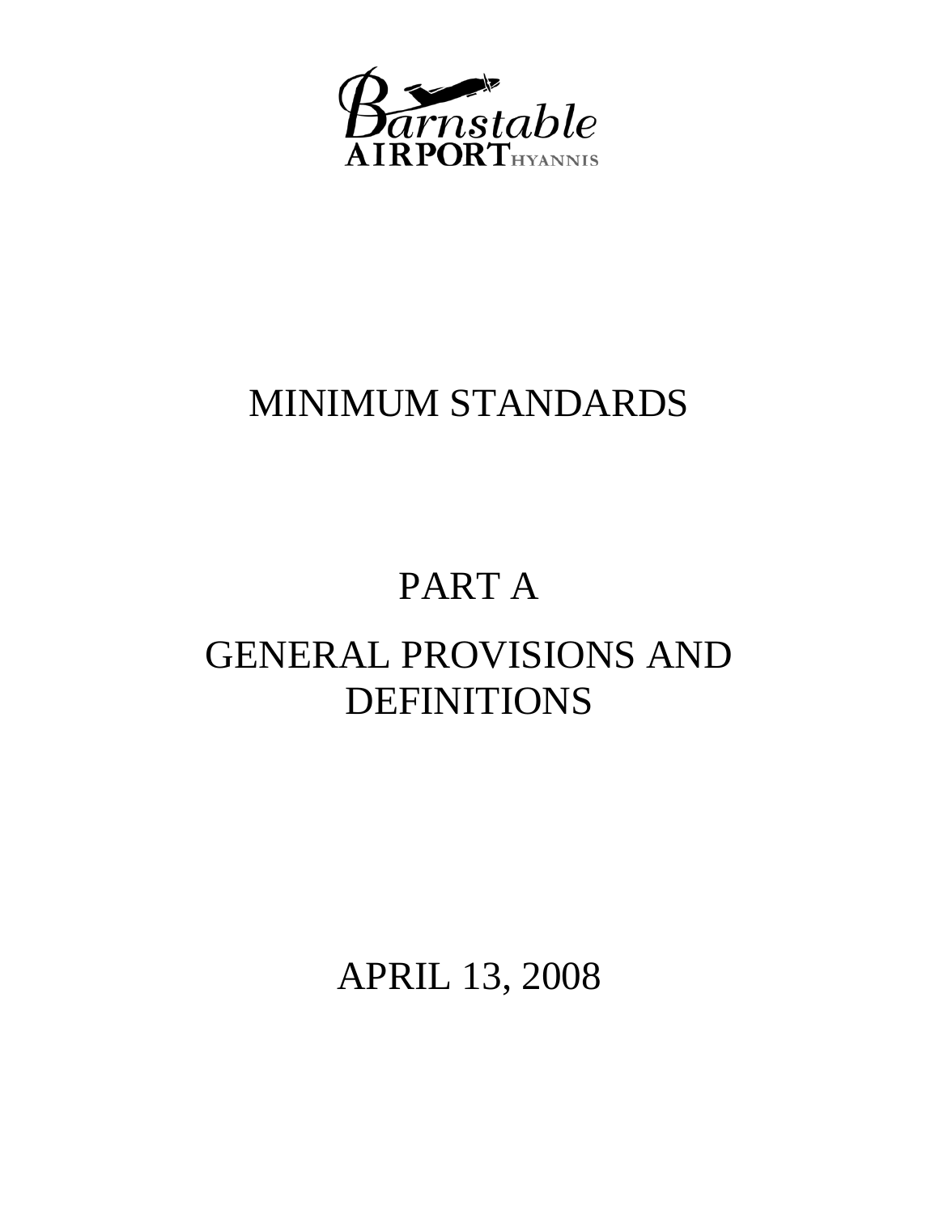Barnstable AIRPORT HYANNIS

# MINIMUM STANDARDS

# PART A

# GENERAL PROVISIONS AND DEFINITIONS

APRIL 13, 2008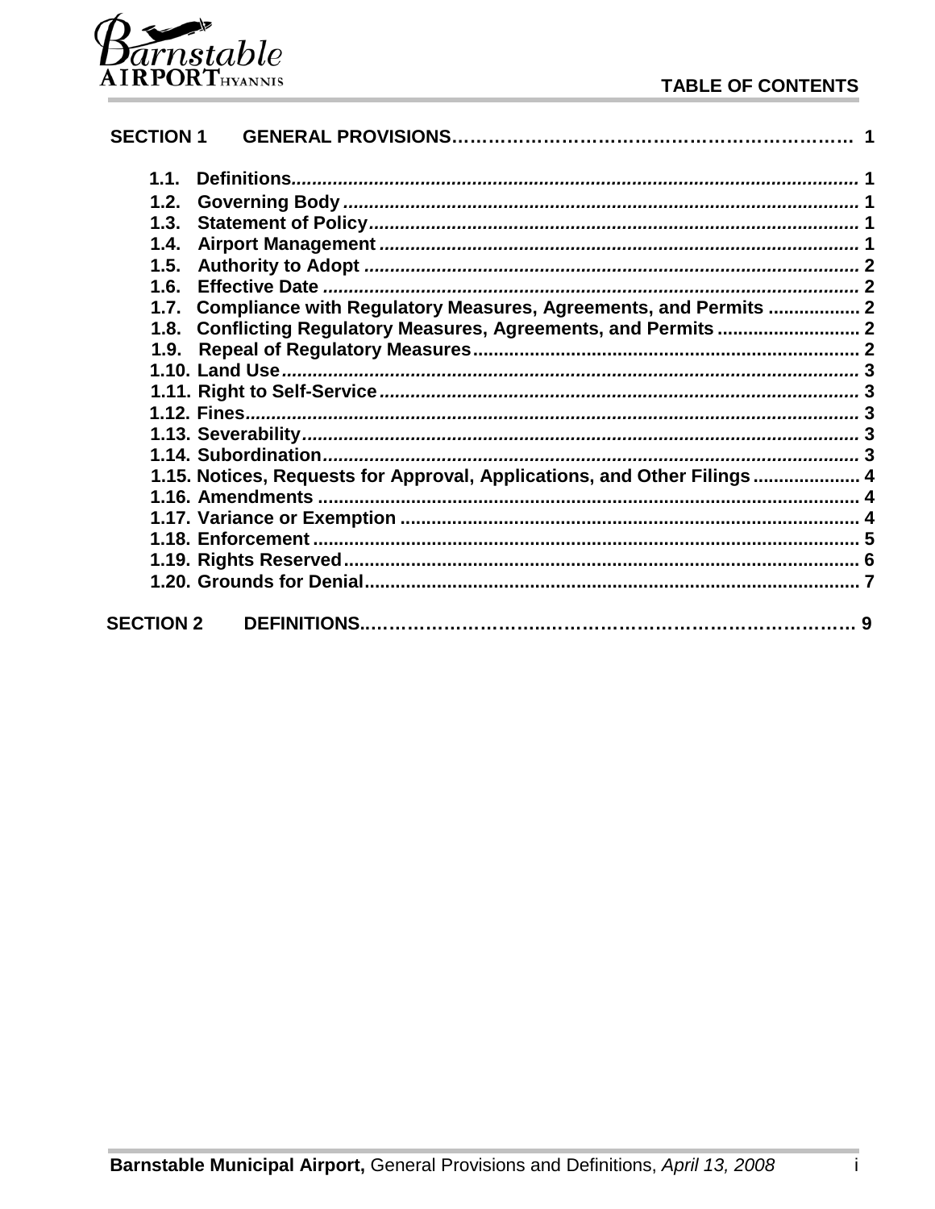# TABLE OF CONTENTS

**SECTION 1 GENERAL PROVISIONS……………………………………………………… 1**

- **1.1. Definitions............................................................................................ 1**
- **1.2. Governing Body .................................................................................. 1**
- **1.3. Statement of Policy.............................................................................. 1**
- **1.4. Airport Management ............................................................................ 1**
- **1.5. Authority to Adopt ............................................................................... 2**
- **1.6. Effective Date ...................................................................................... 2**
- **1.7. Compliance with Regulatory Measures, Agreements, and Permits ................. 2**
- **1.8. Conflicting Regulatory Measures, Agreements, and Permits ........................... 2**
- **1.9. Repeal of Regulatory Measures.......................................................... 2**
- **1.10. Land Use............................................................................................. 3**
- **1.11. Right to Self-Service ........................................................................... 3**
- **1.12. Fines................................................................................................... 3**
- **1.13. Severability......................................................................................... 3**
- **1.14. Subordination...................................................................................... 3**
- **1.15. Notices, Requests for Approval, Applications, and Other Filings ..................... 4**
- **1.16. Amendments ...................................................................................... 4**
- **1.17. Variance or Exemption ....................................................................... 4**
- **1.18. Enforcement ....................................................................................... 5**
- **1.19. Rights Reserved.................................................................................. 6**
- **1.20. Grounds for Denial.............................................................................. 7**

**SECTION 2 DEFINITIONS………………………………………………………………… 9**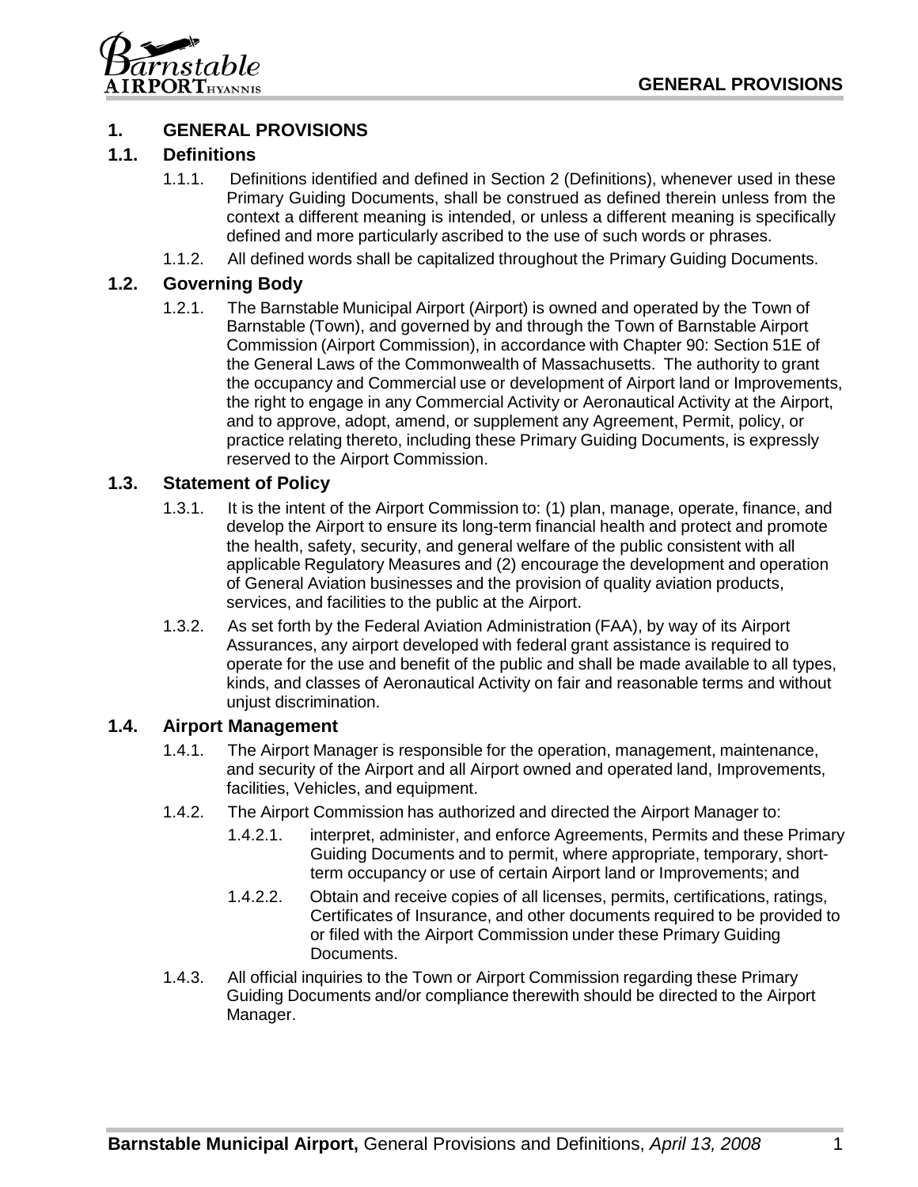# 1. GENERAL PROVISIONS

## 1.1. Definitions

1.1.1. Definitions identified and defined in Section 2 (Definitions), whenever used in these Primary Guiding Documents, shall be construed as defined therein unless from the context a different meaning is intended, or unless a different meaning is specifically defined and more particularly ascribed to the use of such words or phrases.

1.1.2. All defined words shall be capitalized throughout the Primary Guiding Documents.

## 1.2. Governing Body

1.2.1. The Barnstable Municipal Airport (Airport) is owned and operated by the Town of Barnstable (Town), and governed by and through the Town of Barnstable Airport Commission (Airport Commission), in accordance with Chapter 90: Section 51E of the General Laws of the Commonwealth of Massachusetts. The authority to grant the occupancy and Commercial use or development of Airport land or Improvements, the right to engage in any Commercial Activity or Aeronautical Activity at the Airport, and to approve, adopt, amend, or supplement any Agreement, Permit, policy, or practice relating thereto, including these Primary Guiding Documents, is expressly reserved to the Airport Commission.

## 1.3. Statement of Policy

1.3.1. It is the intent of the Airport Commission to: (1) plan, manage, operate, finance, and develop the Airport to ensure its long-term financial health and protect and promote the health, safety, security, and general welfare of the public consistent with all applicable Regulatory Measures and (2) encourage the development and operation of General Aviation businesses and the provision of quality aviation products, services, and facilities to the public at the Airport.

1.3.2. As set forth by the Federal Aviation Administration (FAA), by way of its Airport Assurances, any airport developed with federal grant assistance is required to operate for the use and benefit of the public and shall be made available to all types, kinds, and classes of Aeronautical Activity on fair and reasonable terms and without unjust discrimination.

## 1.4. Airport Management

1.4.1. The Airport Manager is responsible for the operation, management, maintenance, and security of the Airport and all Airport owned and operated land, Improvements, facilities, Vehicles, and equipment.

1.4.2. The Airport Commission has authorized and directed the Airport Manager to:

1.4.2.1. interpret, administer, and enforce Agreements, Permits and these Primary Guiding Documents and to permit, where appropriate, temporary, short-term occupancy or use of certain Airport land or Improvements; and

1.4.2.2. Obtain and receive copies of all licenses, permits, certifications, ratings, Certificates of Insurance, and other documents required to be provided to or filed with the Airport Commission under these Primary Guiding Documents.

1.4.3. All official inquiries to the Town or Airport Commission regarding these Primary Guiding Documents and/or compliance therewith should be directed to the Airport Manager.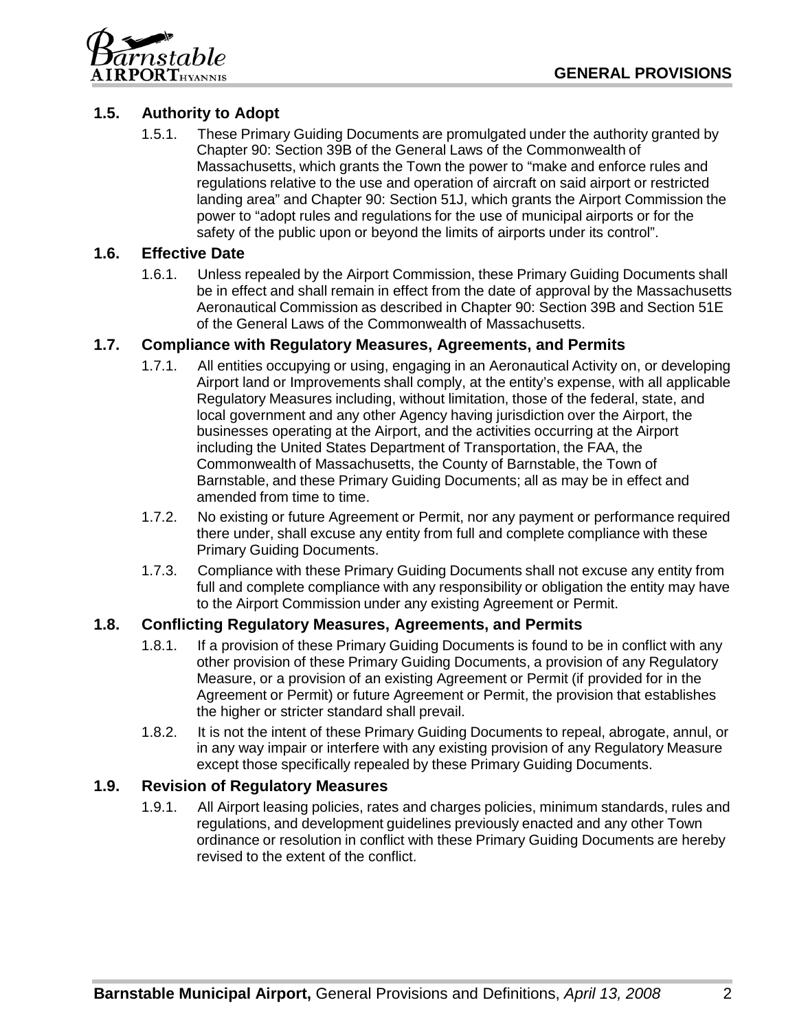## 1.5. Authority to Adopt

1.5.1. These Primary Guiding Documents are promulgated under the authority granted by Chapter 90: Section 39B of the General Laws of the Commonwealth of Massachusetts, which grants the Town the power to "make and enforce rules and regulations relative to the use and operation of aircraft on said airport or restricted landing area" and Chapter 90: Section 51J, which grants the Airport Commission the power to "adopt rules and regulations for the use of municipal airports or for the safety of the public upon or beyond the limits of airports under its control".

## 1.6. Effective Date

1.6.1. Unless repealed by the Airport Commission, these Primary Guiding Documents shall be in effect and shall remain in effect from the date of approval by the Massachusetts Aeronautical Commission as described in Chapter 90: Section 39B and Section 51E of the General Laws of the Commonwealth of Massachusetts.

## 1.7. Compliance with Regulatory Measures, Agreements, and Permits

1.7.1. All entities occupying or using, engaging in an Aeronautical Activity on, or developing Airport land or Improvements shall comply, at the entity's expense, with all applicable Regulatory Measures including, without limitation, those of the federal, state, and local government and any other Agency having jurisdiction over the Airport, the businesses operating at the Airport, and the activities occurring at the Airport including the United States Department of Transportation, the FAA, the Commonwealth of Massachusetts, the County of Barnstable, the Town of Barnstable, and these Primary Guiding Documents; all as may be in effect and amended from time to time.

1.7.2. No existing or future Agreement or Permit, nor any payment or performance required there under, shall excuse any entity from full and complete compliance with these Primary Guiding Documents.

1.7.3. Compliance with these Primary Guiding Documents shall not excuse any entity from full and complete compliance with any responsibility or obligation the entity may have to the Airport Commission under any existing Agreement or Permit.

## 1.8. Conflicting Regulatory Measures, Agreements, and Permits

1.8.1. If a provision of these Primary Guiding Documents is found to be in conflict with any other provision of these Primary Guiding Documents, a provision of any Regulatory Measure, or a provision of an existing Agreement or Permit (if provided for in the Agreement or Permit) or future Agreement or Permit, the provision that establishes the higher or stricter standard shall prevail.

1.8.2. It is not the intent of these Primary Guiding Documents to repeal, abrogate, annul, or in any way impair or interfere with any existing provision of any Regulatory Measure except those specifically repealed by these Primary Guiding Documents.

## 1.9. Revision of Regulatory Measures

1.9.1. All Airport leasing policies, rates and charges policies, minimum standards, rules and regulations, and development guidelines previously enacted and any other Town ordinance or resolution in conflict with these Primary Guiding Documents are hereby revised to the extent of the conflict.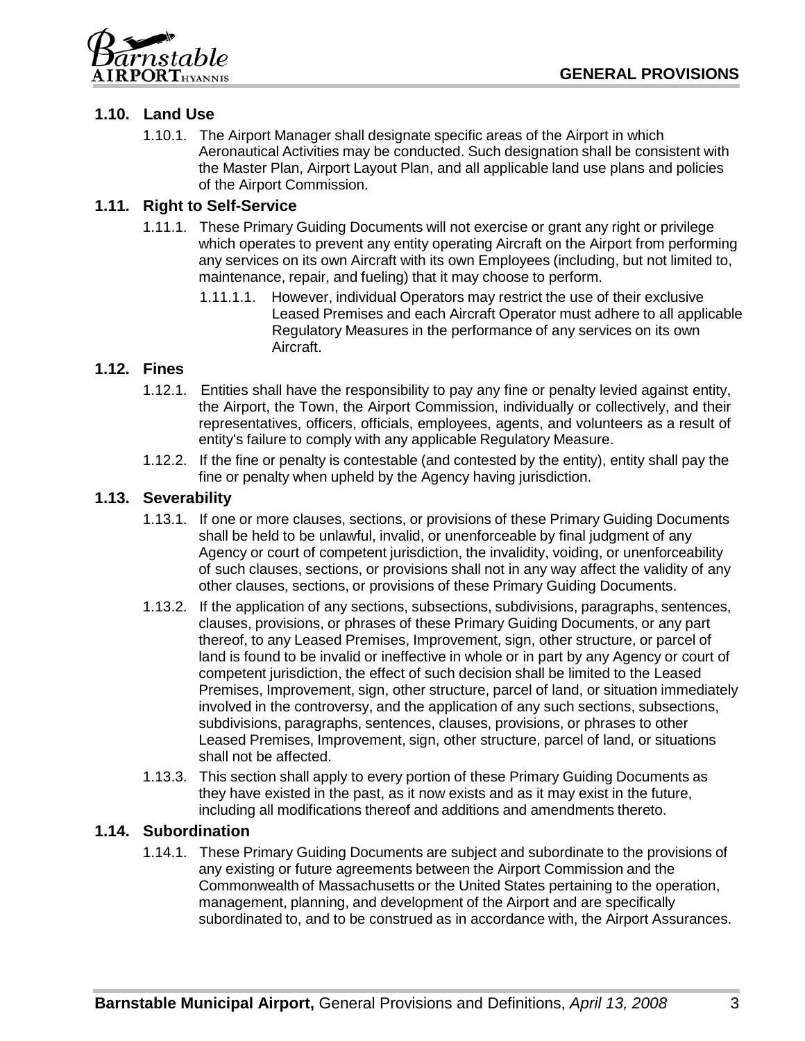## 1.10. Land Use

1.10.1. The Airport Manager shall designate specific areas of the Airport in which Aeronautical Activities may be conducted. Such designation shall be consistent with the Master Plan, Airport Layout Plan, and all applicable land use plans and policies of the Airport Commission.

## 1.11. Right to Self-Service

1.11.1. These Primary Guiding Documents will not exercise or grant any right or privilege which operates to prevent any entity operating Aircraft on the Airport from performing any services on its own Aircraft with its own Employees (including, but not limited to, maintenance, repair, and fueling) that it may choose to perform.

1.11.1.1. However, individual Operators may restrict the use of their exclusive Leased Premises and each Aircraft Operator must adhere to all applicable Regulatory Measures in the performance of any services on its own Aircraft.

## 1.12. Fines

1.12.1. Entities shall have the responsibility to pay any fine or penalty levied against entity, the Airport, the Town, the Airport Commission, individually or collectively, and their representatives, officers, officials, employees, agents, and volunteers as a result of entity's failure to comply with any applicable Regulatory Measure.

1.12.2. If the fine or penalty is contestable (and contested by the entity), entity shall pay the fine or penalty when upheld by the Agency having jurisdiction.

## 1.13. Severability

1.13.1. If one or more clauses, sections, or provisions of these Primary Guiding Documents shall be held to be unlawful, invalid, or unenforceable by final judgment of any Agency or court of competent jurisdiction, the invalidity, voiding, or unenforceability of such clauses, sections, or provisions shall not in any way affect the validity of any other clauses, sections, or provisions of these Primary Guiding Documents.

1.13.2. If the application of any sections, subsections, subdivisions, paragraphs, sentences, clauses, provisions, or phrases of these Primary Guiding Documents, or any part thereof, to any Leased Premises, Improvement, sign, other structure, or parcel of land is found to be invalid or ineffective in whole or in part by any Agency or court of competent jurisdiction, the effect of such decision shall be limited to the Leased Premises, Improvement, sign, other structure, parcel of land, or situation immediately involved in the controversy, and the application of any such sections, subsections, subdivisions, paragraphs, sentences, clauses, provisions, or phrases to other Leased Premises, Improvement, sign, other structure, parcel of land, or situations shall not be affected.

1.13.3. This section shall apply to every portion of these Primary Guiding Documents as they have existed in the past, as it now exists and as it may exist in the future, including all modifications thereof and additions and amendments thereto.

## 1.14. Subordination

1.14.1. These Primary Guiding Documents are subject and subordinate to the provisions of any existing or future agreements between the Airport Commission and the Commonwealth of Massachusetts or the United States pertaining to the operation, management, planning, and development of the Airport and are specifically subordinated to, and to be construed as in accordance with, the Airport Assurances.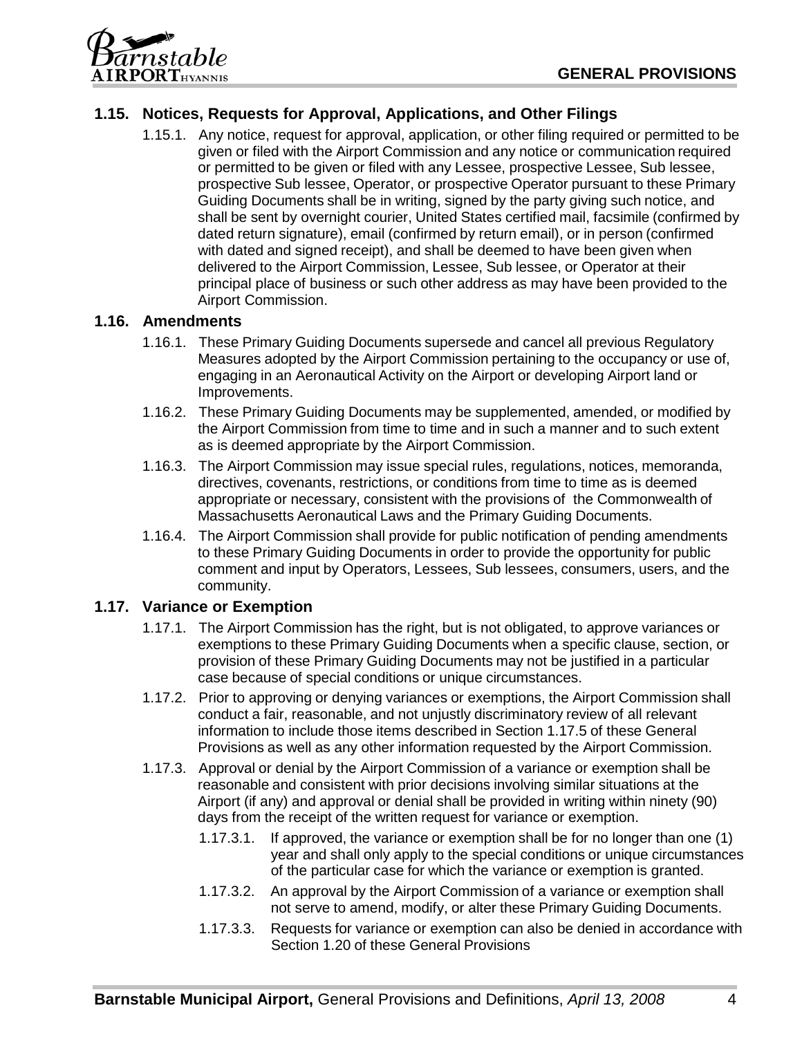## 1.15. Notices, Requests for Approval, Applications, and Other Filings

1.15.1. Any notice, request for approval, application, or other filing required or permitted to be given or filed with the Airport Commission and any notice or communication required or permitted to be given or filed with any Lessee, prospective Lessee, Sub lessee, prospective Sub lessee, Operator, or prospective Operator pursuant to these Primary Guiding Documents shall be in writing, signed by the party giving such notice, and shall be sent by overnight courier, United States certified mail, facsimile (confirmed by dated return signature), email (confirmed by return email), or in person (confirmed with dated and signed receipt), and shall be deemed to have been given when delivered to the Airport Commission, Lessee, Sub lessee, or Operator at their principal place of business or such other address as may have been provided to the Airport Commission.

## 1.16. Amendments

1.16.1. These Primary Guiding Documents supersede and cancel all previous Regulatory Measures adopted by the Airport Commission pertaining to the occupancy or use of, engaging in an Aeronautical Activity on the Airport or developing Airport land or Improvements.

1.16.2. These Primary Guiding Documents may be supplemented, amended, or modified by the Airport Commission from time to time and in such a manner and to such extent as is deemed appropriate by the Airport Commission.

1.16.3. The Airport Commission may issue special rules, regulations, notices, memoranda, directives, covenants, restrictions, or conditions from time to time as is deemed appropriate or necessary, consistent with the provisions of the Commonwealth of Massachusetts Aeronautical Laws and the Primary Guiding Documents.

1.16.4. The Airport Commission shall provide for public notification of pending amendments to these Primary Guiding Documents in order to provide the opportunity for public comment and input by Operators, Lessees, Sub lessees, consumers, users, and the community.

## 1.17. Variance or Exemption

1.17.1. The Airport Commission has the right, but is not obligated, to approve variances or exemptions to these Primary Guiding Documents when a specific clause, section, or provision of these Primary Guiding Documents may not be justified in a particular case because of special conditions or unique circumstances.

1.17.2. Prior to approving or denying variances or exemptions, the Airport Commission shall conduct a fair, reasonable, and not unjustly discriminatory review of all relevant information to include those items described in Section 1.17.5 of these General Provisions as well as any other information requested by the Airport Commission.

1.17.3. Approval or denial by the Airport Commission of a variance or exemption shall be reasonable and consistent with prior decisions involving similar situations at the Airport (if any) and approval or denial shall be provided in writing within ninety (90) days from the receipt of the written request for variance or exemption.

1.17.3.1. If approved, the variance or exemption shall be for no longer than one (1) year and shall only apply to the special conditions or unique circumstances of the particular case for which the variance or exemption is granted.

1.17.3.2. An approval by the Airport Commission of a variance or exemption shall not serve to amend, modify, or alter these Primary Guiding Documents.

1.17.3.3. Requests for variance or exemption can also be denied in accordance with Section 1.20 of these General Provisions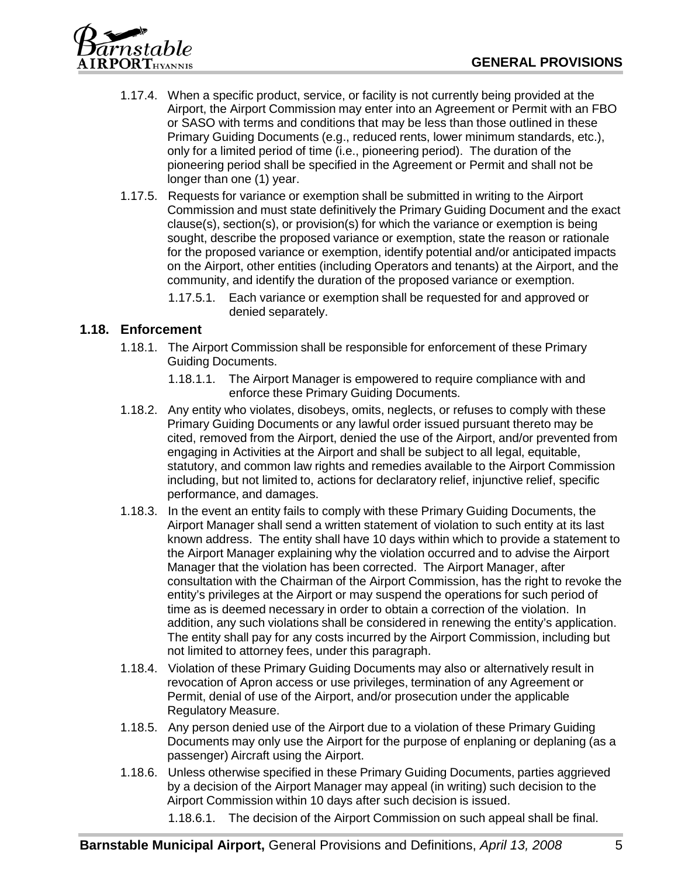1.17.4. When a specific product, service, or facility is not currently being provided at the Airport, the Airport Commission may enter into an Agreement or Permit with an FBO or SASO with terms and conditions that may be less than those outlined in these Primary Guiding Documents (e.g., reduced rents, lower minimum standards, etc.), only for a limited period of time (i.e., pioneering period). The duration of the pioneering period shall be specified in the Agreement or Permit and shall not be longer than one (1) year.

1.17.5. Requests for variance or exemption shall be submitted in writing to the Airport Commission and must state definitively the Primary Guiding Document and the exact clause(s), section(s), or provision(s) for which the variance or exemption is being sought, describe the proposed variance or exemption, state the reason or rationale for the proposed variance or exemption, identify potential and/or anticipated impacts on the Airport, other entities (including Operators and tenants) at the Airport, and the community, and identify the duration of the proposed variance or exemption.

1.17.5.1. Each variance or exemption shall be requested for and approved or denied separately.

## 1.18. Enforcement

1.18.1. The Airport Commission shall be responsible for enforcement of these Primary Guiding Documents.

1.18.1.1. The Airport Manager is empowered to require compliance with and enforce these Primary Guiding Documents.

1.18.2. Any entity who violates, disobeys, omits, neglects, or refuses to comply with these Primary Guiding Documents or any lawful order issued pursuant thereto may be cited, removed from the Airport, denied the use of the Airport, and/or prevented from engaging in Activities at the Airport and shall be subject to all legal, equitable, statutory, and common law rights and remedies available to the Airport Commission including, but not limited to, actions for declaratory relief, injunctive relief, specific performance, and damages.

1.18.3. In the event an entity fails to comply with these Primary Guiding Documents, the Airport Manager shall send a written statement of violation to such entity at its last known address. The entity shall have 10 days within which to provide a statement to the Airport Manager explaining why the violation occurred and to advise the Airport Manager that the violation has been corrected. The Airport Manager, after consultation with the Chairman of the Airport Commission, has the right to revoke the entity's privileges at the Airport or may suspend the operations for such period of time as is deemed necessary in order to obtain a correction of the violation. In addition, any such violations shall be considered in renewing the entity's application. The entity shall pay for any costs incurred by the Airport Commission, including but not limited to attorney fees, under this paragraph.

1.18.4. Violation of these Primary Guiding Documents may also or alternatively result in revocation of Apron access or use privileges, termination of any Agreement or Permit, denial of use of the Airport, and/or prosecution under the applicable Regulatory Measure.

1.18.5. Any person denied use of the Airport due to a violation of these Primary Guiding Documents may only use the Airport for the purpose of enplaning or deplaning (as a passenger) Aircraft using the Airport.

1.18.6. Unless otherwise specified in these Primary Guiding Documents, parties aggrieved by a decision of the Airport Manager may appeal (in writing) such decision to the Airport Commission within 10 days after such decision is issued.

1.18.6.1. The decision of the Airport Commission on such appeal shall be final.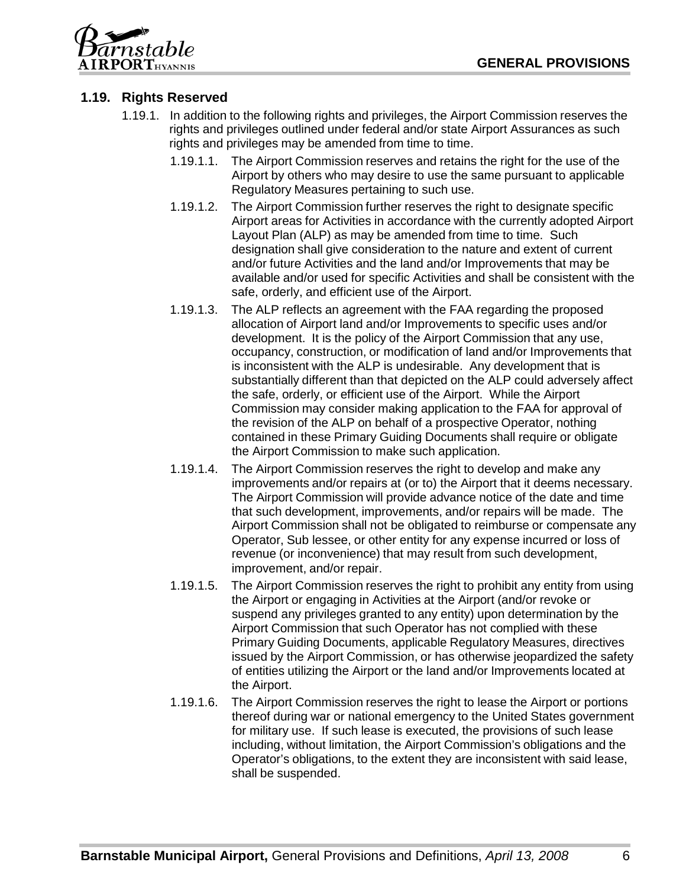## 1.19. Rights Reserved

1.19.1. In addition to the following rights and privileges, the Airport Commission reserves the rights and privileges outlined under federal and/or state Airport Assurances as such rights and privileges may be amended from time to time.

1.19.1.1. The Airport Commission reserves and retains the right for the use of the Airport by others who may desire to use the same pursuant to applicable Regulatory Measures pertaining to such use.

1.19.1.2. The Airport Commission further reserves the right to designate specific Airport areas for Activities in accordance with the currently adopted Airport Layout Plan (ALP) as may be amended from time to time. Such designation shall give consideration to the nature and extent of current and/or future Activities and the land and/or Improvements that may be available and/or used for specific Activities and shall be consistent with the safe, orderly, and efficient use of the Airport.

1.19.1.3. The ALP reflects an agreement with the FAA regarding the proposed allocation of Airport land and/or Improvements to specific uses and/or development. It is the policy of the Airport Commission that any use, occupancy, construction, or modification of land and/or Improvements that is inconsistent with the ALP is undesirable. Any development that is substantially different than that depicted on the ALP could adversely affect the safe, orderly, or efficient use of the Airport. While the Airport Commission may consider making application to the FAA for approval of the revision of the ALP on behalf of a prospective Operator, nothing contained in these Primary Guiding Documents shall require or obligate the Airport Commission to make such application.

1.19.1.4. The Airport Commission reserves the right to develop and make any improvements and/or repairs at (or to) the Airport that it deems necessary. The Airport Commission will provide advance notice of the date and time that such development, improvements, and/or repairs will be made. The Airport Commission shall not be obligated to reimburse or compensate any Operator, Sub lessee, or other entity for any expense incurred or loss of revenue (or inconvenience) that may result from such development, improvement, and/or repair.

1.19.1.5. The Airport Commission reserves the right to prohibit any entity from using the Airport or engaging in Activities at the Airport (and/or revoke or suspend any privileges granted to any entity) upon determination by the Airport Commission that such Operator has not complied with these Primary Guiding Documents, applicable Regulatory Measures, directives issued by the Airport Commission, or has otherwise jeopardized the safety of entities utilizing the Airport or the land and/or Improvements located at the Airport.

1.19.1.6. The Airport Commission reserves the right to lease the Airport or portions thereof during war or national emergency to the United States government for military use. If such lease is executed, the provisions of such lease including, without limitation, the Airport Commission's obligations and the Operator's obligations, to the extent they are inconsistent with said lease, shall be suspended.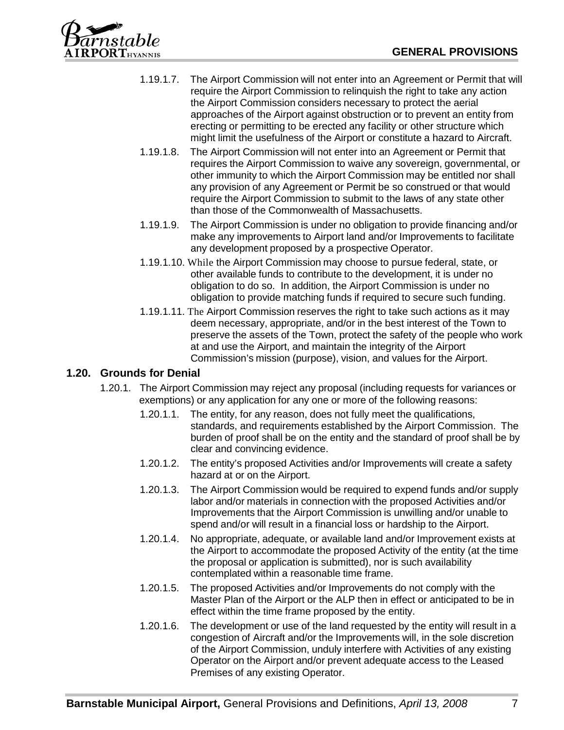1.19.1.7. The Airport Commission will not enter into an Agreement or Permit that will require the Airport Commission to relinquish the right to take any action the Airport Commission considers necessary to protect the aerial approaches of the Airport against obstruction or to prevent an entity from erecting or permitting to be erected any facility or other structure which might limit the usefulness of the Airport or constitute a hazard to Aircraft.

1.19.1.8. The Airport Commission will not enter into an Agreement or Permit that requires the Airport Commission to waive any sovereign, governmental, or other immunity to which the Airport Commission may be entitled nor shall any provision of any Agreement or Permit be so construed or that would require the Airport Commission to submit to the laws of any state other than those of the Commonwealth of Massachusetts.

1.19.1.9. The Airport Commission is under no obligation to provide financing and/or make any improvements to Airport land and/or Improvements to facilitate any development proposed by a prospective Operator.

1.19.1.10. While the Airport Commission may choose to pursue federal, state, or other available funds to contribute to the development, it is under no obligation to do so. In addition, the Airport Commission is under no obligation to provide matching funds if required to secure such funding.

1.19.1.11. The Airport Commission reserves the right to take such actions as it may deem necessary, appropriate, and/or in the best interest of the Town to preserve the assets of the Town, protect the safety of the people who work at and use the Airport, and maintain the integrity of the Airport Commission's mission (purpose), vision, and values for the Airport.

## 1.20. Grounds for Denial

1.20.1. The Airport Commission may reject any proposal (including requests for variances or exemptions) or any application for any one or more of the following reasons:

1.20.1.1. The entity, for any reason, does not fully meet the qualifications, standards, and requirements established by the Airport Commission. The burden of proof shall be on the entity and the standard of proof shall be by clear and convincing evidence.

1.20.1.2. The entity's proposed Activities and/or Improvements will create a safety hazard at or on the Airport.

1.20.1.3. The Airport Commission would be required to expend funds and/or supply labor and/or materials in connection with the proposed Activities and/or Improvements that the Airport Commission is unwilling and/or unable to spend and/or will result in a financial loss or hardship to the Airport.

1.20.1.4. No appropriate, adequate, or available land and/or Improvement exists at the Airport to accommodate the proposed Activity of the entity (at the time the proposal or application is submitted), nor is such availability contemplated within a reasonable time frame.

1.20.1.5. The proposed Activities and/or Improvements do not comply with the Master Plan of the Airport or the ALP then in effect or anticipated to be in effect within the time frame proposed by the entity.

1.20.1.6. The development or use of the land requested by the entity will result in a congestion of Aircraft and/or the Improvements will, in the sole discretion of the Airport Commission, unduly interfere with Activities of any existing Operator on the Airport and/or prevent adequate access to the Leased Premises of any existing Operator.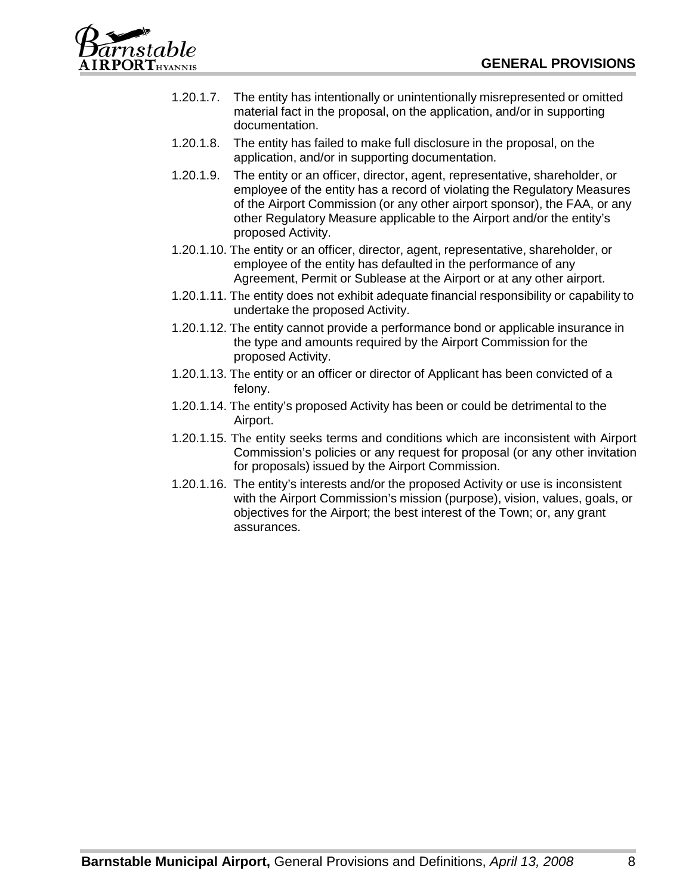1.20.1.7. The entity has intentionally or unintentionally misrepresented or omitted material fact in the proposal, on the application, and/or in supporting documentation.

1.20.1.8. The entity has failed to make full disclosure in the proposal, on the application, and/or in supporting documentation.

1.20.1.9. The entity or an officer, director, agent, representative, shareholder, or employee of the entity has a record of violating the Regulatory Measures of the Airport Commission (or any other airport sponsor), the FAA, or any other Regulatory Measure applicable to the Airport and/or the entity's proposed Activity.

1.20.1.10. The entity or an officer, director, agent, representative, shareholder, or employee of the entity has defaulted in the performance of any Agreement, Permit or Sublease at the Airport or at any other airport.

1.20.1.11. The entity does not exhibit adequate financial responsibility or capability to undertake the proposed Activity.

1.20.1.12. The entity cannot provide a performance bond or applicable insurance in the type and amounts required by the Airport Commission for the proposed Activity.

1.20.1.13. The entity or an officer or director of Applicant has been convicted of a felony.

1.20.1.14. The entity's proposed Activity has been or could be detrimental to the Airport.

1.20.1.15. The entity seeks terms and conditions which are inconsistent with Airport Commission's policies or any request for proposal (or any other invitation for proposals) issued by the Airport Commission.

1.20.1.16. The entity's interests and/or the proposed Activity or use is inconsistent with the Airport Commission's mission (purpose), vision, values, goals, or objectives for the Airport; the best interest of the Town; or, any grant assurances.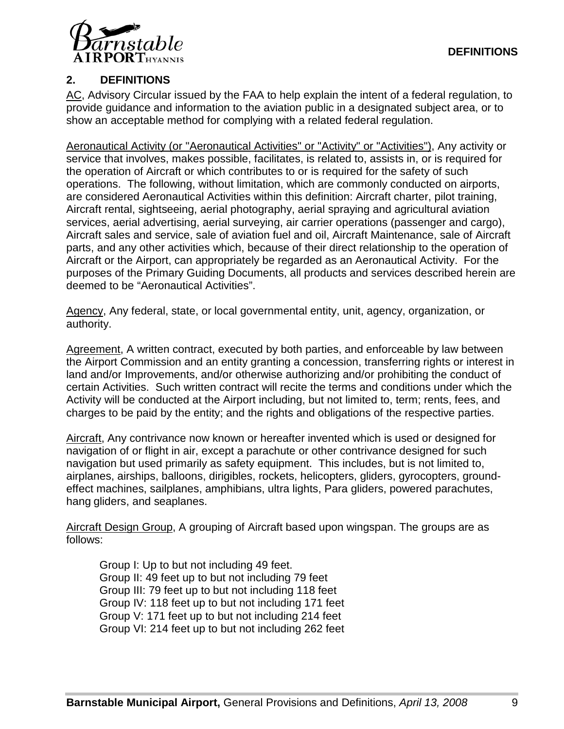## 2. DEFINITIONS

AC, Advisory Circular issued by the FAA to help explain the intent of a federal regulation, to provide guidance and information to the aviation public in a designated subject area, or to show an acceptable method for complying with a related federal regulation.

Aeronautical Activity (or "Aeronautical Activities" or "Activity" or "Activities"), Any activity or service that involves, makes possible, facilitates, is related to, assists in, or is required for the operation of Aircraft or which contributes to or is required for the safety of such operations. The following, without limitation, which are commonly conducted on airports, are considered Aeronautical Activities within this definition: Aircraft charter, pilot training, Aircraft rental, sightseeing, aerial photography, aerial spraying and agricultural aviation services, aerial advertising, aerial surveying, air carrier operations (passenger and cargo), Aircraft sales and service, sale of aviation fuel and oil, Aircraft Maintenance, sale of Aircraft parts, and any other activities which, because of their direct relationship to the operation of Aircraft or the Airport, can appropriately be regarded as an Aeronautical Activity. For the purposes of the Primary Guiding Documents, all products and services described herein are deemed to be "Aeronautical Activities".

Agency, Any federal, state, or local governmental entity, unit, agency, organization, or authority.

Agreement, A written contract, executed by both parties, and enforceable by law between the Airport Commission and an entity granting a concession, transferring rights or interest in land and/or Improvements, and/or otherwise authorizing and/or prohibiting the conduct of certain Activities. Such written contract will recite the terms and conditions under which the Activity will be conducted at the Airport including, but not limited to, term; rents, fees, and charges to be paid by the entity; and the rights and obligations of the respective parties.

Aircraft, Any contrivance now known or hereafter invented which is used or designed for navigation of or flight in air, except a parachute or other contrivance designed for such navigation but used primarily as safety equipment. This includes, but is not limited to, airplanes, airships, balloons, dirigibles, rockets, helicopters, gliders, gyrocopters, ground-effect machines, sailplanes, amphibians, ultra lights, Para gliders, powered parachutes, hang gliders, and seaplanes.

Aircraft Design Group, A grouping of Aircraft based upon wingspan. The groups are as follows:

Group I: Up to but not including 49 feet.
Group II: 49 feet up to but not including 79 feet
Group III: 79 feet up to but not including 118 feet
Group IV: 118 feet up to but not including 171 feet
Group V: 171 feet up to but not including 214 feet
Group VI: 214 feet up to but not including 262 feet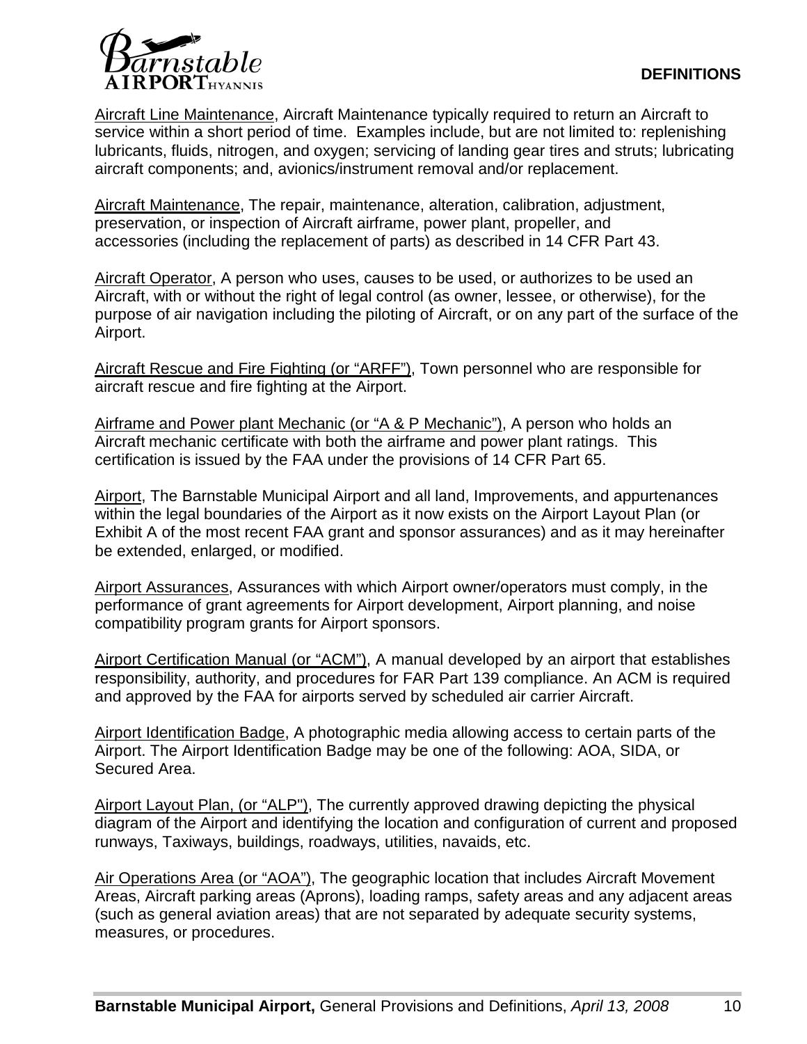Aircraft Line Maintenance, Aircraft Maintenance typically required to return an Aircraft to service within a short period of time. Examples include, but are not limited to: replenishing lubricants, fluids, nitrogen, and oxygen; servicing of landing gear tires and struts; lubricating aircraft components; and, avionics/instrument removal and/or replacement.

Aircraft Maintenance, The repair, maintenance, alteration, calibration, adjustment, preservation, or inspection of Aircraft airframe, power plant, propeller, and accessories (including the replacement of parts) as described in 14 CFR Part 43.

Aircraft Operator, A person who uses, causes to be used, or authorizes to be used an Aircraft, with or without the right of legal control (as owner, lessee, or otherwise), for the purpose of air navigation including the piloting of Aircraft, or on any part of the surface of the Airport.

Aircraft Rescue and Fire Fighting (or "ARFF"), Town personnel who are responsible for aircraft rescue and fire fighting at the Airport.

Airframe and Power plant Mechanic (or "A & P Mechanic"), A person who holds an Aircraft mechanic certificate with both the airframe and power plant ratings. This certification is issued by the FAA under the provisions of 14 CFR Part 65.

Airport, The Barnstable Municipal Airport and all land, Improvements, and appurtenances within the legal boundaries of the Airport as it now exists on the Airport Layout Plan (or Exhibit A of the most recent FAA grant and sponsor assurances) and as it may hereinafter be extended, enlarged, or modified.

Airport Assurances, Assurances with which Airport owner/operators must comply, in the performance of grant agreements for Airport development, Airport planning, and noise compatibility program grants for Airport sponsors.

Airport Certification Manual (or "ACM"), A manual developed by an airport that establishes responsibility, authority, and procedures for FAR Part 139 compliance. An ACM is required and approved by the FAA for airports served by scheduled air carrier Aircraft.

Airport Identification Badge, A photographic media allowing access to certain parts of the Airport. The Airport Identification Badge may be one of the following: AOA, SIDA, or Secured Area.

Airport Layout Plan, (or "ALP"), The currently approved drawing depicting the physical diagram of the Airport and identifying the location and configuration of current and proposed runways, Taxiways, buildings, roadways, utilities, navaids, etc.

Air Operations Area (or "AOA"), The geographic location that includes Aircraft Movement Areas, Aircraft parking areas (Aprons), loading ramps, safety areas and any adjacent areas (such as general aviation areas) that are not separated by adequate security systems, measures, or procedures.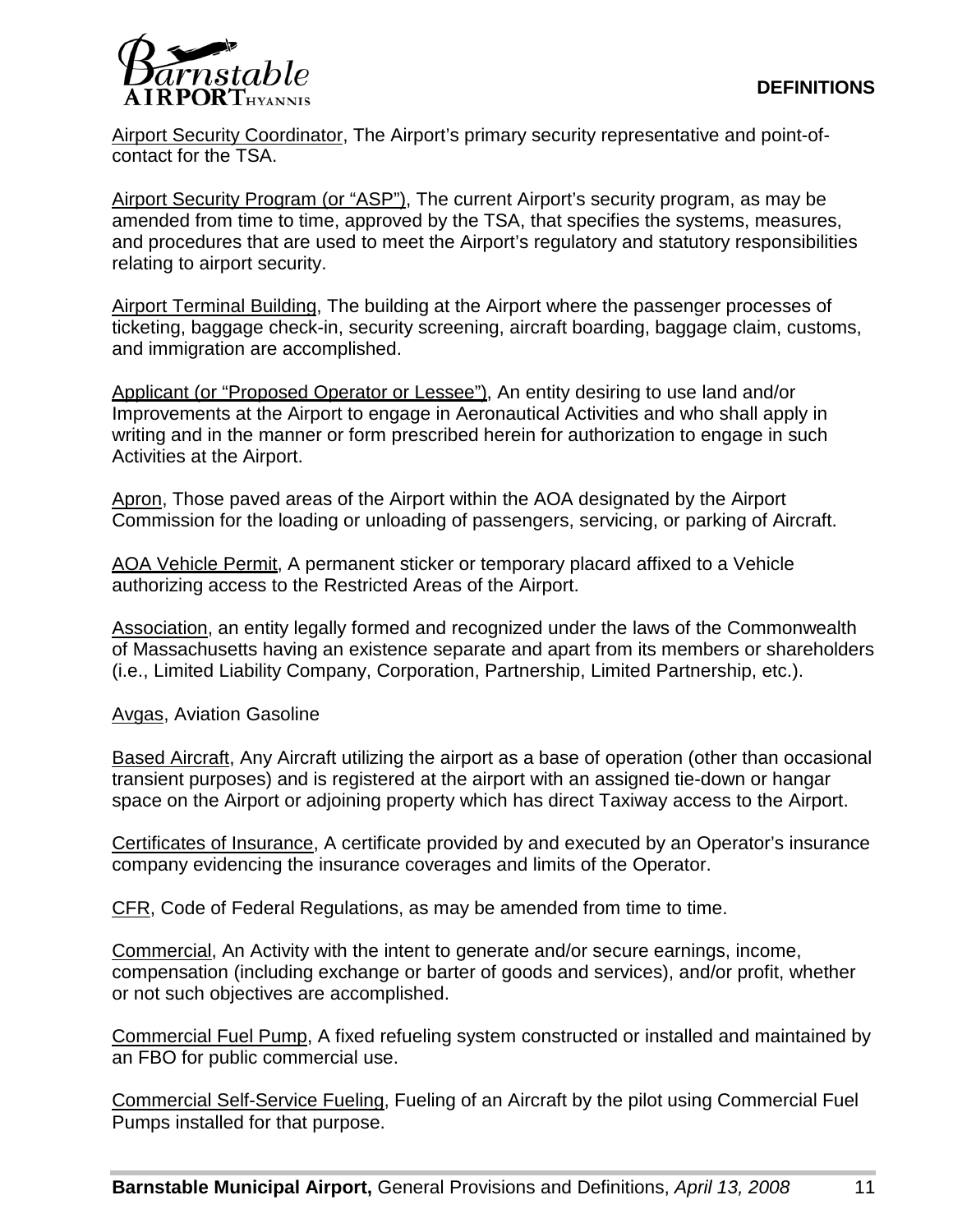Airport Security Coordinator, The Airport's primary security representative and point-of-contact for the TSA.

Airport Security Program (or "ASP"), The current Airport's security program, as may be amended from time to time, approved by the TSA, that specifies the systems, measures, and procedures that are used to meet the Airport's regulatory and statutory responsibilities relating to airport security.

Airport Terminal Building, The building at the Airport where the passenger processes of ticketing, baggage check-in, security screening, aircraft boarding, baggage claim, customs, and immigration are accomplished.

Applicant (or "Proposed Operator or Lessee"), An entity desiring to use land and/or Improvements at the Airport to engage in Aeronautical Activities and who shall apply in writing and in the manner or form prescribed herein for authorization to engage in such Activities at the Airport.

Apron, Those paved areas of the Airport within the AOA designated by the Airport Commission for the loading or unloading of passengers, servicing, or parking of Aircraft.

AOA Vehicle Permit, A permanent sticker or temporary placard affixed to a Vehicle authorizing access to the Restricted Areas of the Airport.

Association, an entity legally formed and recognized under the laws of the Commonwealth of Massachusetts having an existence separate and apart from its members or shareholders (i.e., Limited Liability Company, Corporation, Partnership, Limited Partnership, etc.).

Avgas, Aviation Gasoline

Based Aircraft, Any Aircraft utilizing the airport as a base of operation (other than occasional transient purposes) and is registered at the airport with an assigned tie-down or hangar space on the Airport or adjoining property which has direct Taxiway access to the Airport.

Certificates of Insurance, A certificate provided by and executed by an Operator's insurance company evidencing the insurance coverages and limits of the Operator.

CFR, Code of Federal Regulations, as may be amended from time to time.

Commercial, An Activity with the intent to generate and/or secure earnings, income, compensation (including exchange or barter of goods and services), and/or profit, whether or not such objectives are accomplished.

Commercial Fuel Pump, A fixed refueling system constructed or installed and maintained by an FBO for public commercial use.

Commercial Self-Service Fueling, Fueling of an Aircraft by the pilot using Commercial Fuel Pumps installed for that purpose.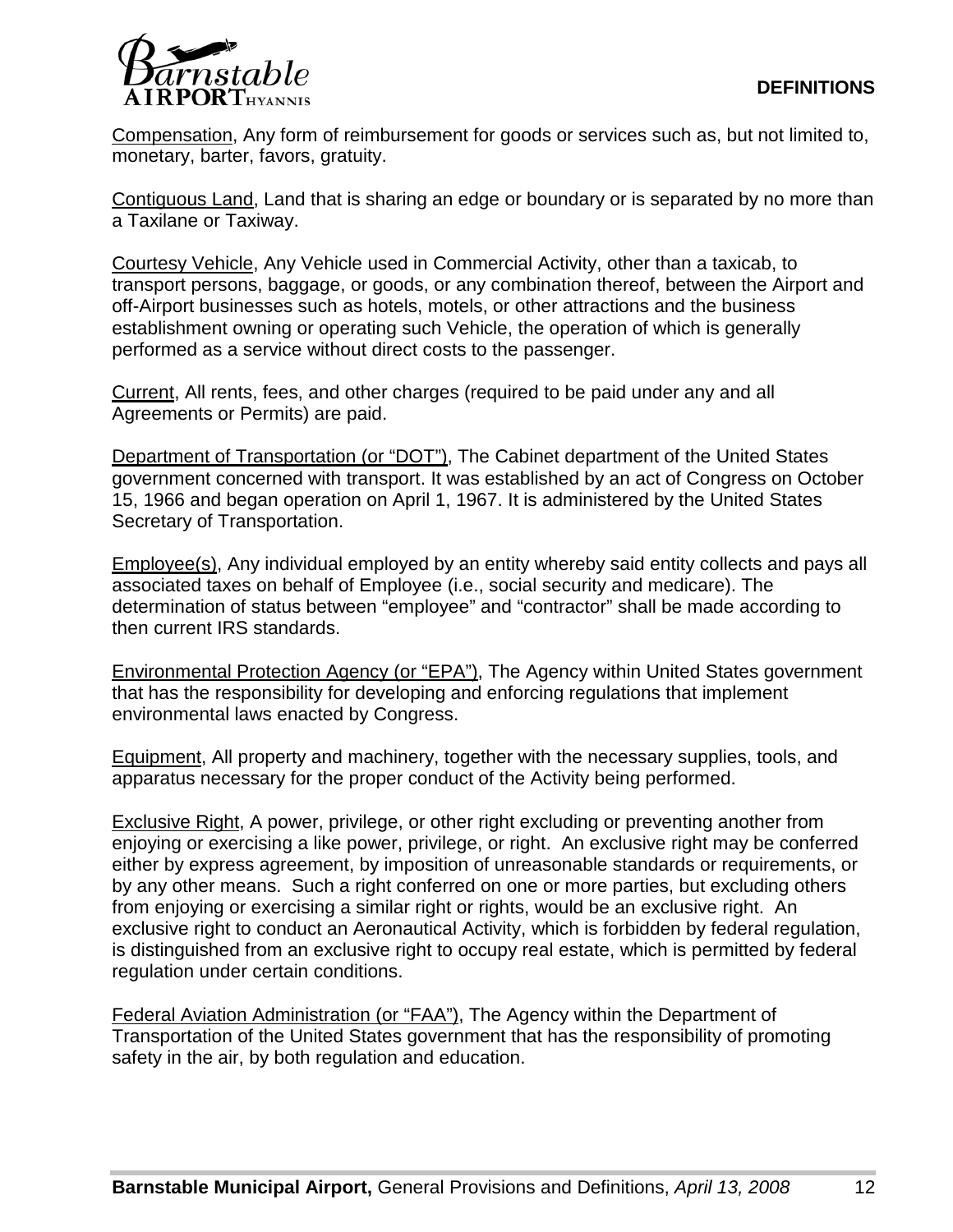Compensation, Any form of reimbursement for goods or services such as, but not limited to, monetary, barter, favors, gratuity.

Contiguous Land, Land that is sharing an edge or boundary or is separated by no more than a Taxilane or Taxiway.

Courtesy Vehicle, Any Vehicle used in Commercial Activity, other than a taxicab, to transport persons, baggage, or goods, or any combination thereof, between the Airport and off-Airport businesses such as hotels, motels, or other attractions and the business establishment owning or operating such Vehicle, the operation of which is generally performed as a service without direct costs to the passenger.

Current, All rents, fees, and other charges (required to be paid under any and all Agreements or Permits) are paid.

Department of Transportation (or "DOT"), The Cabinet department of the United States government concerned with transport. It was established by an act of Congress on October 15, 1966 and began operation on April 1, 1967. It is administered by the United States Secretary of Transportation.

Employee(s), Any individual employed by an entity whereby said entity collects and pays all associated taxes on behalf of Employee (i.e., social security and medicare). The determination of status between "employee" and "contractor" shall be made according to then current IRS standards.

Environmental Protection Agency (or "EPA"), The Agency within United States government that has the responsibility for developing and enforcing regulations that implement environmental laws enacted by Congress.

Equipment, All property and machinery, together with the necessary supplies, tools, and apparatus necessary for the proper conduct of the Activity being performed.

Exclusive Right, A power, privilege, or other right excluding or preventing another from enjoying or exercising a like power, privilege, or right. An exclusive right may be conferred either by express agreement, by imposition of unreasonable standards or requirements, or by any other means. Such a right conferred on one or more parties, but excluding others from enjoying or exercising a similar right or rights, would be an exclusive right. An exclusive right to conduct an Aeronautical Activity, which is forbidden by federal regulation, is distinguished from an exclusive right to occupy real estate, which is permitted by federal regulation under certain conditions.

Federal Aviation Administration (or "FAA"), The Agency within the Department of Transportation of the United States government that has the responsibility of promoting safety in the air, by both regulation and education.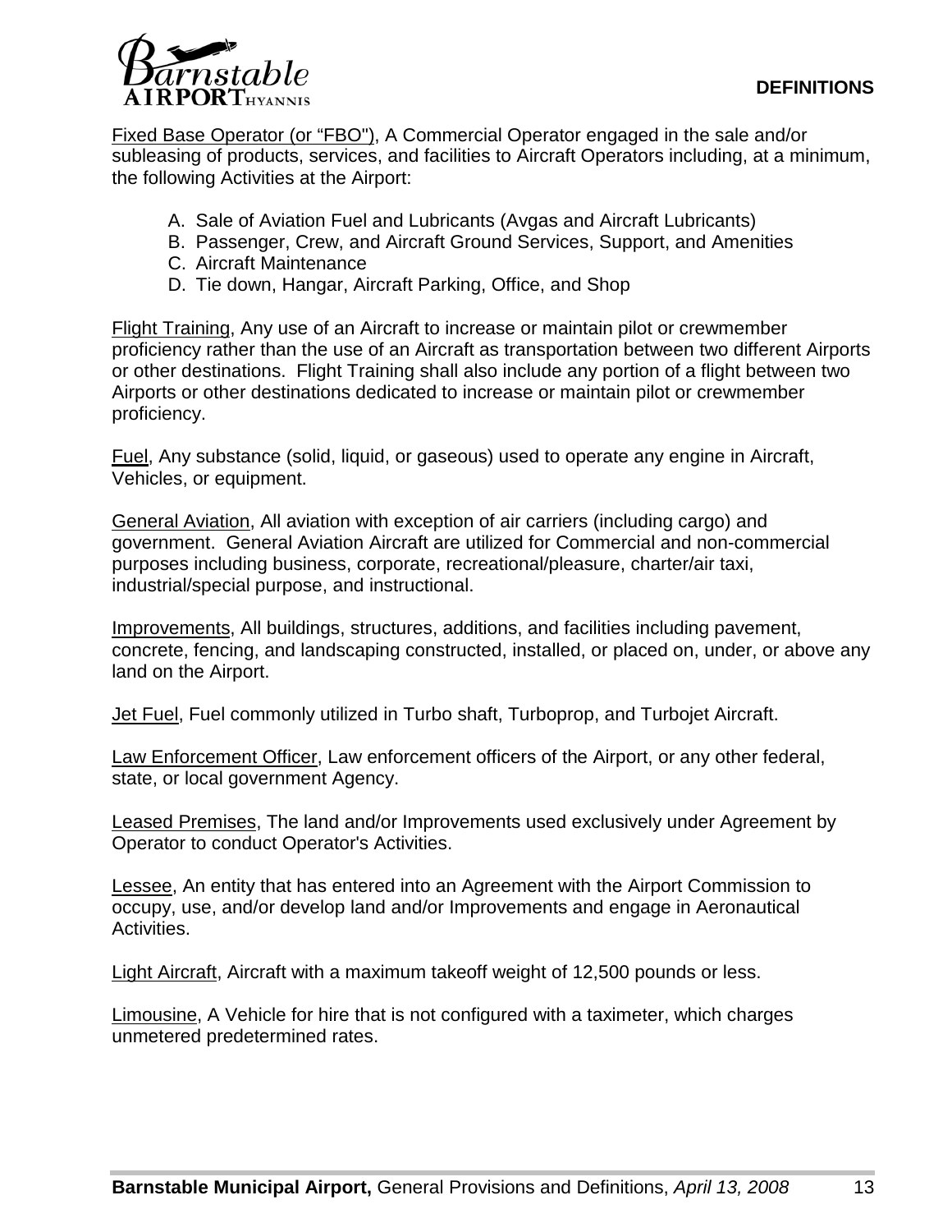Fixed Base Operator (or "FBO"), A Commercial Operator engaged in the sale and/or subleasing of products, services, and facilities to Aircraft Operators including, at a minimum, the following Activities at the Airport:

A. Sale of Aviation Fuel and Lubricants (Avgas and Aircraft Lubricants)
B. Passenger, Crew, and Aircraft Ground Services, Support, and Amenities
C. Aircraft Maintenance
D. Tie down, Hangar, Aircraft Parking, Office, and Shop

Flight Training, Any use of an Aircraft to increase or maintain pilot or crewmember proficiency rather than the use of an Aircraft as transportation between two different Airports or other destinations. Flight Training shall also include any portion of a flight between two Airports or other destinations dedicated to increase or maintain pilot or crewmember proficiency.

Fuel, Any substance (solid, liquid, or gaseous) used to operate any engine in Aircraft, Vehicles, or equipment.

General Aviation, All aviation with exception of air carriers (including cargo) and government. General Aviation Aircraft are utilized for Commercial and non-commercial purposes including business, corporate, recreational/pleasure, charter/air taxi, industrial/special purpose, and instructional.

Improvements, All buildings, structures, additions, and facilities including pavement, concrete, fencing, and landscaping constructed, installed, or placed on, under, or above any land on the Airport.

Jet Fuel, Fuel commonly utilized in Turbo shaft, Turboprop, and Turbojet Aircraft.

Law Enforcement Officer, Law enforcement officers of the Airport, or any other federal, state, or local government Agency.

Leased Premises, The land and/or Improvements used exclusively under Agreement by Operator to conduct Operator's Activities.

Lessee, An entity that has entered into an Agreement with the Airport Commission to occupy, use, and/or develop land and/or Improvements and engage in Aeronautical Activities.

Light Aircraft, Aircraft with a maximum takeoff weight of 12,500 pounds or less.

Limousine, A Vehicle for hire that is not configured with a taximeter, which charges unmetered predetermined rates.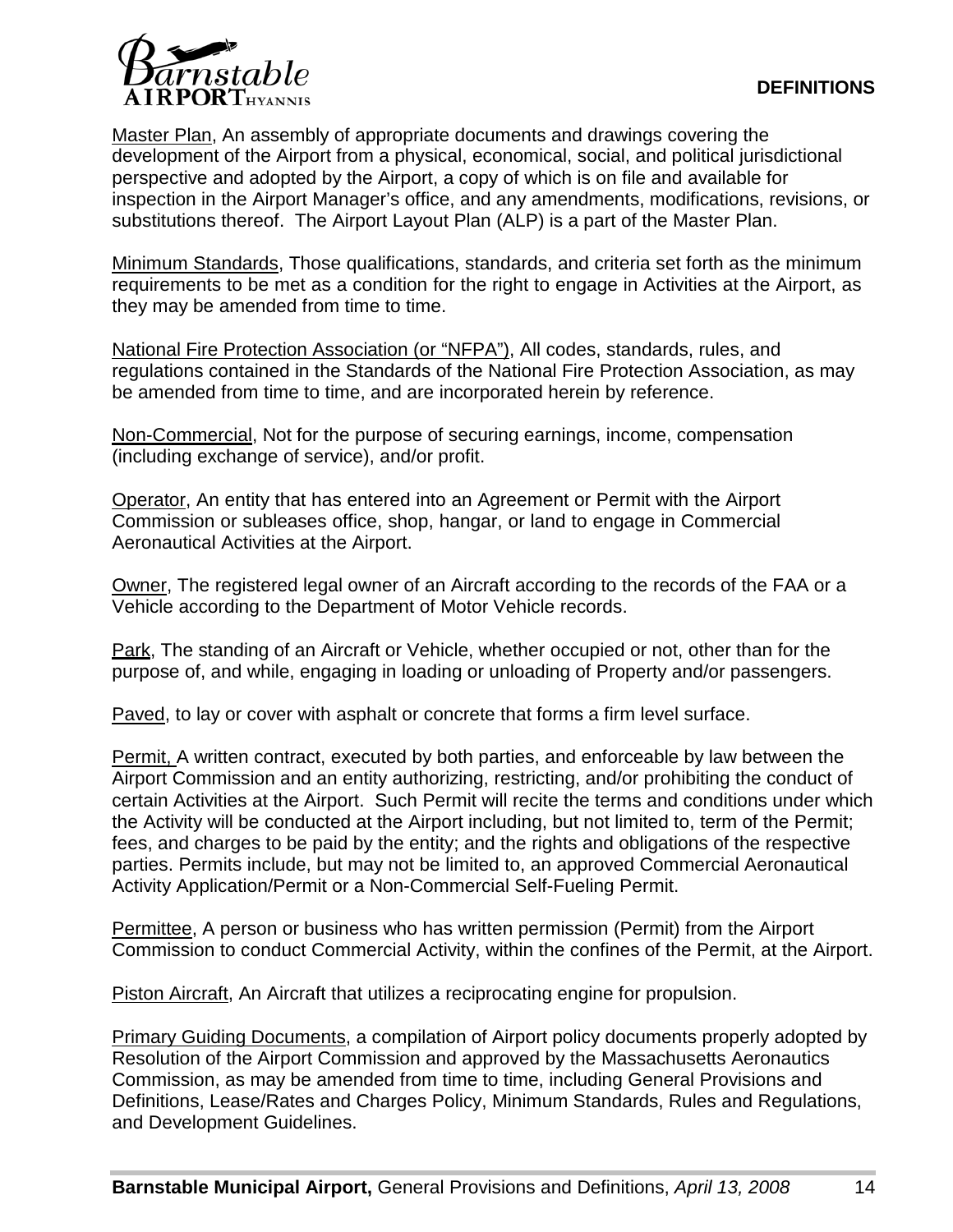Master Plan, An assembly of appropriate documents and drawings covering the development of the Airport from a physical, economical, social, and political jurisdictional perspective and adopted by the Airport, a copy of which is on file and available for inspection in the Airport Manager's office, and any amendments, modifications, revisions, or substitutions thereof. The Airport Layout Plan (ALP) is a part of the Master Plan.

Minimum Standards, Those qualifications, standards, and criteria set forth as the minimum requirements to be met as a condition for the right to engage in Activities at the Airport, as they may be amended from time to time.

National Fire Protection Association (or "NFPA"), All codes, standards, rules, and regulations contained in the Standards of the National Fire Protection Association, as may be amended from time to time, and are incorporated herein by reference.

Non-Commercial, Not for the purpose of securing earnings, income, compensation (including exchange of service), and/or profit.

Operator, An entity that has entered into an Agreement or Permit with the Airport Commission or subleases office, shop, hangar, or land to engage in Commercial Aeronautical Activities at the Airport.

Owner, The registered legal owner of an Aircraft according to the records of the FAA or a Vehicle according to the Department of Motor Vehicle records.

Park, The standing of an Aircraft or Vehicle, whether occupied or not, other than for the purpose of, and while, engaging in loading or unloading of Property and/or passengers.

Paved, to lay or cover with asphalt or concrete that forms a firm level surface.

Permit, A written contract, executed by both parties, and enforceable by law between the Airport Commission and an entity authorizing, restricting, and/or prohibiting the conduct of certain Activities at the Airport. Such Permit will recite the terms and conditions under which the Activity will be conducted at the Airport including, but not limited to, term of the Permit; fees, and charges to be paid by the entity; and the rights and obligations of the respective parties. Permits include, but may not be limited to, an approved Commercial Aeronautical Activity Application/Permit or a Non-Commercial Self-Fueling Permit.

Permittee, A person or business who has written permission (Permit) from the Airport Commission to conduct Commercial Activity, within the confines of the Permit, at the Airport.

Piston Aircraft, An Aircraft that utilizes a reciprocating engine for propulsion.

Primary Guiding Documents, a compilation of Airport policy documents properly adopted by Resolution of the Airport Commission and approved by the Massachusetts Aeronautics Commission, as may be amended from time to time, including General Provisions and Definitions, Lease/Rates and Charges Policy, Minimum Standards, Rules and Regulations, and Development Guidelines.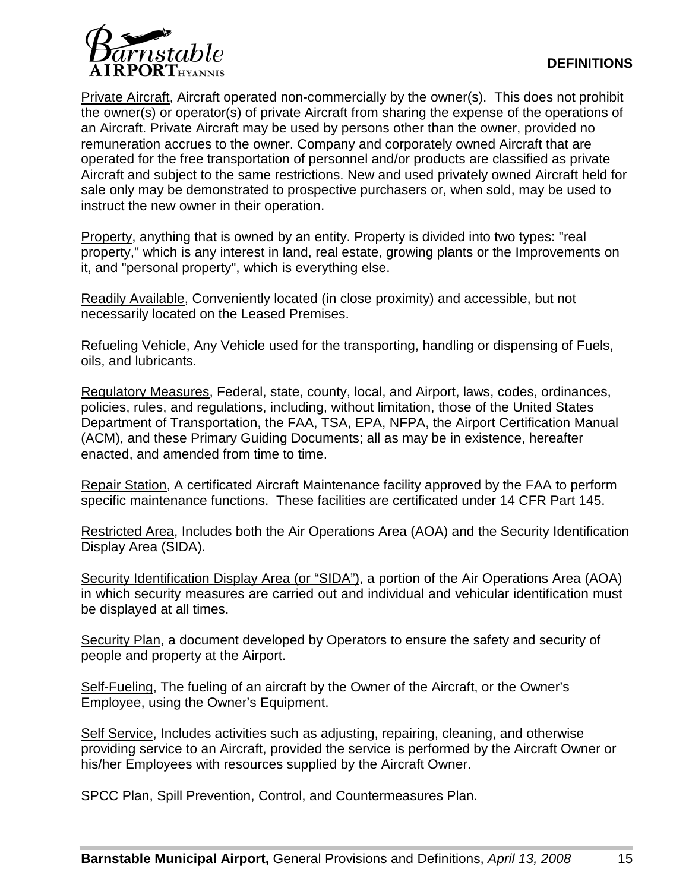Private Aircraft, Aircraft operated non-commercially by the owner(s). This does not prohibit the owner(s) or operator(s) of private Aircraft from sharing the expense of the operations of an Aircraft. Private Aircraft may be used by persons other than the owner, provided no remuneration accrues to the owner. Company and corporately owned Aircraft that are operated for the free transportation of personnel and/or products are classified as private Aircraft and subject to the same restrictions. New and used privately owned Aircraft held for sale only may be demonstrated to prospective purchasers or, when sold, may be used to instruct the new owner in their operation.

Property, anything that is owned by an entity. Property is divided into two types: "real property," which is any interest in land, real estate, growing plants or the Improvements on it, and "personal property", which is everything else.

Readily Available, Conveniently located (in close proximity) and accessible, but not necessarily located on the Leased Premises.

Refueling Vehicle, Any Vehicle used for the transporting, handling or dispensing of Fuels, oils, and lubricants.

Regulatory Measures, Federal, state, county, local, and Airport, laws, codes, ordinances, policies, rules, and regulations, including, without limitation, those of the United States Department of Transportation, the FAA, TSA, EPA, NFPA, the Airport Certification Manual (ACM), and these Primary Guiding Documents; all as may be in existence, hereafter enacted, and amended from time to time.

Repair Station, A certificated Aircraft Maintenance facility approved by the FAA to perform specific maintenance functions. These facilities are certificated under 14 CFR Part 145.

Restricted Area, Includes both the Air Operations Area (AOA) and the Security Identification Display Area (SIDA).

Security Identification Display Area (or "SIDA"), a portion of the Air Operations Area (AOA) in which security measures are carried out and individual and vehicular identification must be displayed at all times.

Security Plan, a document developed by Operators to ensure the safety and security of people and property at the Airport.

Self-Fueling, The fueling of an aircraft by the Owner of the Aircraft, or the Owner's Employee, using the Owner's Equipment.

Self Service, Includes activities such as adjusting, repairing, cleaning, and otherwise providing service to an Aircraft, provided the service is performed by the Aircraft Owner or his/her Employees with resources supplied by the Aircraft Owner.

SPCC Plan, Spill Prevention, Control, and Countermeasures Plan.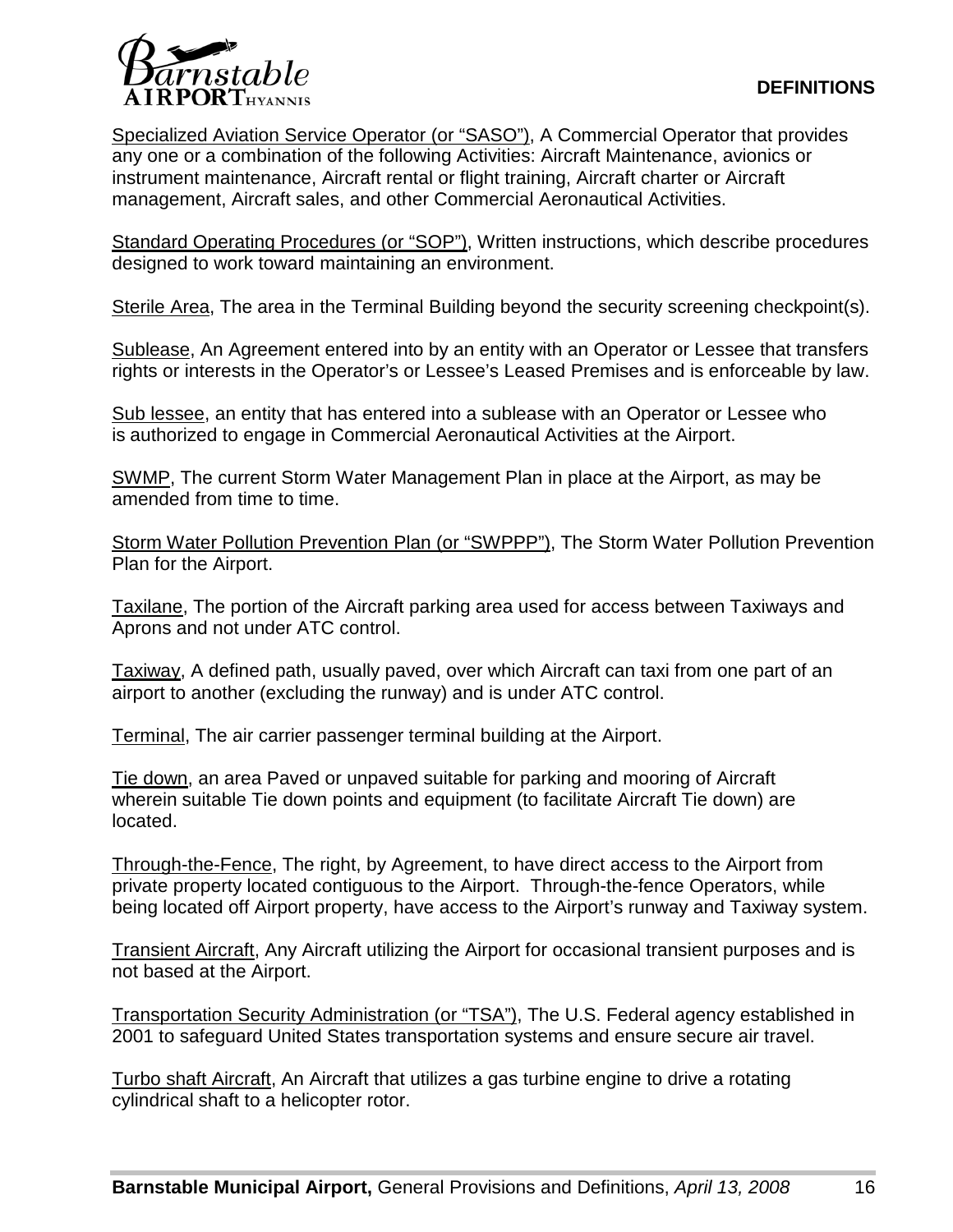Specialized Aviation Service Operator (or "SASO"), A Commercial Operator that provides any one or a combination of the following Activities: Aircraft Maintenance, avionics or instrument maintenance, Aircraft rental or flight training, Aircraft charter or Aircraft management, Aircraft sales, and other Commercial Aeronautical Activities.

Standard Operating Procedures (or "SOP"), Written instructions, which describe procedures designed to work toward maintaining an environment.

Sterile Area, The area in the Terminal Building beyond the security screening checkpoint(s).

Sublease, An Agreement entered into by an entity with an Operator or Lessee that transfers rights or interests in the Operator's or Lessee's Leased Premises and is enforceable by law.

Sub lessee, an entity that has entered into a sublease with an Operator or Lessee who is authorized to engage in Commercial Aeronautical Activities at the Airport.

SWMP, The current Storm Water Management Plan in place at the Airport, as may be amended from time to time.

Storm Water Pollution Prevention Plan (or "SWPPP"), The Storm Water Pollution Prevention Plan for the Airport.

Taxilane, The portion of the Aircraft parking area used for access between Taxiways and Aprons and not under ATC control.

Taxiway, A defined path, usually paved, over which Aircraft can taxi from one part of an airport to another (excluding the runway) and is under ATC control.

Terminal, The air carrier passenger terminal building at the Airport.

Tie down, an area Paved or unpaved suitable for parking and mooring of Aircraft wherein suitable Tie down points and equipment (to facilitate Aircraft Tie down) are located.

Through-the-Fence, The right, by Agreement, to have direct access to the Airport from private property located contiguous to the Airport. Through-the-fence Operators, while being located off Airport property, have access to the Airport's runway and Taxiway system.

Transient Aircraft, Any Aircraft utilizing the Airport for occasional transient purposes and is not based at the Airport.

Transportation Security Administration (or "TSA"), The U.S. Federal agency established in 2001 to safeguard United States transportation systems and ensure secure air travel.

Turbo shaft Aircraft, An Aircraft that utilizes a gas turbine engine to drive a rotating cylindrical shaft to a helicopter rotor.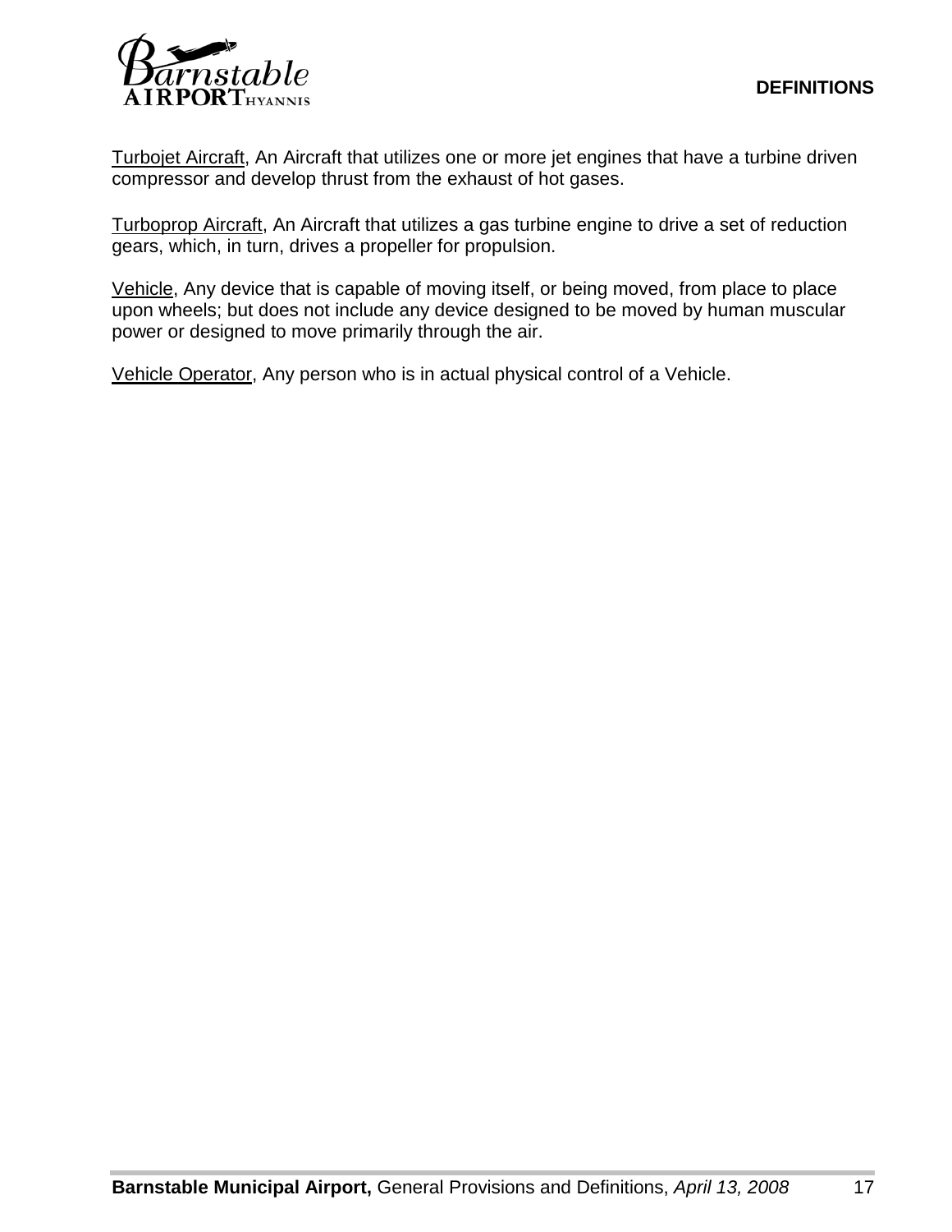Turbojet Aircraft, An Aircraft that utilizes one or more jet engines that have a turbine driven compressor and develop thrust from the exhaust of hot gases.

Turboprop Aircraft, An Aircraft that utilizes a gas turbine engine to drive a set of reduction gears, which, in turn, drives a propeller for propulsion.

Vehicle, Any device that is capable of moving itself, or being moved, from place to place upon wheels; but does not include any device designed to be moved by human muscular power or designed to move primarily through the air.

Vehicle Operator, Any person who is in actual physical control of a Vehicle.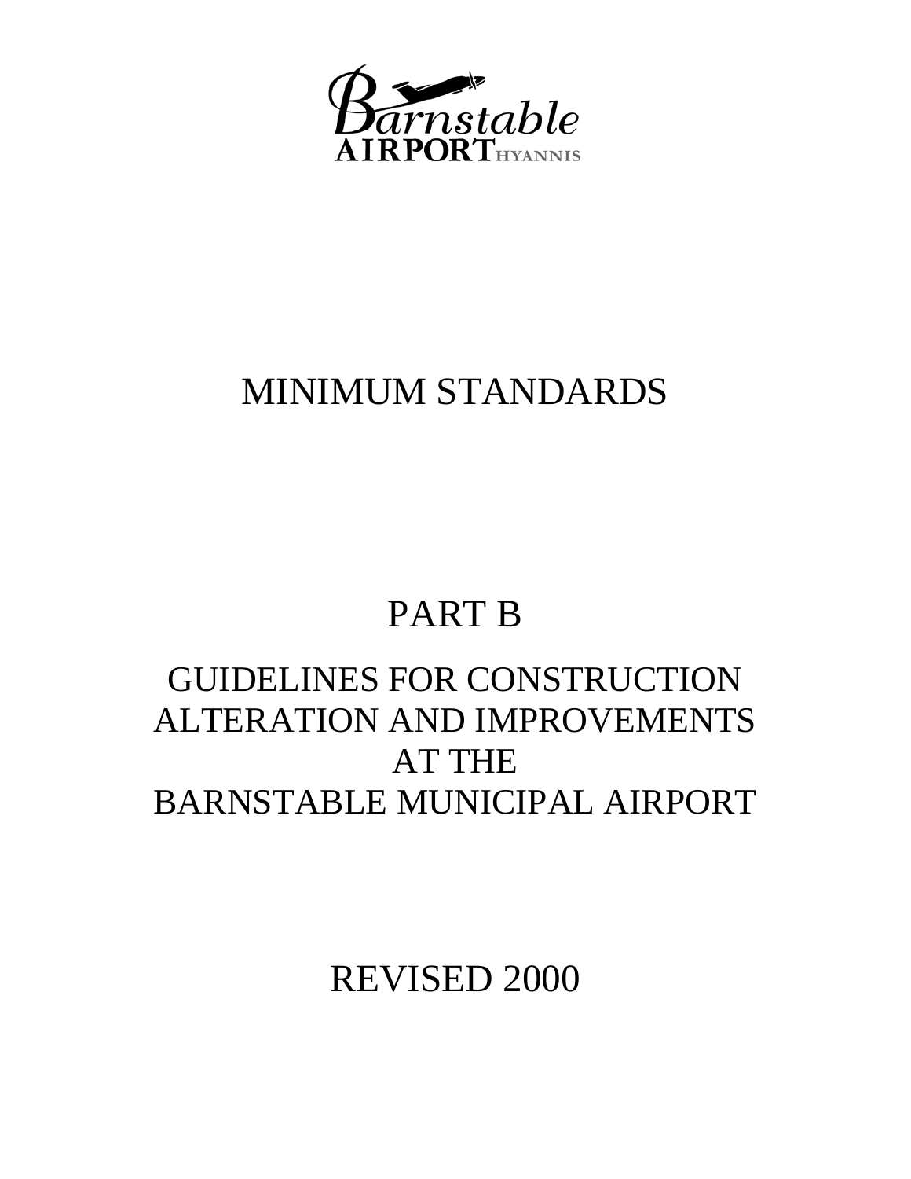Barnstable AIRPORT HYANNIS

# MINIMUM STANDARDS

# PART B

## GUIDELINES FOR CONSTRUCTION ALTERATION AND IMPROVEMENTS AT THE BARNSTABLE MUNICIPAL AIRPORT

REVISED 2000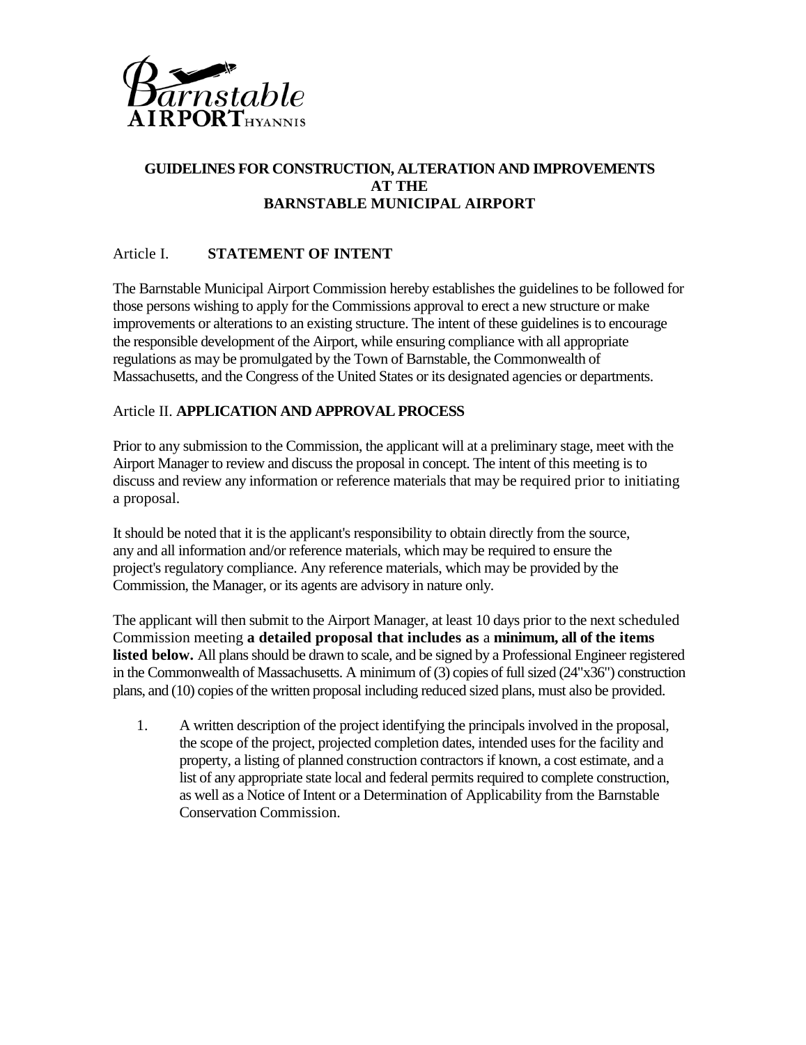# GUIDELINES FOR CONSTRUCTION, ALTERATION AND IMPROVEMENTS AT THE BARNSTABLE MUNICIPAL AIRPORT

## Article I. STATEMENT OF INTENT

The Barnstable Municipal Airport Commission hereby establishes the guidelines to be followed for those persons wishing to apply for the Commissions approval to erect a new structure or make improvements or alterations to an existing structure. The intent of these guidelines is to encourage the responsible development of the Airport, while ensuring compliance with all appropriate regulations as may be promulgated by the Town of Barnstable, the Commonwealth of Massachusetts, and the Congress of the United States or its designated agencies or departments.

## Article II. APPLICATION AND APPROVAL PROCESS

Prior to any submission to the Commission, the applicant will at a preliminary stage, meet with the Airport Manager to review and discuss the proposal in concept. The intent of this meeting is to discuss and review any information or reference materials that may be required prior to initiating a proposal.

It should be noted that it is the applicant's responsibility to obtain directly from the source, any and all information and/or reference materials, which may be required to ensure the project's regulatory compliance. Any reference materials, which may be provided by the Commission, the Manager, or its agents are advisory in nature only.

The applicant will then submit to the Airport Manager, at least 10 days prior to the next scheduled Commission meeting **a detailed proposal that includes as a minimum, all of the items listed below.** All plans should be drawn to scale, and be signed by a Professional Engineer registered in the Commonwealth of Massachusetts. A minimum of (3) copies of full sized (24"x36") construction plans, and (10) copies of the written proposal including reduced sized plans, must also be provided.

1. A written description of the project identifying the principals involved in the proposal, the scope of the project, projected completion dates, intended uses for the facility and property, a listing of planned construction contractors if known, a cost estimate, and a list of any appropriate state local and federal permits required to complete construction, as well as a Notice of Intent or a Determination of Applicability from the Barnstable Conservation Commission.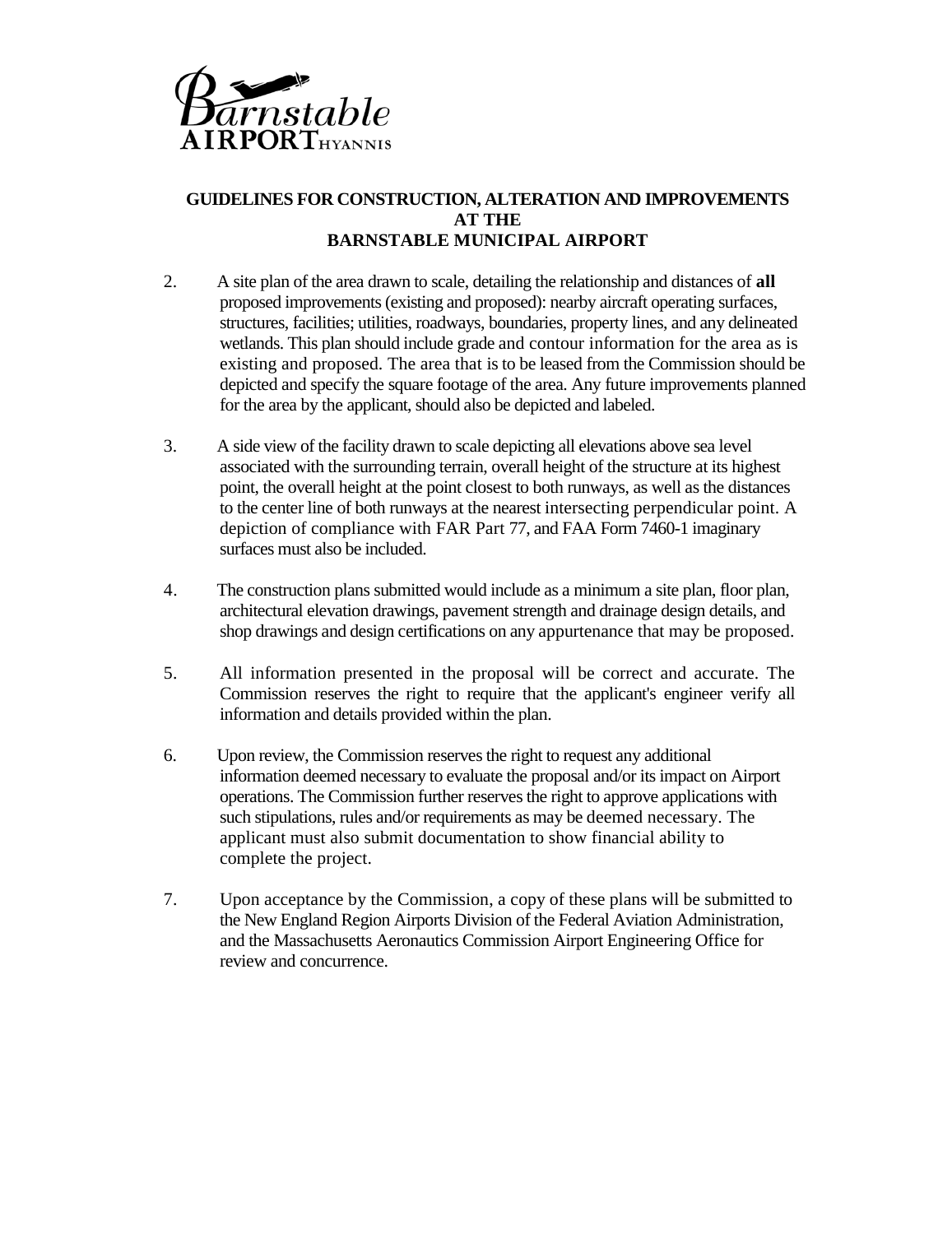**GUIDELINES FOR CONSTRUCTION, ALTERATION AND IMPROVEMENTS AT THE BARNSTABLE MUNICIPAL AIRPORT**

2. A site plan of the area drawn to scale, detailing the relationship and distances of **all** proposed improvements (existing and proposed): nearby aircraft operating surfaces, structures, facilities; utilities, roadways, boundaries, property lines, and any delineated wetlands. This plan should include grade and contour information for the area as is existing and proposed. The area that is to be leased from the Commission should be depicted and specify the square footage of the area. Any future improvements planned for the area by the applicant, should also be depicted and labeled.

3. A side view of the facility drawn to scale depicting all elevations above sea level associated with the surrounding terrain, overall height of the structure at its highest point, the overall height at the point closest to both runways, as well as the distances to the center line of both runways at the nearest intersecting perpendicular point. A depiction of compliance with FAR Part 77, and FAA Form 7460-1 imaginary surfaces must also be included.

4. The construction plans submitted would include as a minimum a site plan, floor plan, architectural elevation drawings, pavement strength and drainage design details, and shop drawings and design certifications on any appurtenance that may be proposed.

5. All information presented in the proposal will be correct and accurate. The Commission reserves the right to require that the applicant's engineer verify all information and details provided within the plan.

6. Upon review, the Commission reserves the right to request any additional information deemed necessary to evaluate the proposal and/or its impact on Airport operations. The Commission further reserves the right to approve applications with such stipulations, rules and/or requirements as may be deemed necessary. The applicant must also submit documentation to show financial ability to complete the project.

7. Upon acceptance by the Commission, a copy of these plans will be submitted to the New England Region Airports Division of the Federal Aviation Administration, and the Massachusetts Aeronautics Commission Airport Engineering Office for review and concurrence.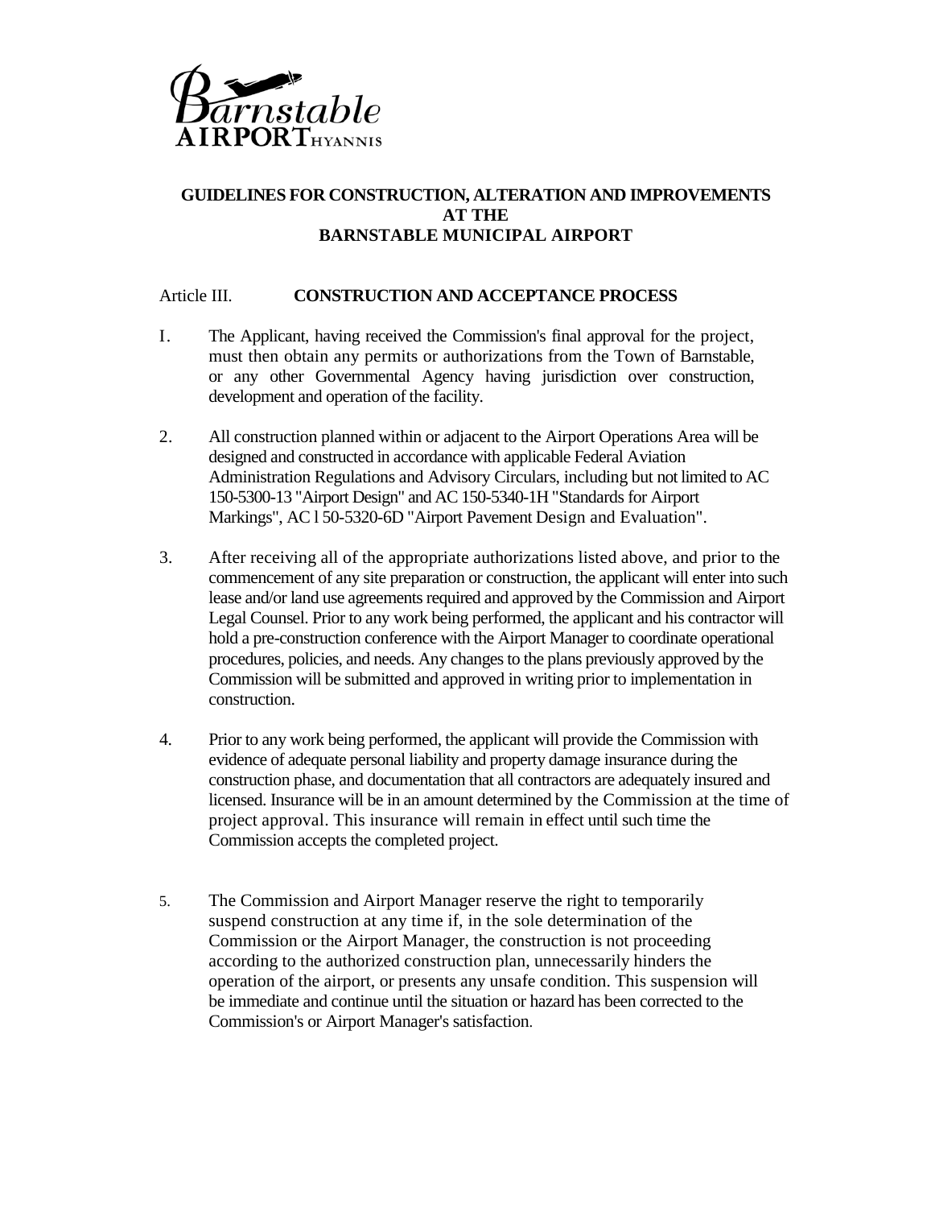**Barnstable AIRPORT HYANNIS**

## GUIDELINES FOR CONSTRUCTION, ALTERATION AND IMPROVEMENTS AT THE BARNSTABLE MUNICIPAL AIRPORT

### Article III. CONSTRUCTION AND ACCEPTANCE PROCESS

1. The Applicant, having received the Commission's final approval for the project, must then obtain any permits or authorizations from the Town of Barnstable, or any other Governmental Agency having jurisdiction over construction, development and operation of the facility.

2. All construction planned within or adjacent to the Airport Operations Area will be designed and constructed in accordance with applicable Federal Aviation Administration Regulations and Advisory Circulars, including but not limited to AC 150-5300-13 "Airport Design" and AC 150-5340-1H "Standards for Airport Markings", AC l 50-5320-6D "Airport Pavement Design and Evaluation".

3. After receiving all of the appropriate authorizations listed above, and prior to the commencement of any site preparation or construction, the applicant will enter into such lease and/or land use agreements required and approved by the Commission and Airport Legal Counsel. Prior to any work being performed, the applicant and his contractor will hold a pre-construction conference with the Airport Manager to coordinate operational procedures, policies, and needs. Any changes to the plans previously approved by the Commission will be submitted and approved in writing prior to implementation in construction.

4. Prior to any work being performed, the applicant will provide the Commission with evidence of adequate personal liability and property damage insurance during the construction phase, and documentation that all contractors are adequately insured and licensed. Insurance will be in an amount determined by the Commission at the time of project approval. This insurance will remain in effect until such time the Commission accepts the completed project.

5. The Commission and Airport Manager reserve the right to temporarily suspend construction at any time if, in the sole determination of the Commission or the Airport Manager, the construction is not proceeding according to the authorized construction plan, unnecessarily hinders the operation of the airport, or presents any unsafe condition. This suspension will be immediate and continue until the situation or hazard has been corrected to the Commission's or Airport Manager's satisfaction.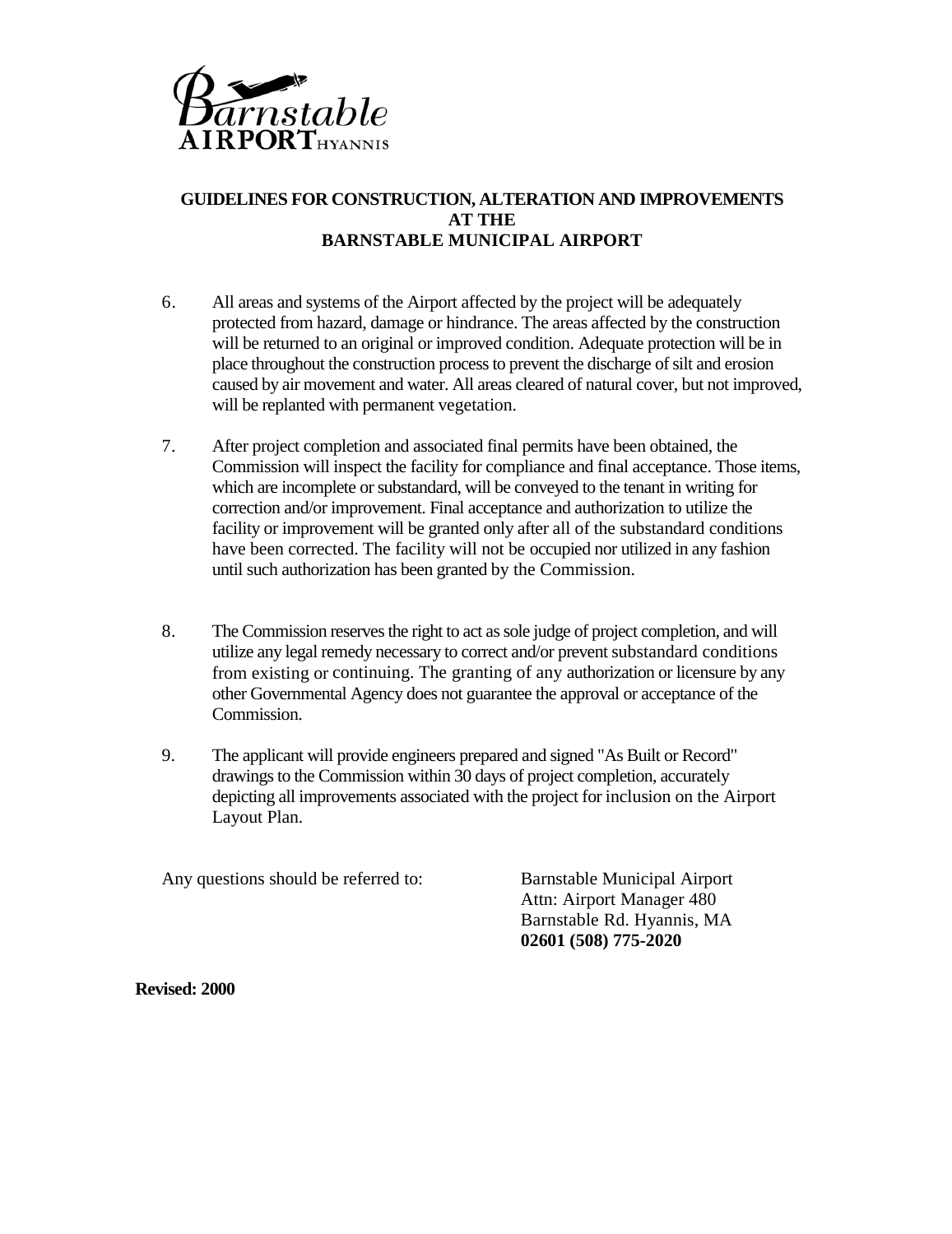Barnstable AIRPORT HYANNIS

# GUIDELINES FOR CONSTRUCTION, ALTERATION AND IMPROVEMENTS AT THE BARNSTABLE MUNICIPAL AIRPORT

6. All areas and systems of the Airport affected by the project will be adequately protected from hazard, damage or hindrance. The areas affected by the construction will be returned to an original or improved condition. Adequate protection will be in place throughout the construction process to prevent the discharge of silt and erosion caused by air movement and water. All areas cleared of natural cover, but not improved, will be replanted with permanent vegetation.

7. After project completion and associated final permits have been obtained, the Commission will inspect the facility for compliance and final acceptance. Those items, which are incomplete or substandard, will be conveyed to the tenant in writing for correction and/or improvement. Final acceptance and authorization to utilize the facility or improvement will be granted only after all of the substandard conditions have been corrected. The facility will not be occupied nor utilized in any fashion until such authorization has been granted by the Commission.

8. The Commission reserves the right to act as sole judge of project completion, and will utilize any legal remedy necessary to correct and/or prevent substandard conditions from existing or continuing. The granting of any authorization or licensure by any other Governmental Agency does not guarantee the approval or acceptance of the Commission.

9. The applicant will provide engineers prepared and signed "As Built or Record" drawings to the Commission within 30 days of project completion, accurately depicting all improvements associated with the project for inclusion on the Airport Layout Plan.

Any questions should be referred to:

Barnstable Municipal Airport
Attn: Airport Manager 480
Barnstable Rd. Hyannis, MA
**02601 (508) 775-2020**

**Revised: 2000**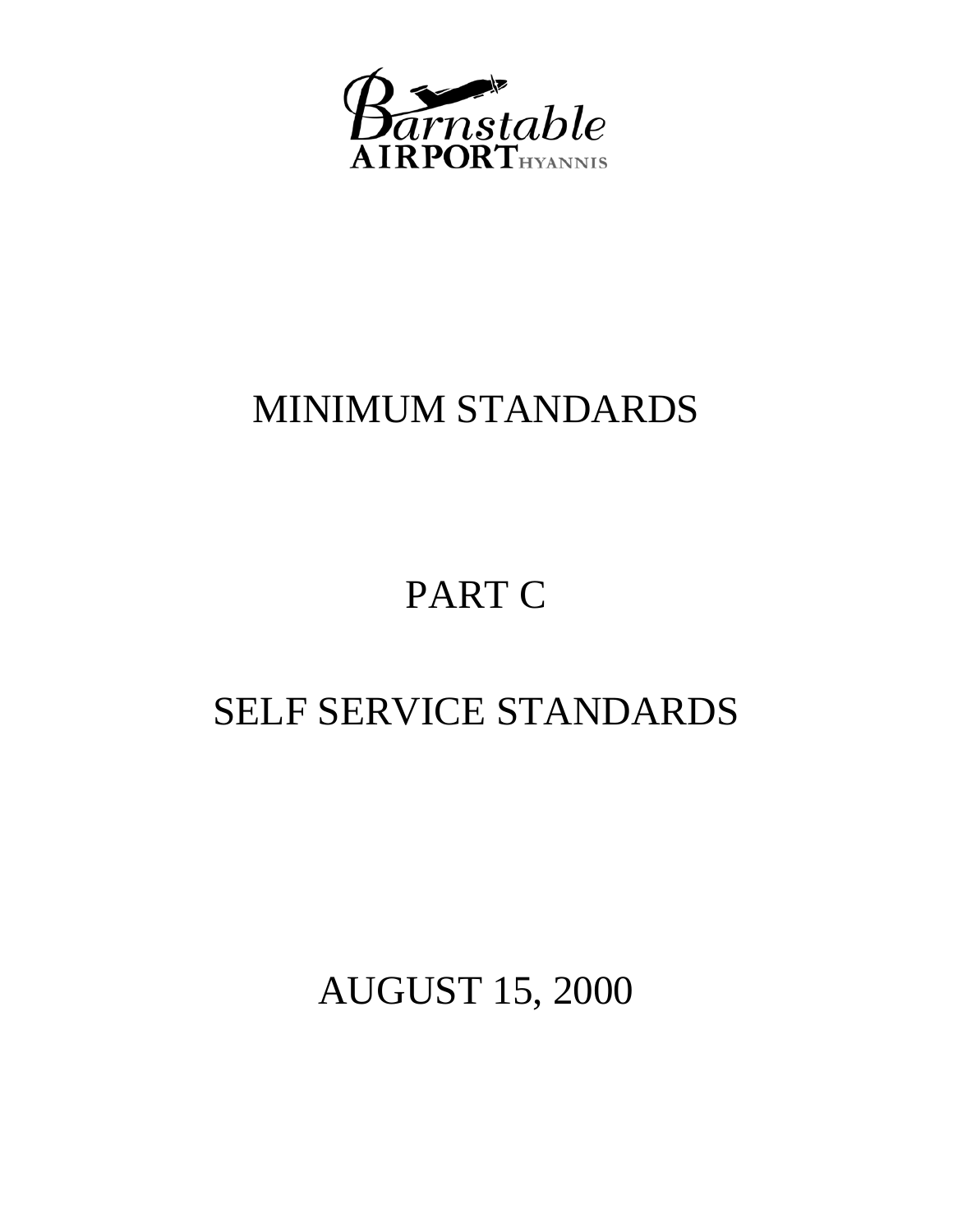Barnstable AIRPORT HYANNIS

# MINIMUM STANDARDS

# PART C

# SELF SERVICE STANDARDS

AUGUST 15, 2000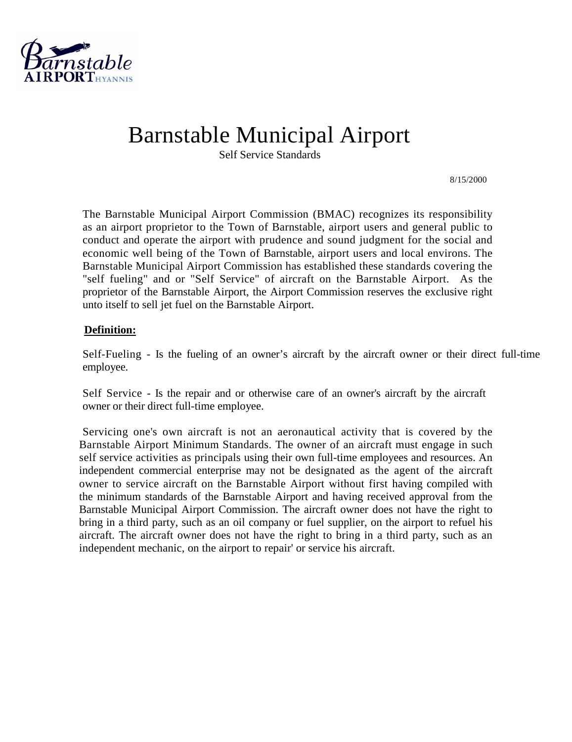# Barnstable Municipal Airport

Self Service Standards

8/15/2000

The Barnstable Municipal Airport Commission (BMAC) recognizes its responsibility as an airport proprietor to the Town of Barnstable, airport users and general public to conduct and operate the airport with prudence and sound judgment for the social and economic well being of the Town of Barnstable, airport users and local environs. The Barnstable Municipal Airport Commission has established these standards covering the "self fueling" and or "Self Service" of aircraft on the Barnstable Airport. As the proprietor of the Barnstable Airport, the Airport Commission reserves the exclusive right unto itself to sell jet fuel on the Barnstable Airport.

**Definition:**

Self-Fueling - Is the fueling of an owner's aircraft by the aircraft owner or their direct full-time employee.

Self Service - Is the repair and or otherwise care of an owner's aircraft by the aircraft owner or their direct full-time employee.

Servicing one's own aircraft is not an aeronautical activity that is covered by the Barnstable Airport Minimum Standards. The owner of an aircraft must engage in such self service activities as principals using their own full-time employees and resources. An independent commercial enterprise may not be designated as the agent of the aircraft owner to service aircraft on the Barnstable Airport without first having compiled with the minimum standards of the Barnstable Airport and having received approval from the Barnstable Municipal Airport Commission. The aircraft owner does not have the right to bring in a third party, such as an oil company or fuel supplier, on the airport to refuel his aircraft. The aircraft owner does not have the right to bring in a third party, such as an independent mechanic, on the airport to repair' or service his aircraft.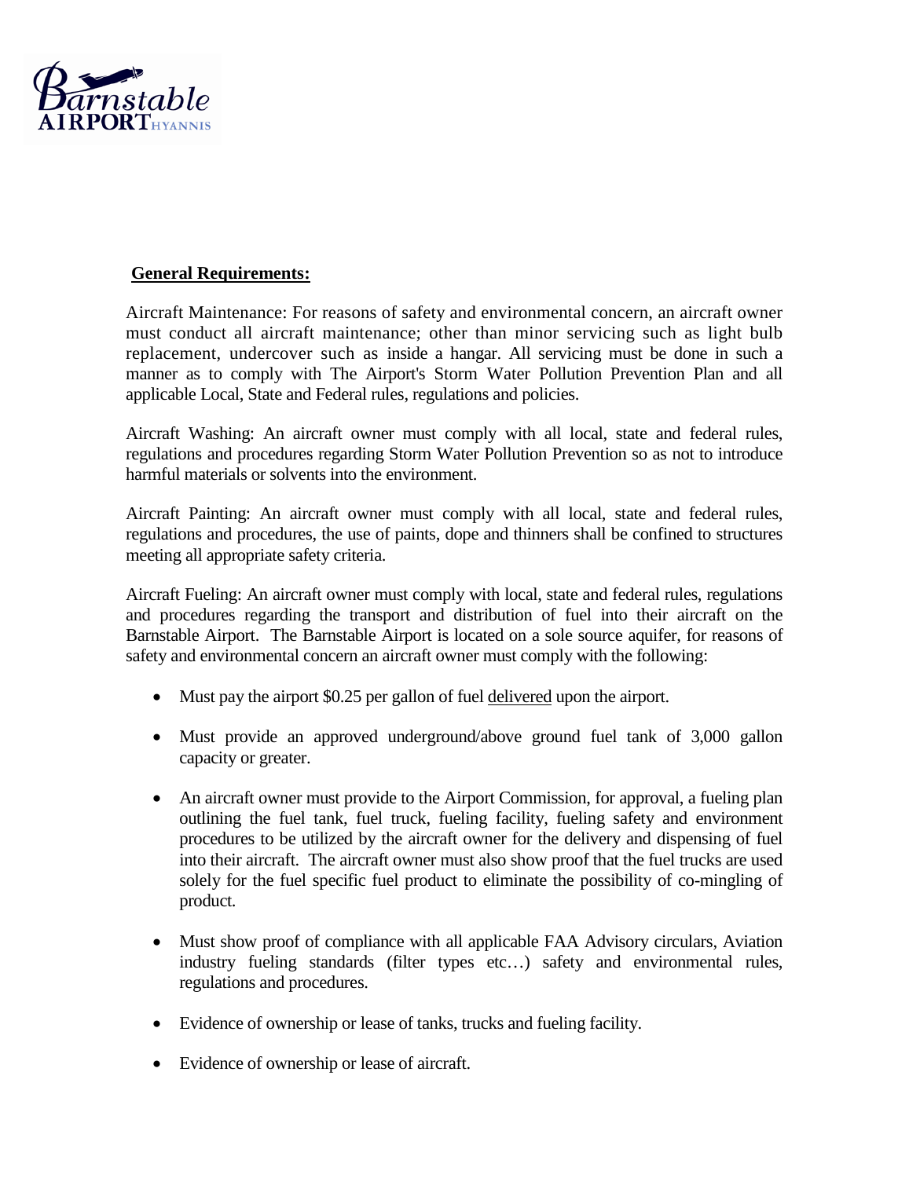**General Requirements:**

Aircraft Maintenance: For reasons of safety and environmental concern, an aircraft owner must conduct all aircraft maintenance; other than minor servicing such as light bulb replacement, undercover such as inside a hangar. All servicing must be done in such a manner as to comply with The Airport's Storm Water Pollution Prevention Plan and all applicable Local, State and Federal rules, regulations and policies.

Aircraft Washing: An aircraft owner must comply with all local, state and federal rules, regulations and procedures regarding Storm Water Pollution Prevention so as not to introduce harmful materials or solvents into the environment.

Aircraft Painting: An aircraft owner must comply with all local, state and federal rules, regulations and procedures, the use of paints, dope and thinners shall be confined to structures meeting all appropriate safety criteria.

Aircraft Fueling: An aircraft owner must comply with local, state and federal rules, regulations and procedures regarding the transport and distribution of fuel into their aircraft on the Barnstable Airport. The Barnstable Airport is located on a sole source aquifer, for reasons of safety and environmental concern an aircraft owner must comply with the following:

- Must pay the airport $0.25 per gallon of fuel delivered upon the airport.
- Must provide an approved underground/above ground fuel tank of 3,000 gallon capacity or greater.
- An aircraft owner must provide to the Airport Commission, for approval, a fueling plan outlining the fuel tank, fuel truck, fueling facility, fueling safety and environment procedures to be utilized by the aircraft owner for the delivery and dispensing of fuel into their aircraft. The aircraft owner must also show proof that the fuel trucks are used solely for the fuel specific fuel product to eliminate the possibility of co-mingling of product.
- Must show proof of compliance with all applicable FAA Advisory circulars, Aviation industry fueling standards (filter types etc…) safety and environmental rules, regulations and procedures.
- Evidence of ownership or lease of tanks, trucks and fueling facility.
- Evidence of ownership or lease of aircraft.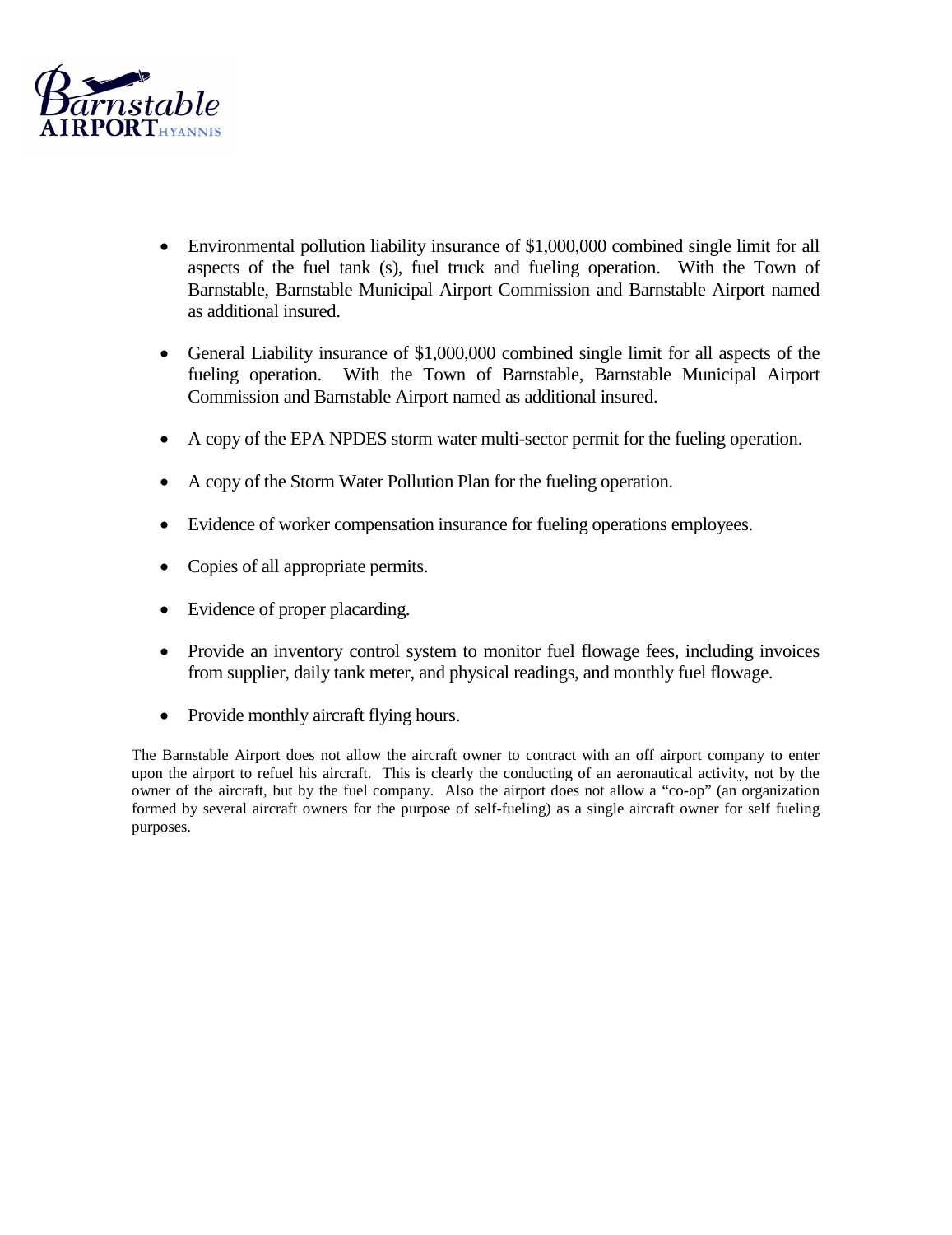- Environmental pollution liability insurance of $1,000,000 combined single limit for all aspects of the fuel tank (s), fuel truck and fueling operation. With the Town of Barnstable, Barnstable Municipal Airport Commission and Barnstable Airport named as additional insured.

- General Liability insurance of $1,000,000 combined single limit for all aspects of the fueling operation. With the Town of Barnstable, Barnstable Municipal Airport Commission and Barnstable Airport named as additional insured.

- A copy of the EPA NPDES storm water multi-sector permit for the fueling operation.

- A copy of the Storm Water Pollution Plan for the fueling operation.

- Evidence of worker compensation insurance for fueling operations employees.

- Copies of all appropriate permits.

- Evidence of proper placarding.

- Provide an inventory control system to monitor fuel flowage fees, including invoices from supplier, daily tank meter, and physical readings, and monthly fuel flowage.

- Provide monthly aircraft flying hours.

The Barnstable Airport does not allow the aircraft owner to contract with an off airport company to enter upon the airport to refuel his aircraft. This is clearly the conducting of an aeronautical activity, not by the owner of the aircraft, but by the fuel company. Also the airport does not allow a "co-op" (an organization formed by several aircraft owners for the purpose of self-fueling) as a single aircraft owner for self fueling purposes.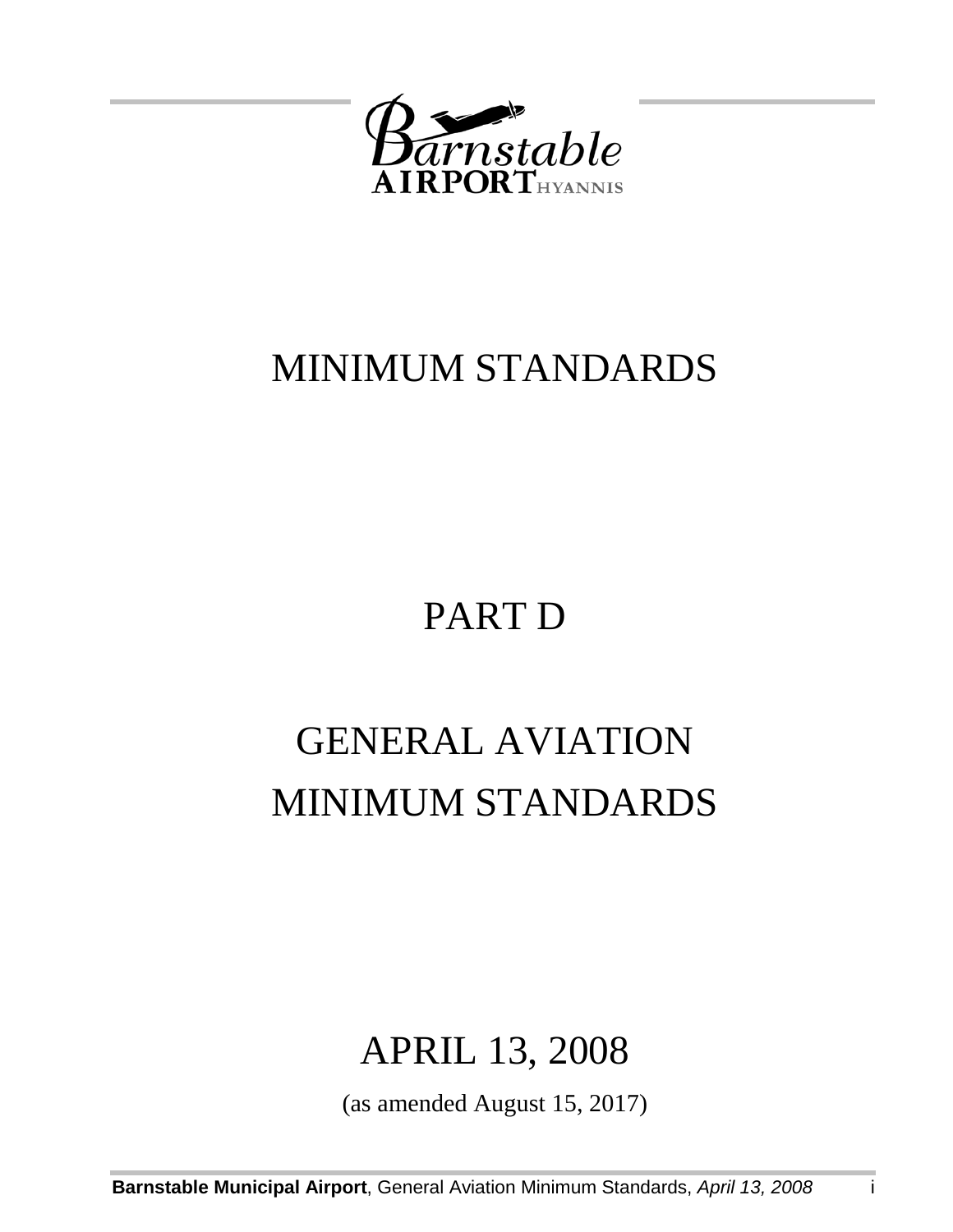Barnstable AIRPORT HYANNIS

# MINIMUM STANDARDS

# PART D

# GENERAL AVIATION MINIMUM STANDARDS

## APRIL 13, 2008

(as amended August 15, 2017)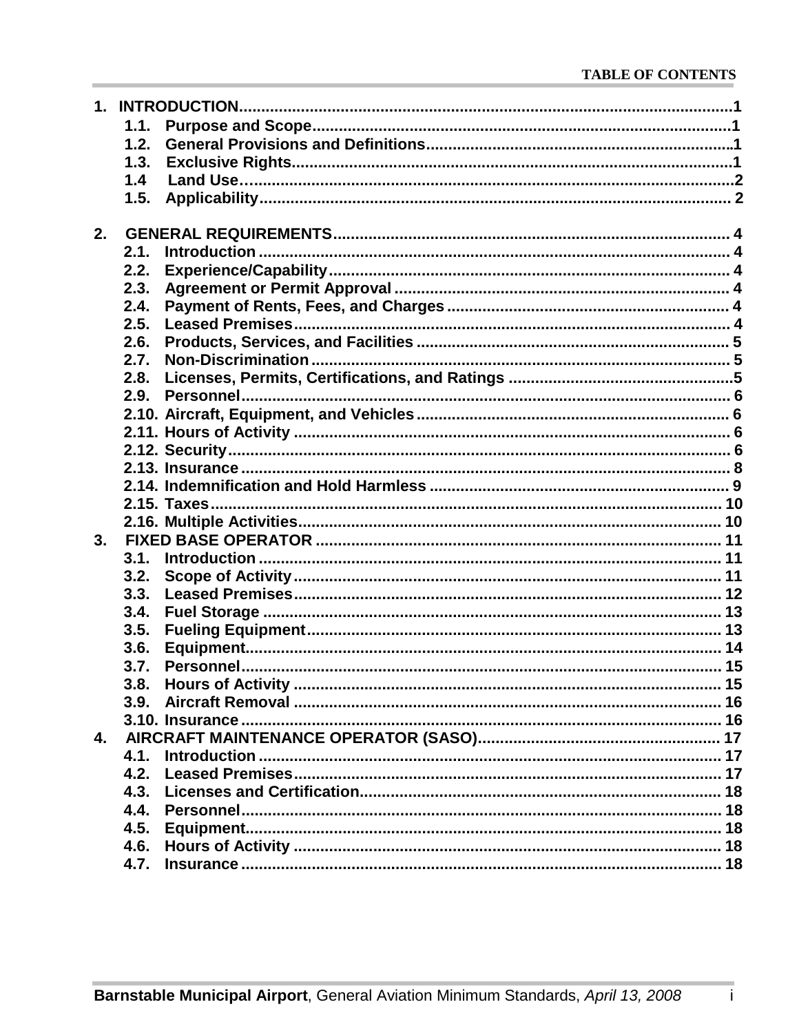**TABLE OF CONTENTS**

1. INTRODUCTION ..... 1
   - 1.1. Purpose and Scope ..... 1
   - 1.2. General Provisions and Definitions ..... 1
   - 1.3. Exclusive Rights ..... 1
   - 1.4 Land Use ..... 2
   - 1.5. Applicability ..... 2
2. GENERAL REQUIREMENTS ..... 4
   - 2.1. Introduction ..... 4
   - 2.2. Experience/Capability ..... 4
   - 2.3. Agreement or Permit Approval ..... 4
   - 2.4. Payment of Rents, Fees, and Charges ..... 4
   - 2.5. Leased Premises ..... 4
   - 2.6. Products, Services, and Facilities ..... 5
   - 2.7. Non-Discrimination ..... 5
   - 2.8. Licenses, Permits, Certifications, and Ratings ..... 5
   - 2.9. Personnel ..... 6
   - 2.10. Aircraft, Equipment, and Vehicles ..... 6
   - 2.11. Hours of Activity ..... 6
   - 2.12. Security ..... 6
   - 2.13. Insurance ..... 8
   - 2.14. Indemnification and Hold Harmless ..... 9
   - 2.15. Taxes ..... 10
   - 2.16. Multiple Activities ..... 10
3. FIXED BASE OPERATOR ..... 11
   - 3.1. Introduction ..... 11
   - 3.2. Scope of Activity ..... 11
   - 3.3. Leased Premises ..... 12
   - 3.4. Fuel Storage ..... 13
   - 3.5. Fueling Equipment ..... 13
   - 3.6. Equipment ..... 14
   - 3.7. Personnel ..... 15
   - 3.8. Hours of Activity ..... 15
   - 3.9. Aircraft Removal ..... 16
   - 3.10. Insurance ..... 16
4. AIRCRAFT MAINTENANCE OPERATOR (SASO) ..... 17
   - 4.1. Introduction ..... 17
   - 4.2. Leased Premises ..... 17
   - 4.3. Licenses and Certification ..... 18
   - 4.4. Personnel ..... 18
   - 4.5. Equipment ..... 18
   - 4.6. Hours of Activity ..... 18
   - 4.7. Insurance ..... 18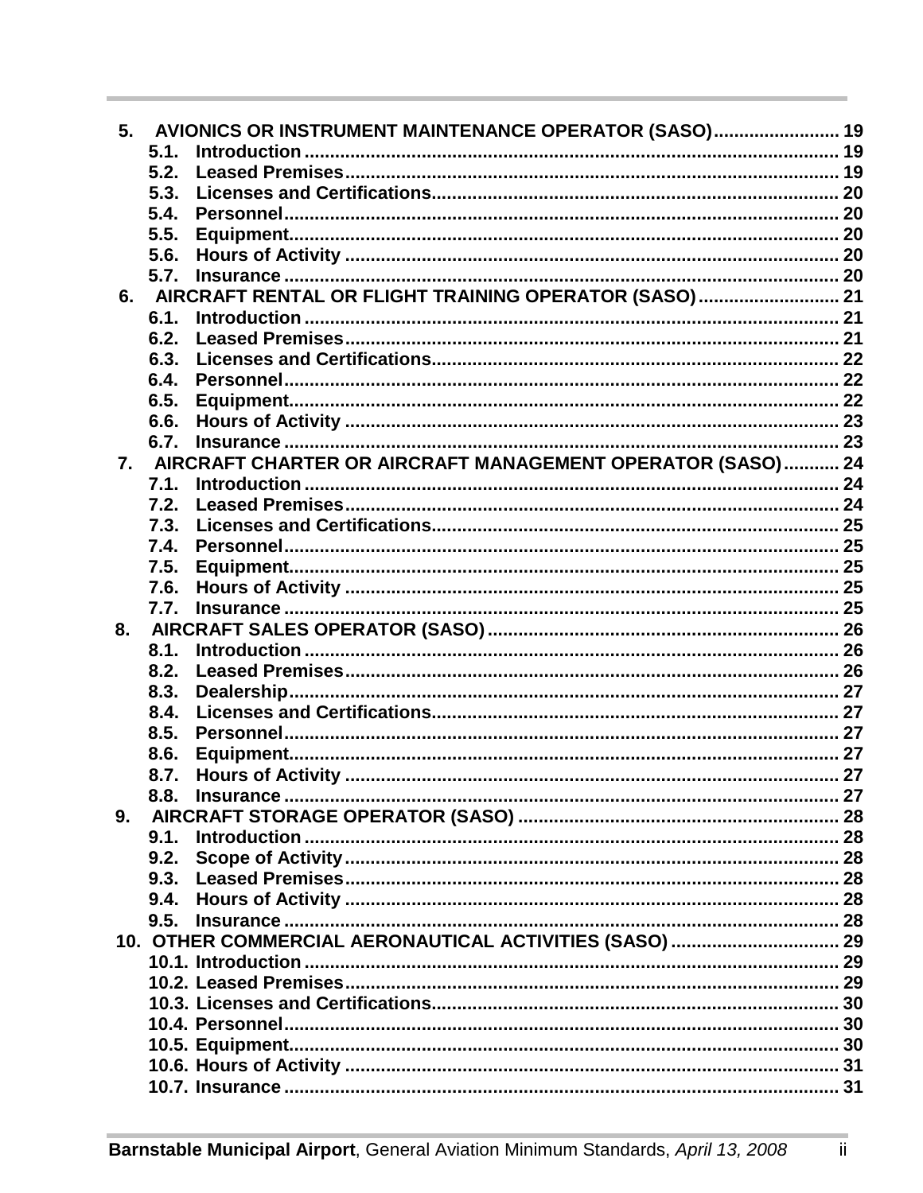5. AVIONICS OR INSTRUMENT MAINTENANCE OPERATOR (SASO) ........................ 19
   - 5.1. Introduction ........................ 19
   - 5.2. Leased Premises ........................ 19
   - 5.3. Licenses and Certifications ........................ 20
   - 5.4. Personnel ........................ 20
   - 5.5. Equipment ........................ 20
   - 5.6. Hours of Activity ........................ 20
   - 5.7. Insurance ........................ 20

6. AIRCRAFT RENTAL OR FLIGHT TRAINING OPERATOR (SASO) ........................ 21
   - 6.1. Introduction ........................ 21
   - 6.2. Leased Premises ........................ 21
   - 6.3. Licenses and Certifications ........................ 22
   - 6.4. Personnel ........................ 22
   - 6.5. Equipment ........................ 22
   - 6.6. Hours of Activity ........................ 23
   - 6.7. Insurance ........................ 23

7. AIRCRAFT CHARTER OR AIRCRAFT MANAGEMENT OPERATOR (SASO) ........................ 24
   - 7.1. Introduction ........................ 24
   - 7.2. Leased Premises ........................ 24
   - 7.3. Licenses and Certifications ........................ 25
   - 7.4. Personnel ........................ 25
   - 7.5. Equipment ........................ 25
   - 7.6. Hours of Activity ........................ 25
   - 7.7. Insurance ........................ 25

8. AIRCRAFT SALES OPERATOR (SASO) ........................ 26
   - 8.1. Introduction ........................ 26
   - 8.2. Leased Premises ........................ 26
   - 8.3. Dealership ........................ 27
   - 8.4. Licenses and Certifications ........................ 27
   - 8.5. Personnel ........................ 27
   - 8.6. Equipment ........................ 27
   - 8.7. Hours of Activity ........................ 27
   - 8.8. Insurance ........................ 27

9. AIRCRAFT STORAGE OPERATOR (SASO) ........................ 28
   - 9.1. Introduction ........................ 28
   - 9.2. Scope of Activity ........................ 28
   - 9.3. Leased Premises ........................ 28
   - 9.4. Hours of Activity ........................ 28
   - 9.5. Insurance ........................ 28

10. OTHER COMMERCIAL AERONAUTICAL ACTIVITIES (SASO) ........................ 29
   - 10.1. Introduction ........................ 29
   - 10.2. Leased Premises ........................ 29
   - 10.3. Licenses and Certifications ........................ 30
   - 10.4. Personnel ........................ 30
   - 10.5. Equipment ........................ 30
   - 10.6. Hours of Activity ........................ 31
   - 10.7. Insurance ........................ 31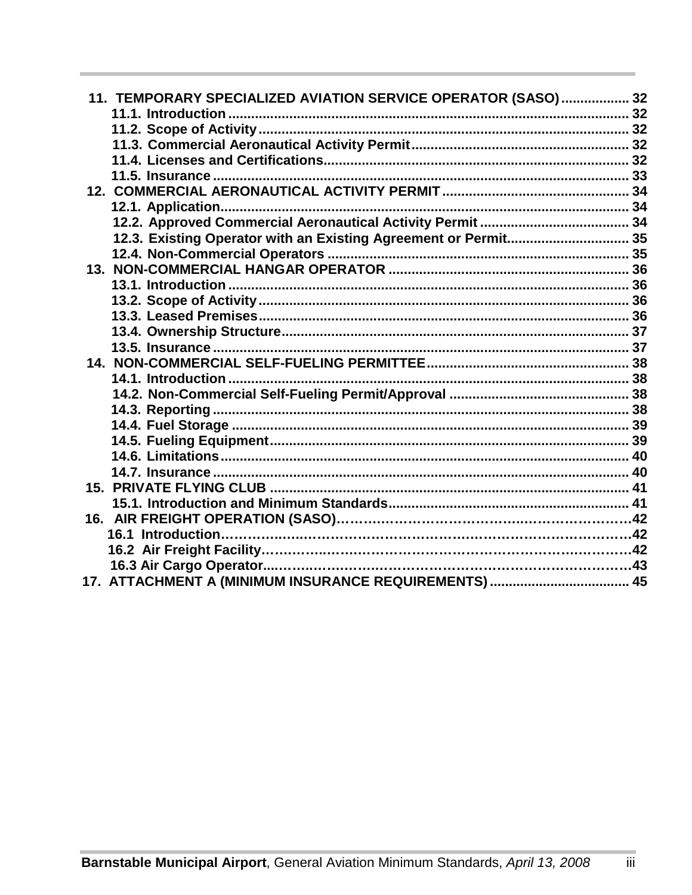11. TEMPORARY SPECIALIZED AVIATION SERVICE OPERATOR (SASO) .................. 32
    - 11.1. Introduction .................................................................................................... 32
    - 11.2. Scope of Activity ............................................................................................. 32
    - 11.3. Commercial Aeronautical Activity Permit ....................................................... 32
    - 11.4. Licenses and Certifications............................................................................. 32
    - 11.5. Insurance ........................................................................................................ 33

12. COMMERCIAL AERONAUTICAL ACTIVITY PERMIT ............................................... 34
    - 12.1. Application....................................................................................................... 34
    - 12.2. Approved Commercial Aeronautical Activity Permit ...................................... 34
    - 12.3. Existing Operator with an Existing Agreement or Permit.............................. 35
    - 12.4. Non-Commercial Operators ........................................................................... 35

13. NON-COMMERCIAL HANGAR OPERATOR ............................................................. 36
    - 13.1. Introduction .................................................................................................... 36
    - 13.2. Scope of Activity ............................................................................................. 36
    - 13.3. Leased Premises............................................................................................. 36
    - 13.4. Ownership Structure....................................................................................... 37
    - 13.5. Insurance ........................................................................................................ 37

14. NON-COMMERCIAL SELF-FUELING PERMITTEE .................................................... 38
    - 14.1. Introduction .................................................................................................... 38
    - 14.2. Non-Commercial Self-Fueling Permit/Approval ............................................. 38
    - 14.3. Reporting ........................................................................................................ 38
    - 14.4. Fuel Storage ................................................................................................... 39
    - 14.5. Fueling Equipment.......................................................................................... 39
    - 14.6. Limitations....................................................................................................... 40
    - 14.7. Insurance ........................................................................................................ 40

15. PRIVATE FLYING CLUB ........................................................................................... 41
    - 15.1. Introduction and Minimum Standards............................................................ 41

16. AIR FREIGHT OPERATION (SASO)……………………………………………………42
    - 16.1 Introduction…………………………………………………………………………42
    - 16.2 Air Freight Facility…………………………………………………………………42
    - 16.3 Air Cargo Operator...………………………………………………………………43

17. ATTACHMENT A (MINIMUM INSURANCE REQUIREMENTS) .................................... 45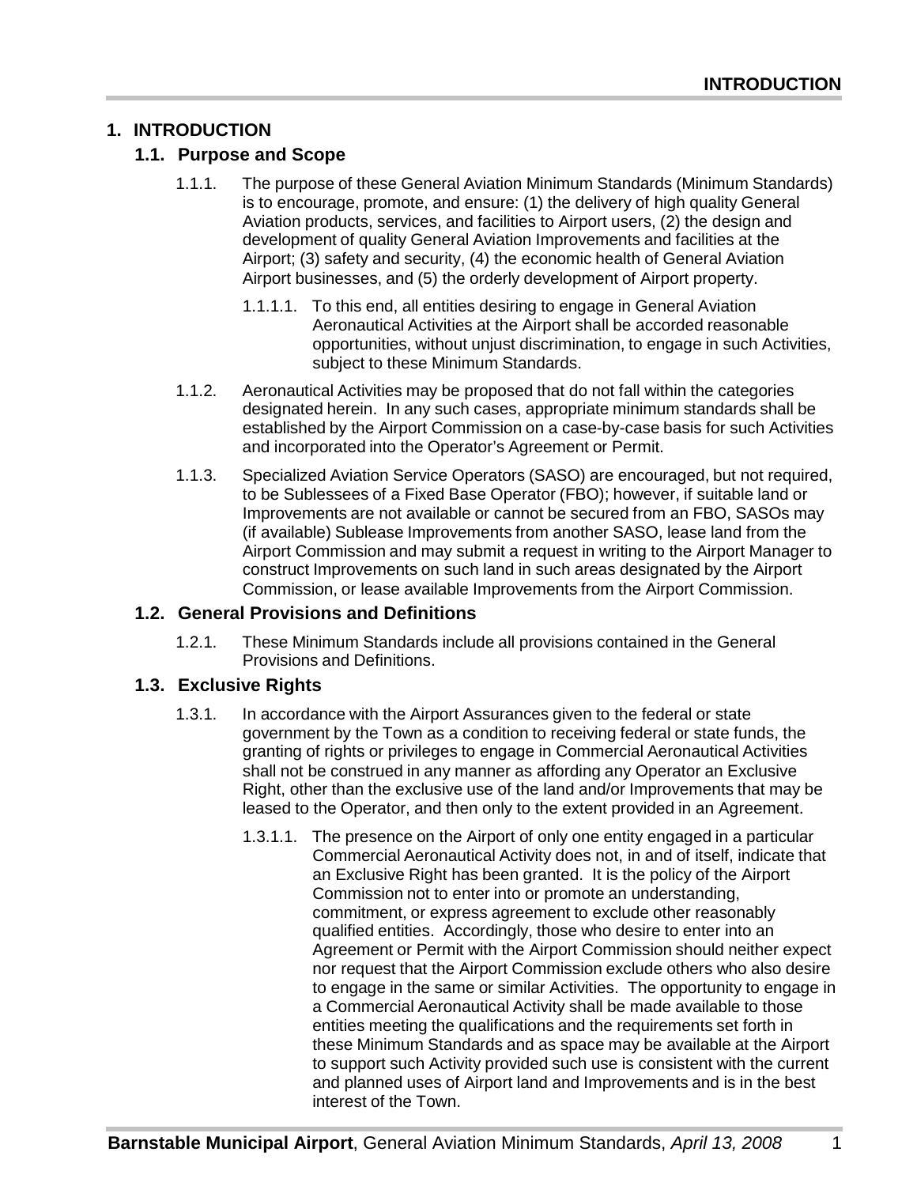# 1. INTRODUCTION

## 1.1. Purpose and Scope

1.1.1. The purpose of these General Aviation Minimum Standards (Minimum Standards) is to encourage, promote, and ensure: (1) the delivery of high quality General Aviation products, services, and facilities to Airport users, (2) the design and development of quality General Aviation Improvements and facilities at the Airport; (3) safety and security, (4) the economic health of General Aviation Airport businesses, and (5) the orderly development of Airport property.

1.1.1.1. To this end, all entities desiring to engage in General Aviation Aeronautical Activities at the Airport shall be accorded reasonable opportunities, without unjust discrimination, to engage in such Activities, subject to these Minimum Standards.

1.1.2. Aeronautical Activities may be proposed that do not fall within the categories designated herein. In any such cases, appropriate minimum standards shall be established by the Airport Commission on a case-by-case basis for such Activities and incorporated into the Operator's Agreement or Permit.

1.1.3. Specialized Aviation Service Operators (SASO) are encouraged, but not required, to be Sublessees of a Fixed Base Operator (FBO); however, if suitable land or Improvements are not available or cannot be secured from an FBO, SASOs may (if available) Sublease Improvements from another SASO, lease land from the Airport Commission and may submit a request in writing to the Airport Manager to construct Improvements on such land in such areas designated by the Airport Commission, or lease available Improvements from the Airport Commission.

## 1.2. General Provisions and Definitions

1.2.1. These Minimum Standards include all provisions contained in the General Provisions and Definitions.

## 1.3. Exclusive Rights

1.3.1. In accordance with the Airport Assurances given to the federal or state government by the Town as a condition to receiving federal or state funds, the granting of rights or privileges to engage in Commercial Aeronautical Activities shall not be construed in any manner as affording any Operator an Exclusive Right, other than the exclusive use of the land and/or Improvements that may be leased to the Operator, and then only to the extent provided in an Agreement.

1.3.1.1. The presence on the Airport of only one entity engaged in a particular Commercial Aeronautical Activity does not, in and of itself, indicate that an Exclusive Right has been granted. It is the policy of the Airport Commission not to enter into or promote an understanding, commitment, or express agreement to exclude other reasonably qualified entities. Accordingly, those who desire to enter into an Agreement or Permit with the Airport Commission should neither expect nor request that the Airport Commission exclude others who also desire to engage in the same or similar Activities. The opportunity to engage in a Commercial Aeronautical Activity shall be made available to those entities meeting the qualifications and the requirements set forth in these Minimum Standards and as space may be available at the Airport to support such Activity provided such use is consistent with the current and planned uses of Airport land and Improvements and is in the best interest of the Town.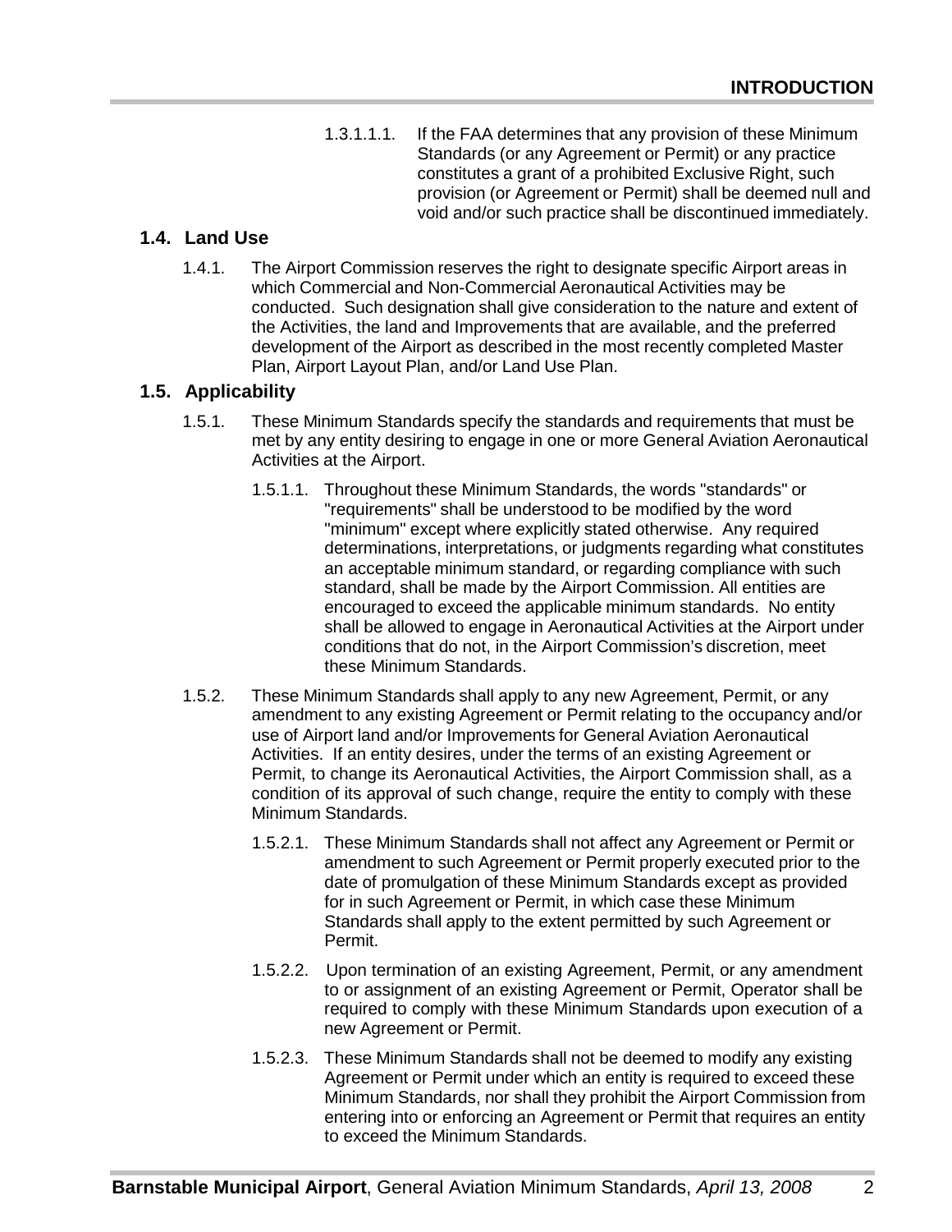1.3.1.1.1. If the FAA determines that any provision of these Minimum Standards (or any Agreement or Permit) or any practice constitutes a grant of a prohibited Exclusive Right, such provision (or Agreement or Permit) shall be deemed null and void and/or such practice shall be discontinued immediately.

## 1.4. Land Use

1.4.1. The Airport Commission reserves the right to designate specific Airport areas in which Commercial and Non-Commercial Aeronautical Activities may be conducted. Such designation shall give consideration to the nature and extent of the Activities, the land and Improvements that are available, and the preferred development of the Airport as described in the most recently completed Master Plan, Airport Layout Plan, and/or Land Use Plan.

## 1.5. Applicability

1.5.1. These Minimum Standards specify the standards and requirements that must be met by any entity desiring to engage in one or more General Aviation Aeronautical Activities at the Airport.

1.5.1.1. Throughout these Minimum Standards, the words "standards" or "requirements" shall be understood to be modified by the word "minimum" except where explicitly stated otherwise. Any required determinations, interpretations, or judgments regarding what constitutes an acceptable minimum standard, or regarding compliance with such standard, shall be made by the Airport Commission. All entities are encouraged to exceed the applicable minimum standards. No entity shall be allowed to engage in Aeronautical Activities at the Airport under conditions that do not, in the Airport Commission's discretion, meet these Minimum Standards.

1.5.2. These Minimum Standards shall apply to any new Agreement, Permit, or any amendment to any existing Agreement or Permit relating to the occupancy and/or use of Airport land and/or Improvements for General Aviation Aeronautical Activities. If an entity desires, under the terms of an existing Agreement or Permit, to change its Aeronautical Activities, the Airport Commission shall, as a condition of its approval of such change, require the entity to comply with these Minimum Standards.

1.5.2.1. These Minimum Standards shall not affect any Agreement or Permit or amendment to such Agreement or Permit properly executed prior to the date of promulgation of these Minimum Standards except as provided for in such Agreement or Permit, in which case these Minimum Standards shall apply to the extent permitted by such Agreement or Permit.

1.5.2.2. Upon termination of an existing Agreement, Permit, or any amendment to or assignment of an existing Agreement or Permit, Operator shall be required to comply with these Minimum Standards upon execution of a new Agreement or Permit.

1.5.2.3. These Minimum Standards shall not be deemed to modify any existing Agreement or Permit under which an entity is required to exceed these Minimum Standards, nor shall they prohibit the Airport Commission from entering into or enforcing an Agreement or Permit that requires an entity to exceed the Minimum Standards.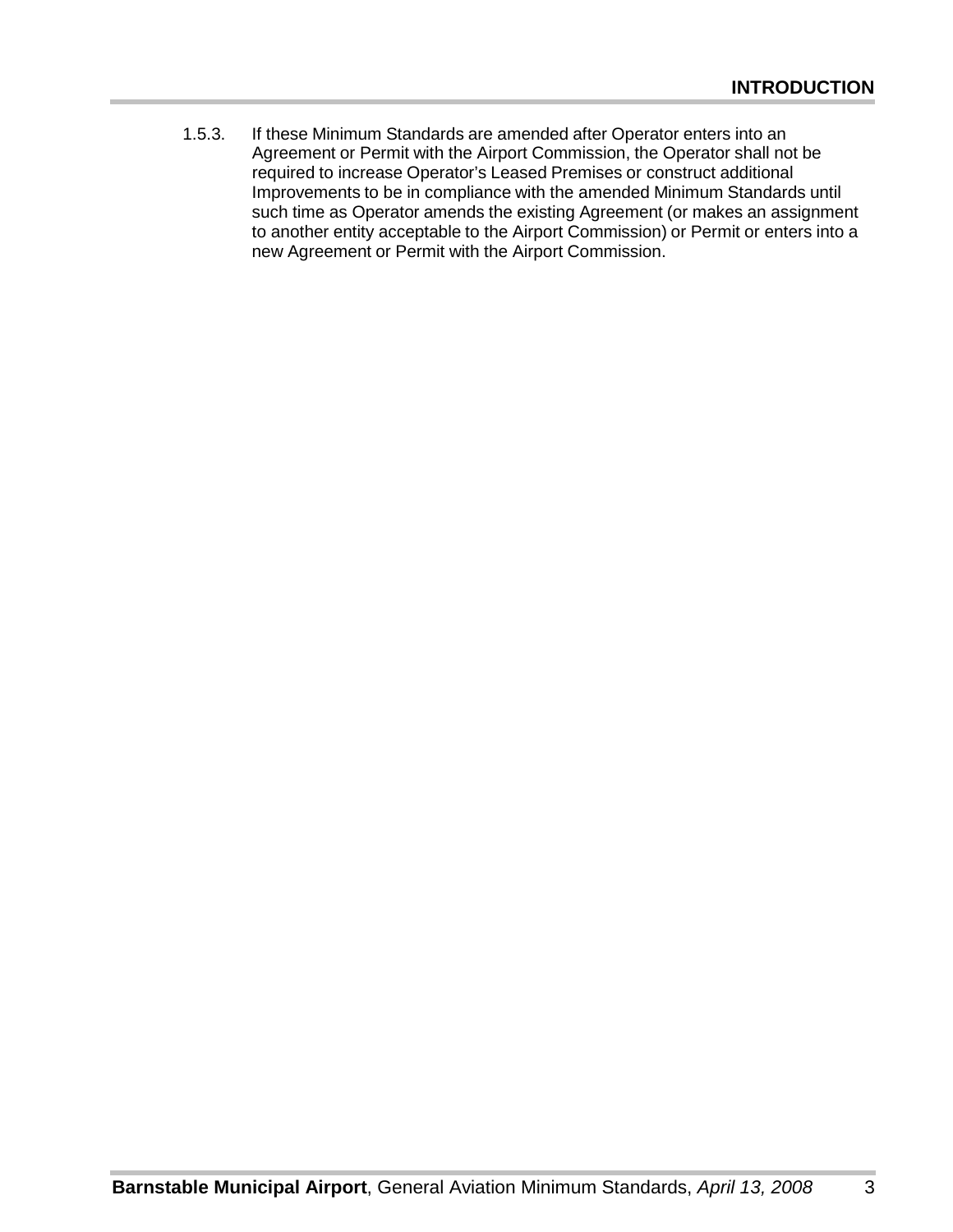1.5.3. If these Minimum Standards are amended after Operator enters into an Agreement or Permit with the Airport Commission, the Operator shall not be required to increase Operator's Leased Premises or construct additional Improvements to be in compliance with the amended Minimum Standards until such time as Operator amends the existing Agreement (or makes an assignment to another entity acceptable to the Airport Commission) or Permit or enters into a new Agreement or Permit with the Airport Commission.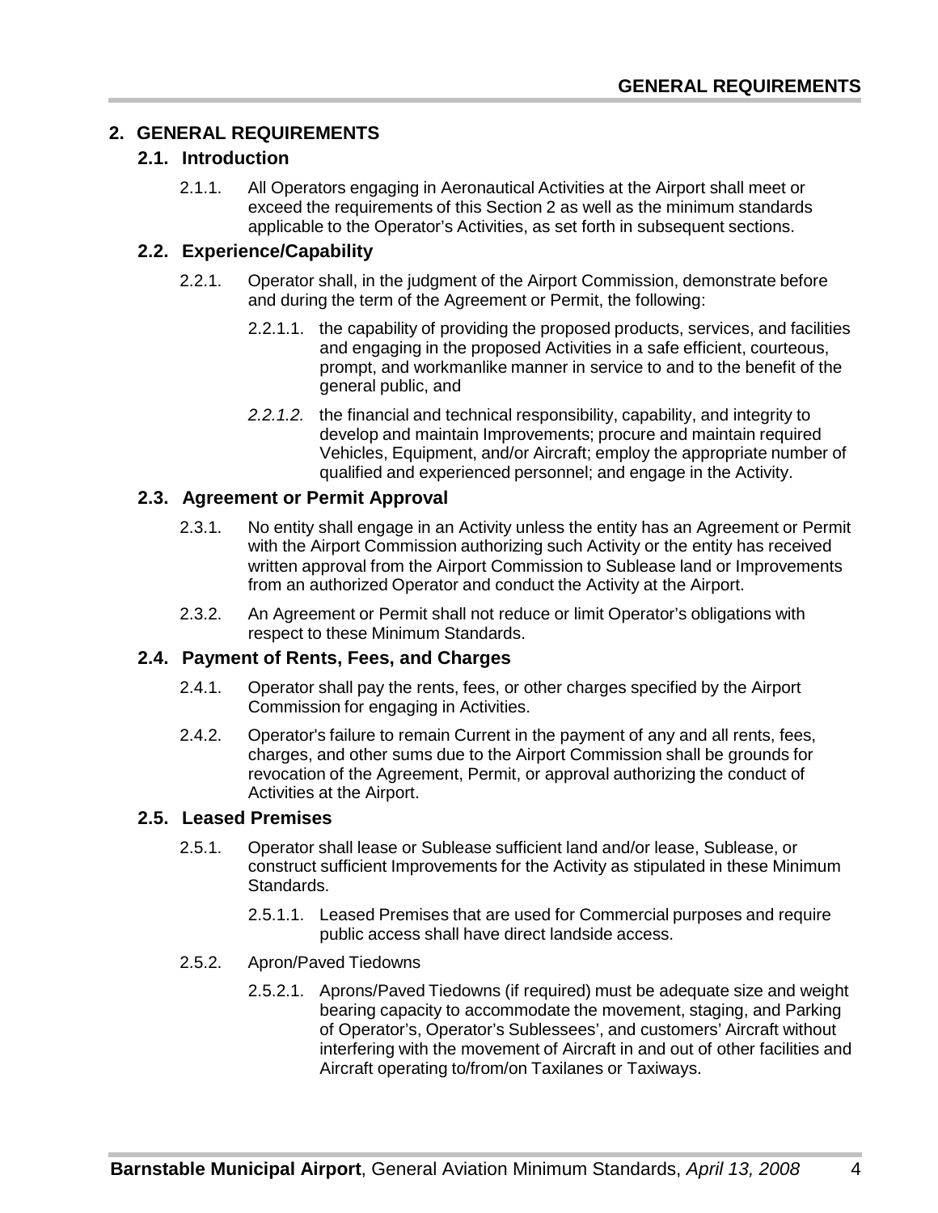## 2. GENERAL REQUIREMENTS

### 2.1. Introduction

2.1.1. All Operators engaging in Aeronautical Activities at the Airport shall meet or exceed the requirements of this Section 2 as well as the minimum standards applicable to the Operator's Activities, as set forth in subsequent sections.

### 2.2. Experience/Capability

2.2.1. Operator shall, in the judgment of the Airport Commission, demonstrate before and during the term of the Agreement or Permit, the following:

2.2.1.1. the capability of providing the proposed products, services, and facilities and engaging in the proposed Activities in a safe efficient, courteous, prompt, and workmanlike manner in service to and to the benefit of the general public, and

*2.2.1.2.* the financial and technical responsibility, capability, and integrity to develop and maintain Improvements; procure and maintain required Vehicles, Equipment, and/or Aircraft; employ the appropriate number of qualified and experienced personnel; and engage in the Activity.

### 2.3. Agreement or Permit Approval

2.3.1. No entity shall engage in an Activity unless the entity has an Agreement or Permit with the Airport Commission authorizing such Activity or the entity has received written approval from the Airport Commission to Sublease land or Improvements from an authorized Operator and conduct the Activity at the Airport.

2.3.2. An Agreement or Permit shall not reduce or limit Operator's obligations with respect to these Minimum Standards.

### 2.4. Payment of Rents, Fees, and Charges

2.4.1. Operator shall pay the rents, fees, or other charges specified by the Airport Commission for engaging in Activities.

2.4.2. Operator's failure to remain Current in the payment of any and all rents, fees, charges, and other sums due to the Airport Commission shall be grounds for revocation of the Agreement, Permit, or approval authorizing the conduct of Activities at the Airport.

### 2.5. Leased Premises

2.5.1. Operator shall lease or Sublease sufficient land and/or lease, Sublease, or construct sufficient Improvements for the Activity as stipulated in these Minimum Standards.

2.5.1.1. Leased Premises that are used for Commercial purposes and require public access shall have direct landside access.

2.5.2. Apron/Paved Tiedowns

2.5.2.1. Aprons/Paved Tiedowns (if required) must be adequate size and weight bearing capacity to accommodate the movement, staging, and Parking of Operator's, Operator's Sublessees', and customers' Aircraft without interfering with the movement of Aircraft in and out of other facilities and Aircraft operating to/from/on Taxilanes or Taxiways.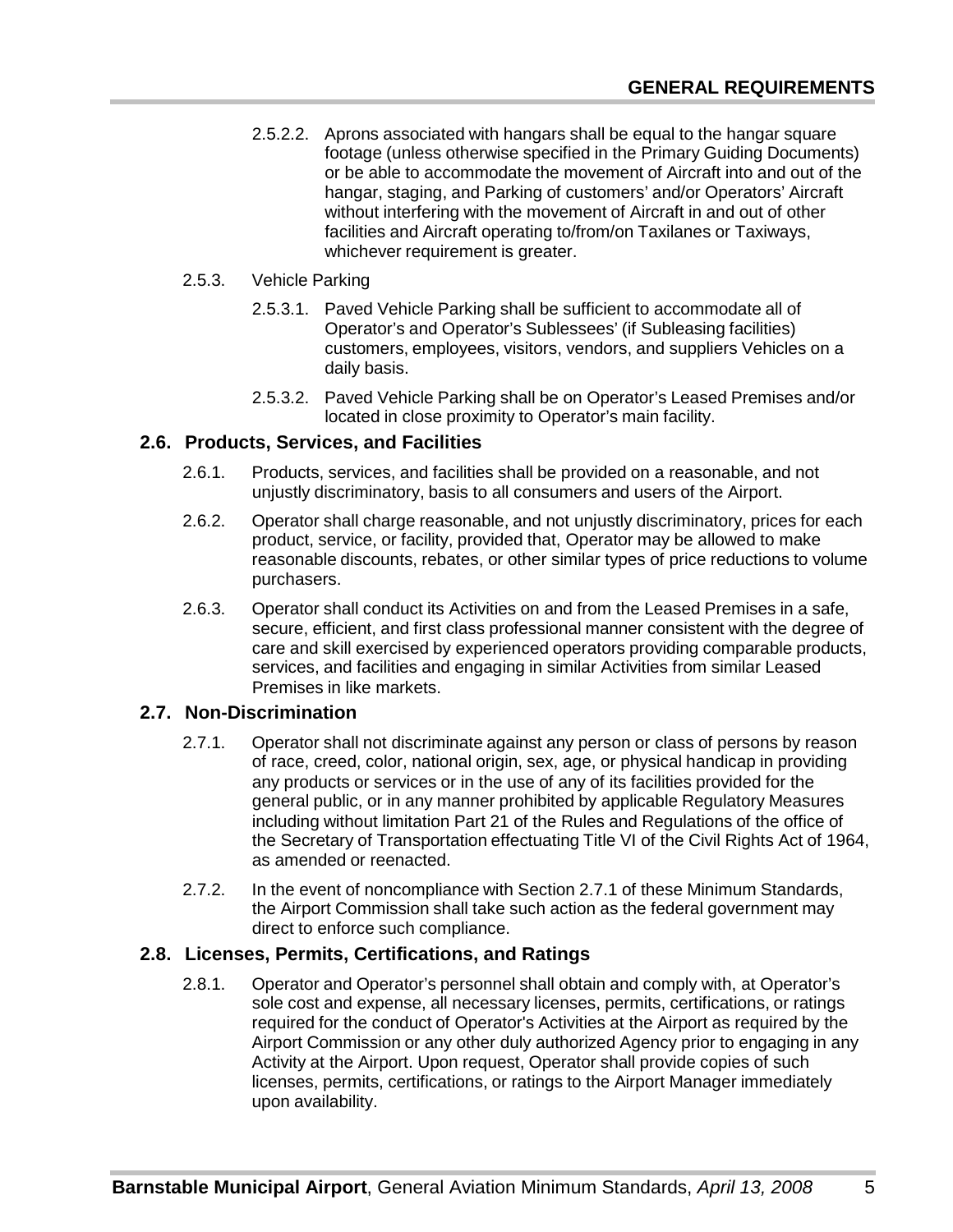2.5.2.2. Aprons associated with hangars shall be equal to the hangar square footage (unless otherwise specified in the Primary Guiding Documents) or be able to accommodate the movement of Aircraft into and out of the hangar, staging, and Parking of customers' and/or Operators' Aircraft without interfering with the movement of Aircraft in and out of other facilities and Aircraft operating to/from/on Taxilanes or Taxiways, whichever requirement is greater.

2.5.3. Vehicle Parking

2.5.3.1. Paved Vehicle Parking shall be sufficient to accommodate all of Operator's and Operator's Sublessees' (if Subleasing facilities) customers, employees, visitors, vendors, and suppliers Vehicles on a daily basis.

2.5.3.2. Paved Vehicle Parking shall be on Operator's Leased Premises and/or located in close proximity to Operator's main facility.

## 2.6. Products, Services, and Facilities

2.6.1. Products, services, and facilities shall be provided on a reasonable, and not unjustly discriminatory, basis to all consumers and users of the Airport.

2.6.2. Operator shall charge reasonable, and not unjustly discriminatory, prices for each product, service, or facility, provided that, Operator may be allowed to make reasonable discounts, rebates, or other similar types of price reductions to volume purchasers.

2.6.3. Operator shall conduct its Activities on and from the Leased Premises in a safe, secure, efficient, and first class professional manner consistent with the degree of care and skill exercised by experienced operators providing comparable products, services, and facilities and engaging in similar Activities from similar Leased Premises in like markets.

## 2.7. Non-Discrimination

2.7.1. Operator shall not discriminate against any person or class of persons by reason of race, creed, color, national origin, sex, age, or physical handicap in providing any products or services or in the use of any of its facilities provided for the general public, or in any manner prohibited by applicable Regulatory Measures including without limitation Part 21 of the Rules and Regulations of the office of the Secretary of Transportation effectuating Title VI of the Civil Rights Act of 1964, as amended or reenacted.

2.7.2. In the event of noncompliance with Section 2.7.1 of these Minimum Standards, the Airport Commission shall take such action as the federal government may direct to enforce such compliance.

## 2.8. Licenses, Permits, Certifications, and Ratings

2.8.1. Operator and Operator's personnel shall obtain and comply with, at Operator's sole cost and expense, all necessary licenses, permits, certifications, or ratings required for the conduct of Operator's Activities at the Airport as required by the Airport Commission or any other duly authorized Agency prior to engaging in any Activity at the Airport. Upon request, Operator shall provide copies of such licenses, permits, certifications, or ratings to the Airport Manager immediately upon availability.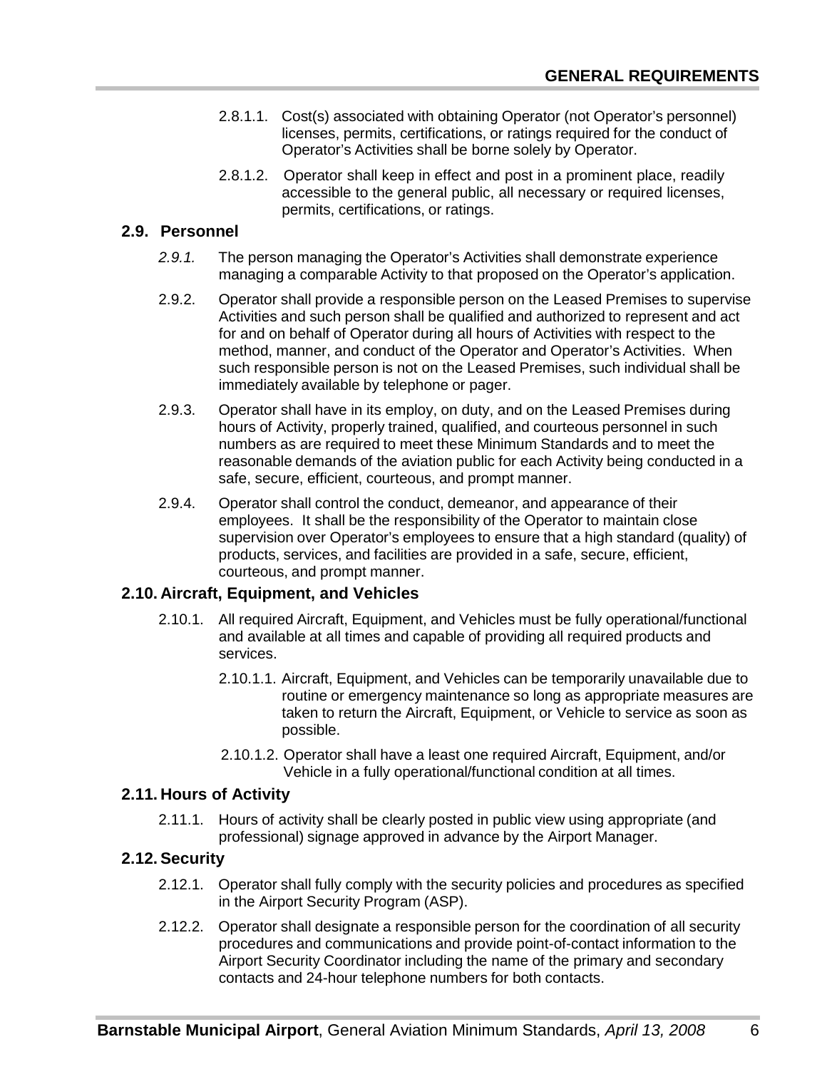2.8.1.1. Cost(s) associated with obtaining Operator (not Operator's personnel) licenses, permits, certifications, or ratings required for the conduct of Operator's Activities shall be borne solely by Operator.

2.8.1.2. Operator shall keep in effect and post in a prominent place, readily accessible to the general public, all necessary or required licenses, permits, certifications, or ratings.

### 2.9. Personnel

*2.9.1.* The person managing the Operator's Activities shall demonstrate experience managing a comparable Activity to that proposed on the Operator's application.

2.9.2. Operator shall provide a responsible person on the Leased Premises to supervise Activities and such person shall be qualified and authorized to represent and act for and on behalf of Operator during all hours of Activities with respect to the method, manner, and conduct of the Operator and Operator's Activities. When such responsible person is not on the Leased Premises, such individual shall be immediately available by telephone or pager.

2.9.3. Operator shall have in its employ, on duty, and on the Leased Premises during hours of Activity, properly trained, qualified, and courteous personnel in such numbers as are required to meet these Minimum Standards and to meet the reasonable demands of the aviation public for each Activity being conducted in a safe, secure, efficient, courteous, and prompt manner.

2.9.4. Operator shall control the conduct, demeanor, and appearance of their employees. It shall be the responsibility of the Operator to maintain close supervision over Operator's employees to ensure that a high standard (quality) of products, services, and facilities are provided in a safe, secure, efficient, courteous, and prompt manner.

### 2.10. Aircraft, Equipment, and Vehicles

2.10.1. All required Aircraft, Equipment, and Vehicles must be fully operational/functional and available at all times and capable of providing all required products and services.

2.10.1.1. Aircraft, Equipment, and Vehicles can be temporarily unavailable due to routine or emergency maintenance so long as appropriate measures are taken to return the Aircraft, Equipment, or Vehicle to service as soon as possible.

2.10.1.2. Operator shall have a least one required Aircraft, Equipment, and/or Vehicle in a fully operational/functional condition at all times.

### 2.11. Hours of Activity

2.11.1. Hours of activity shall be clearly posted in public view using appropriate (and professional) signage approved in advance by the Airport Manager.

### 2.12. Security

2.12.1. Operator shall fully comply with the security policies and procedures as specified in the Airport Security Program (ASP).

2.12.2. Operator shall designate a responsible person for the coordination of all security procedures and communications and provide point-of-contact information to the Airport Security Coordinator including the name of the primary and secondary contacts and 24-hour telephone numbers for both contacts.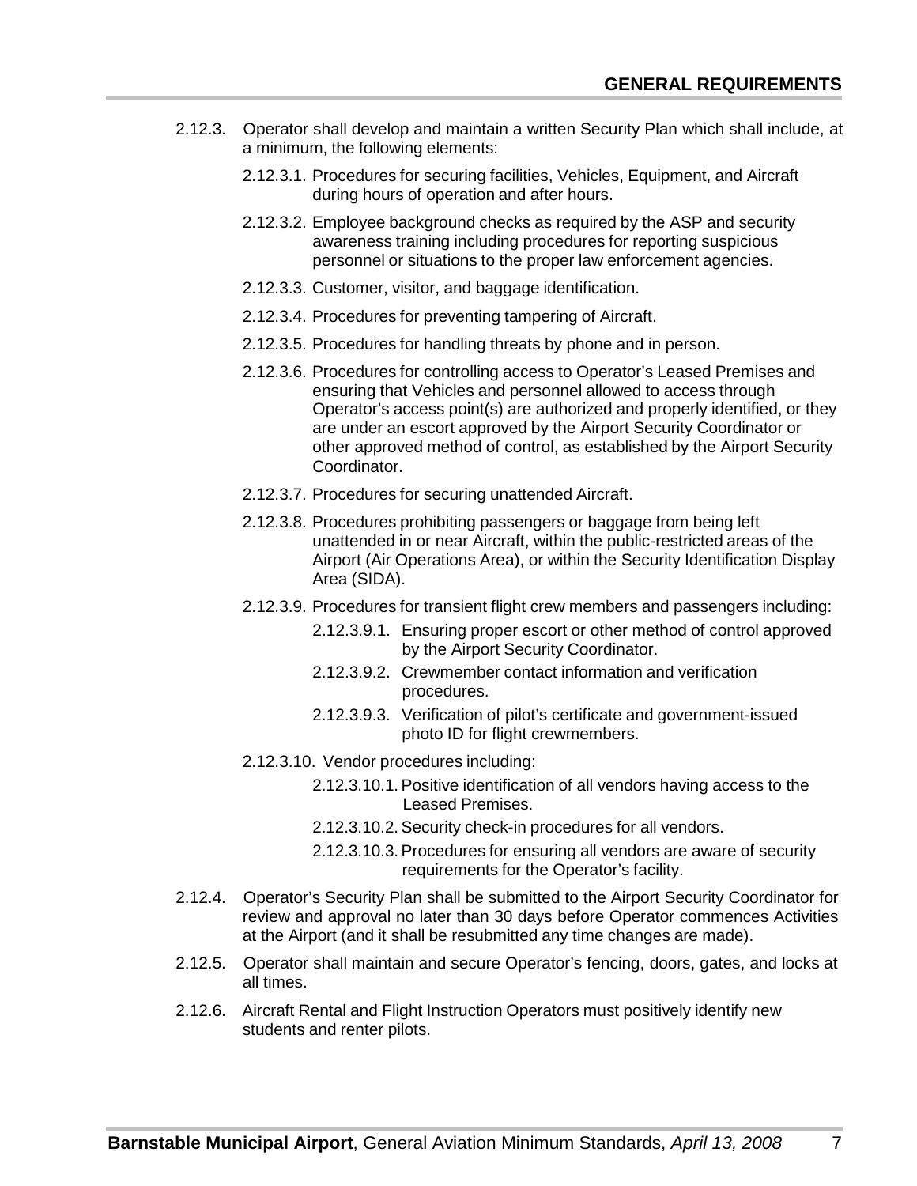2.12.3. Operator shall develop and maintain a written Security Plan which shall include, at a minimum, the following elements:

- 2.12.3.1. Procedures for securing facilities, Vehicles, Equipment, and Aircraft during hours of operation and after hours.
- 2.12.3.2. Employee background checks as required by the ASP and security awareness training including procedures for reporting suspicious personnel or situations to the proper law enforcement agencies.
- 2.12.3.3. Customer, visitor, and baggage identification.
- 2.12.3.4. Procedures for preventing tampering of Aircraft.
- 2.12.3.5. Procedures for handling threats by phone and in person.
- 2.12.3.6. Procedures for controlling access to Operator's Leased Premises and ensuring that Vehicles and personnel allowed to access through Operator's access point(s) are authorized and properly identified, or they are under an escort approved by the Airport Security Coordinator or other approved method of control, as established by the Airport Security Coordinator.
- 2.12.3.7. Procedures for securing unattended Aircraft.
- 2.12.3.8. Procedures prohibiting passengers or baggage from being left unattended in or near Aircraft, within the public-restricted areas of the Airport (Air Operations Area), or within the Security Identification Display Area (SIDA).
- 2.12.3.9. Procedures for transient flight crew members and passengers including:
  - 2.12.3.9.1. Ensuring proper escort or other method of control approved by the Airport Security Coordinator.
  - 2.12.3.9.2. Crewmember contact information and verification procedures.
  - 2.12.3.9.3. Verification of pilot's certificate and government-issued photo ID for flight crewmembers.
- 2.12.3.10. Vendor procedures including:
  - 2.12.3.10.1. Positive identification of all vendors having access to the Leased Premises.
  - 2.12.3.10.2. Security check-in procedures for all vendors.
  - 2.12.3.10.3. Procedures for ensuring all vendors are aware of security requirements for the Operator's facility.

2.12.4. Operator's Security Plan shall be submitted to the Airport Security Coordinator for review and approval no later than 30 days before Operator commences Activities at the Airport (and it shall be resubmitted any time changes are made).

2.12.5. Operator shall maintain and secure Operator's fencing, doors, gates, and locks at all times.

2.12.6. Aircraft Rental and Flight Instruction Operators must positively identify new students and renter pilots.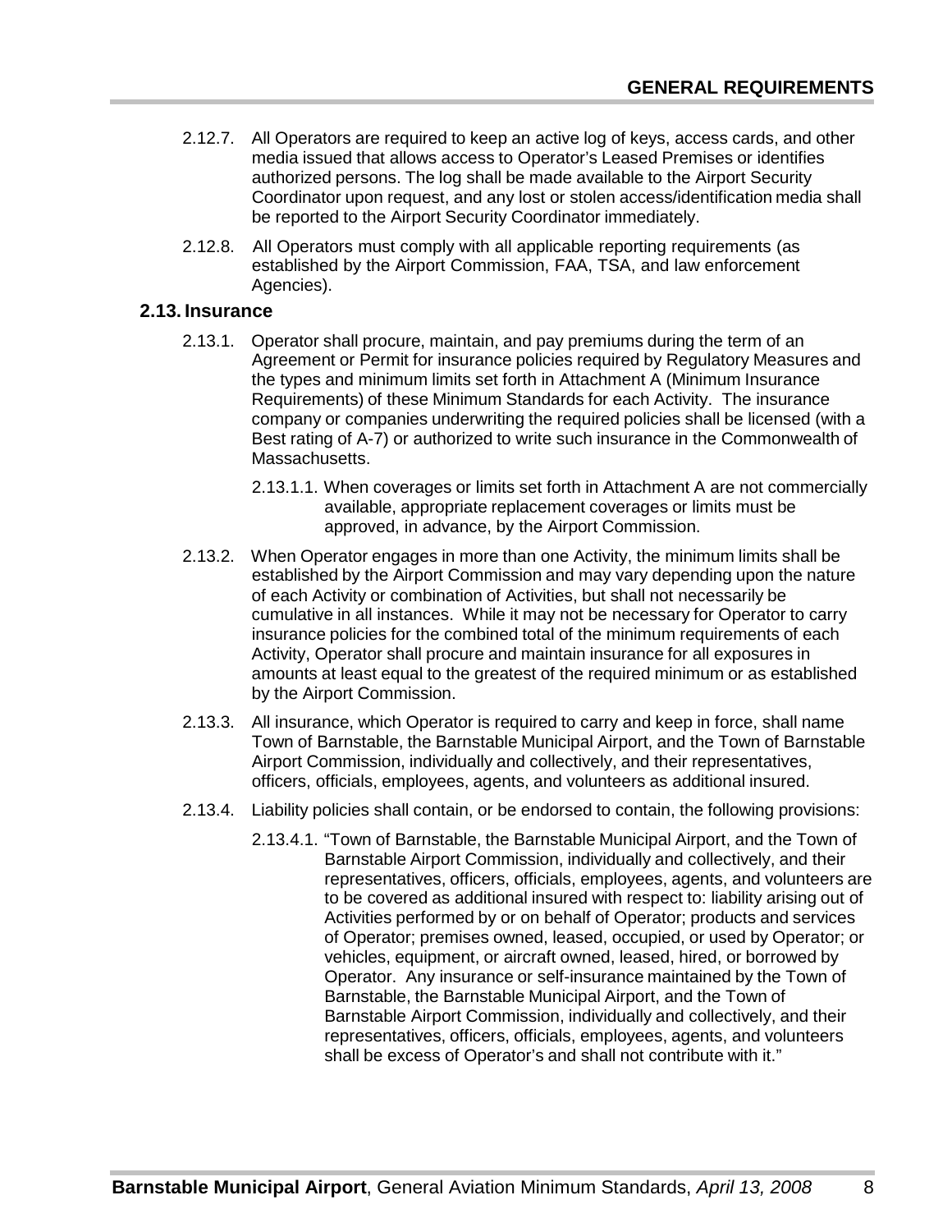2.12.7. All Operators are required to keep an active log of keys, access cards, and other media issued that allows access to Operator's Leased Premises or identifies authorized persons. The log shall be made available to the Airport Security Coordinator upon request, and any lost or stolen access/identification media shall be reported to the Airport Security Coordinator immediately.

2.12.8. All Operators must comply with all applicable reporting requirements (as established by the Airport Commission, FAA, TSA, and law enforcement Agencies).

## 2.13. Insurance

2.13.1. Operator shall procure, maintain, and pay premiums during the term of an Agreement or Permit for insurance policies required by Regulatory Measures and the types and minimum limits set forth in Attachment A (Minimum Insurance Requirements) of these Minimum Standards for each Activity. The insurance company or companies underwriting the required policies shall be licensed (with a Best rating of A-7) or authorized to write such insurance in the Commonwealth of Massachusetts.

2.13.1.1. When coverages or limits set forth in Attachment A are not commercially available, appropriate replacement coverages or limits must be approved, in advance, by the Airport Commission.

2.13.2. When Operator engages in more than one Activity, the minimum limits shall be established by the Airport Commission and may vary depending upon the nature of each Activity or combination of Activities, but shall not necessarily be cumulative in all instances. While it may not be necessary for Operator to carry insurance policies for the combined total of the minimum requirements of each Activity, Operator shall procure and maintain insurance for all exposures in amounts at least equal to the greatest of the required minimum or as established by the Airport Commission.

2.13.3. All insurance, which Operator is required to carry and keep in force, shall name Town of Barnstable, the Barnstable Municipal Airport, and the Town of Barnstable Airport Commission, individually and collectively, and their representatives, officers, officials, employees, agents, and volunteers as additional insured.

2.13.4. Liability policies shall contain, or be endorsed to contain, the following provisions:

2.13.4.1. "Town of Barnstable, the Barnstable Municipal Airport, and the Town of Barnstable Airport Commission, individually and collectively, and their representatives, officers, officials, employees, agents, and volunteers are to be covered as additional insured with respect to: liability arising out of Activities performed by or on behalf of Operator; products and services of Operator; premises owned, leased, occupied, or used by Operator; or vehicles, equipment, or aircraft owned, leased, hired, or borrowed by Operator. Any insurance or self-insurance maintained by the Town of Barnstable, the Barnstable Municipal Airport, and the Town of Barnstable Airport Commission, individually and collectively, and their representatives, officers, officials, employees, agents, and volunteers shall be excess of Operator's and shall not contribute with it."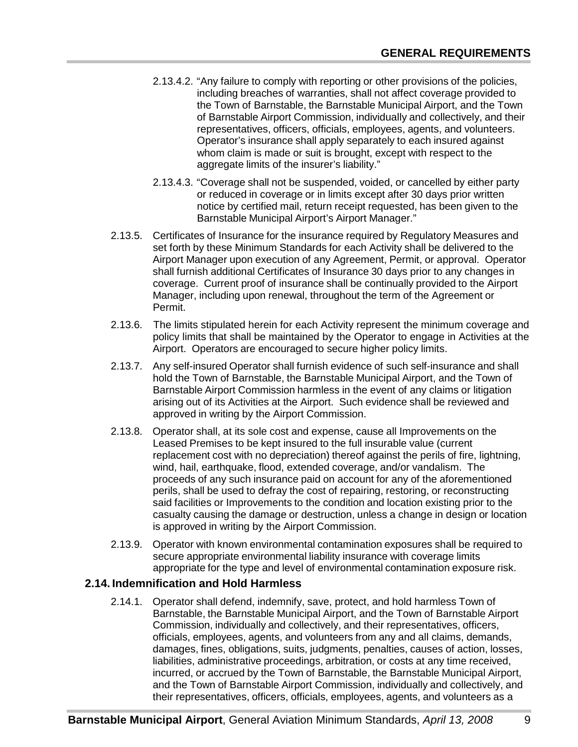2.13.4.2. "Any failure to comply with reporting or other provisions of the policies, including breaches of warranties, shall not affect coverage provided to the Town of Barnstable, the Barnstable Municipal Airport, and the Town of Barnstable Airport Commission, individually and collectively, and their representatives, officers, officials, employees, agents, and volunteers. Operator's insurance shall apply separately to each insured against whom claim is made or suit is brought, except with respect to the aggregate limits of the insurer's liability."

2.13.4.3. "Coverage shall not be suspended, voided, or cancelled by either party or reduced in coverage or in limits except after 30 days prior written notice by certified mail, return receipt requested, has been given to the Barnstable Municipal Airport's Airport Manager."

2.13.5. Certificates of Insurance for the insurance required by Regulatory Measures and set forth by these Minimum Standards for each Activity shall be delivered to the Airport Manager upon execution of any Agreement, Permit, or approval. Operator shall furnish additional Certificates of Insurance 30 days prior to any changes in coverage. Current proof of insurance shall be continually provided to the Airport Manager, including upon renewal, throughout the term of the Agreement or Permit.

2.13.6. The limits stipulated herein for each Activity represent the minimum coverage and policy limits that shall be maintained by the Operator to engage in Activities at the Airport. Operators are encouraged to secure higher policy limits.

2.13.7. Any self-insured Operator shall furnish evidence of such self-insurance and shall hold the Town of Barnstable, the Barnstable Municipal Airport, and the Town of Barnstable Airport Commission harmless in the event of any claims or litigation arising out of its Activities at the Airport. Such evidence shall be reviewed and approved in writing by the Airport Commission.

2.13.8. Operator shall, at its sole cost and expense, cause all Improvements on the Leased Premises to be kept insured to the full insurable value (current replacement cost with no depreciation) thereof against the perils of fire, lightning, wind, hail, earthquake, flood, extended coverage, and/or vandalism. The proceeds of any such insurance paid on account for any of the aforementioned perils, shall be used to defray the cost of repairing, restoring, or reconstructing said facilities or Improvements to the condition and location existing prior to the casualty causing the damage or destruction, unless a change in design or location is approved in writing by the Airport Commission.

2.13.9. Operator with known environmental contamination exposures shall be required to secure appropriate environmental liability insurance with coverage limits appropriate for the type and level of environmental contamination exposure risk.

## 2.14. Indemnification and Hold Harmless

2.14.1. Operator shall defend, indemnify, save, protect, and hold harmless Town of Barnstable, the Barnstable Municipal Airport, and the Town of Barnstable Airport Commission, individually and collectively, and their representatives, officers, officials, employees, agents, and volunteers from any and all claims, demands, damages, fines, obligations, suits, judgments, penalties, causes of action, losses, liabilities, administrative proceedings, arbitration, or costs at any time received, incurred, or accrued by the Town of Barnstable, the Barnstable Municipal Airport, and the Town of Barnstable Airport Commission, individually and collectively, and their representatives, officers, officials, employees, agents, and volunteers as a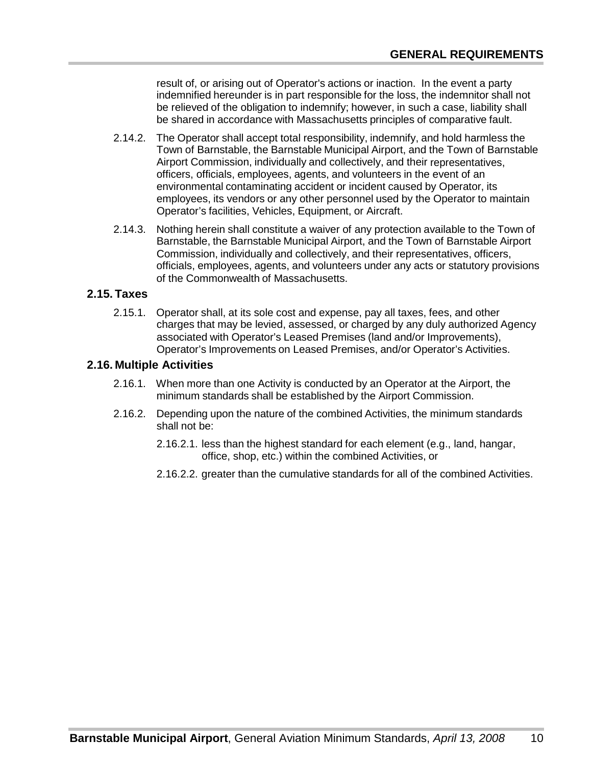result of, or arising out of Operator's actions or inaction. In the event a party indemnified hereunder is in part responsible for the loss, the indemnitor shall not be relieved of the obligation to indemnify; however, in such a case, liability shall be shared in accordance with Massachusetts principles of comparative fault.

2.14.2. The Operator shall accept total responsibility, indemnify, and hold harmless the Town of Barnstable, the Barnstable Municipal Airport, and the Town of Barnstable Airport Commission, individually and collectively, and their representatives, officers, officials, employees, agents, and volunteers in the event of an environmental contaminating accident or incident caused by Operator, its employees, its vendors or any other personnel used by the Operator to maintain Operator's facilities, Vehicles, Equipment, or Aircraft.

2.14.3. Nothing herein shall constitute a waiver of any protection available to the Town of Barnstable, the Barnstable Municipal Airport, and the Town of Barnstable Airport Commission, individually and collectively, and their representatives, officers, officials, employees, agents, and volunteers under any acts or statutory provisions of the Commonwealth of Massachusetts.

### 2.15. Taxes

2.15.1. Operator shall, at its sole cost and expense, pay all taxes, fees, and other charges that may be levied, assessed, or charged by any duly authorized Agency associated with Operator's Leased Premises (land and/or Improvements), Operator's Improvements on Leased Premises, and/or Operator's Activities.

### 2.16. Multiple Activities

2.16.1. When more than one Activity is conducted by an Operator at the Airport, the minimum standards shall be established by the Airport Commission.

2.16.2. Depending upon the nature of the combined Activities, the minimum standards shall not be:

2.16.2.1. less than the highest standard for each element (e.g., land, hangar, office, shop, etc.) within the combined Activities, or

2.16.2.2. greater than the cumulative standards for all of the combined Activities.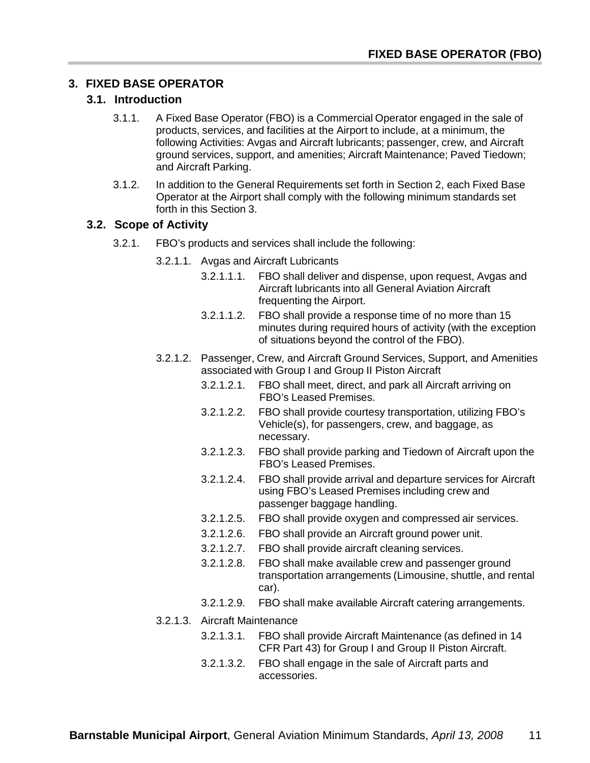## 3. FIXED BASE OPERATOR

### 3.1. Introduction

3.1.1. A Fixed Base Operator (FBO) is a Commercial Operator engaged in the sale of products, services, and facilities at the Airport to include, at a minimum, the following Activities: Avgas and Aircraft lubricants; passenger, crew, and Aircraft ground services, support, and amenities; Aircraft Maintenance; Paved Tiedown; and Aircraft Parking.

3.1.2. In addition to the General Requirements set forth in Section 2, each Fixed Base Operator at the Airport shall comply with the following minimum standards set forth in this Section 3.

### 3.2. Scope of Activity

3.2.1. FBO's products and services shall include the following:

3.2.1.1. Avgas and Aircraft Lubricants

3.2.1.1.1. FBO shall deliver and dispense, upon request, Avgas and Aircraft lubricants into all General Aviation Aircraft frequenting the Airport.

3.2.1.1.2. FBO shall provide a response time of no more than 15 minutes during required hours of activity (with the exception of situations beyond the control of the FBO).

3.2.1.2. Passenger, Crew, and Aircraft Ground Services, Support, and Amenities associated with Group I and Group II Piston Aircraft

3.2.1.2.1. FBO shall meet, direct, and park all Aircraft arriving on FBO's Leased Premises.

3.2.1.2.2. FBO shall provide courtesy transportation, utilizing FBO's Vehicle(s), for passengers, crew, and baggage, as necessary.

3.2.1.2.3. FBO shall provide parking and Tiedown of Aircraft upon the FBO's Leased Premises.

3.2.1.2.4. FBO shall provide arrival and departure services for Aircraft using FBO's Leased Premises including crew and passenger baggage handling.

3.2.1.2.5. FBO shall provide oxygen and compressed air services.

3.2.1.2.6. FBO shall provide an Aircraft ground power unit.

3.2.1.2.7. FBO shall provide aircraft cleaning services.

3.2.1.2.8. FBO shall make available crew and passenger ground transportation arrangements (Limousine, shuttle, and rental car).

3.2.1.2.9. FBO shall make available Aircraft catering arrangements.

3.2.1.3. Aircraft Maintenance

3.2.1.3.1. FBO shall provide Aircraft Maintenance (as defined in 14 CFR Part 43) for Group I and Group II Piston Aircraft.

3.2.1.3.2. FBO shall engage in the sale of Aircraft parts and accessories.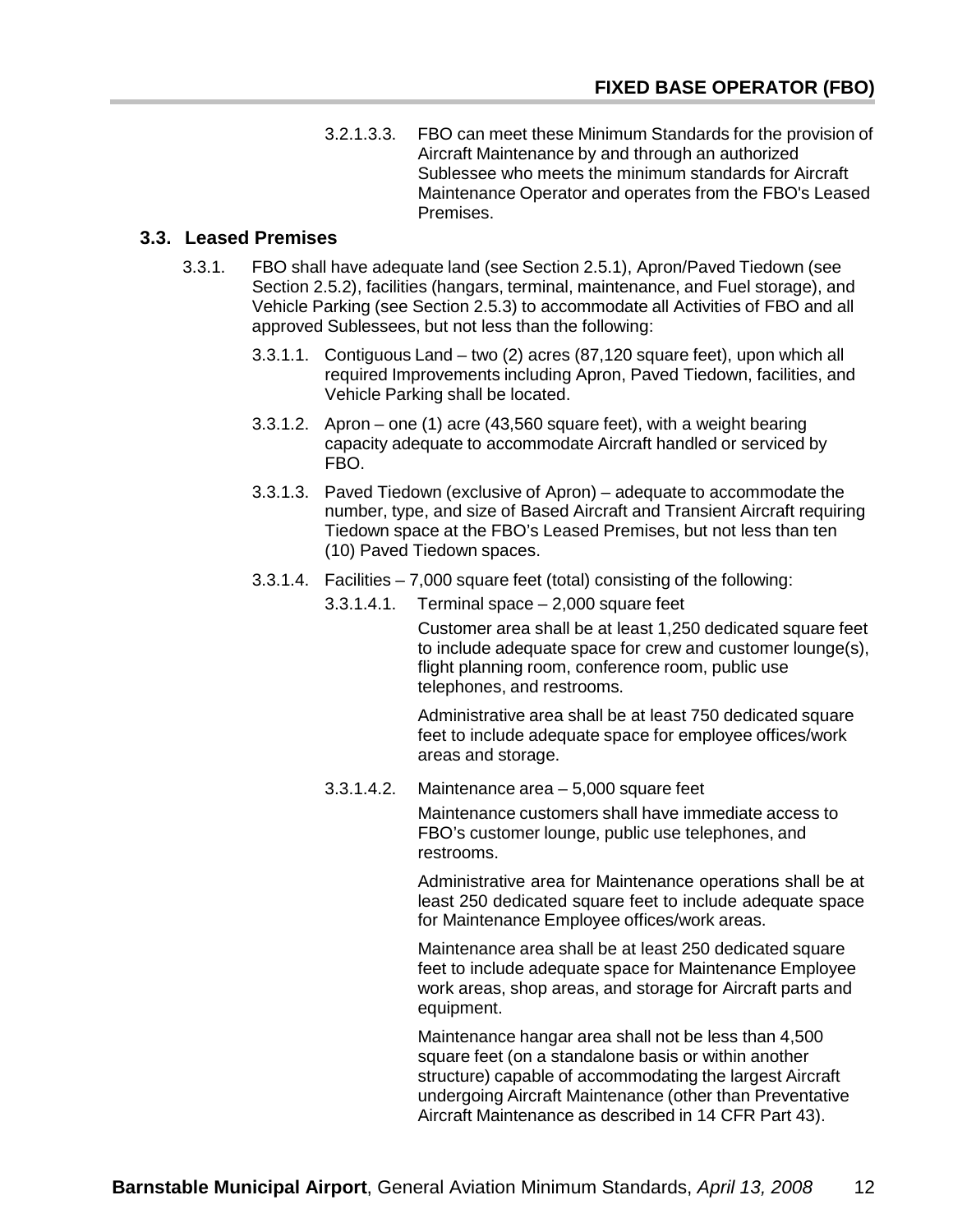3.2.1.3.3. FBO can meet these Minimum Standards for the provision of Aircraft Maintenance by and through an authorized Sublessee who meets the minimum standards for Aircraft Maintenance Operator and operates from the FBO's Leased Premises.

## 3.3. Leased Premises

3.3.1. FBO shall have adequate land (see Section 2.5.1), Apron/Paved Tiedown (see Section 2.5.2), facilities (hangars, terminal, maintenance, and Fuel storage), and Vehicle Parking (see Section 2.5.3) to accommodate all Activities of FBO and all approved Sublessees, but not less than the following:

3.3.1.1. Contiguous Land – two (2) acres (87,120 square feet), upon which all required Improvements including Apron, Paved Tiedown, facilities, and Vehicle Parking shall be located.

3.3.1.2. Apron – one (1) acre (43,560 square feet), with a weight bearing capacity adequate to accommodate Aircraft handled or serviced by FBO.

3.3.1.3. Paved Tiedown (exclusive of Apron) – adequate to accommodate the number, type, and size of Based Aircraft and Transient Aircraft requiring Tiedown space at the FBO's Leased Premises, but not less than ten (10) Paved Tiedown spaces.

3.3.1.4. Facilities – 7,000 square feet (total) consisting of the following:

3.3.1.4.1. Terminal space – 2,000 square feet

Customer area shall be at least 1,250 dedicated square feet to include adequate space for crew and customer lounge(s), flight planning room, conference room, public use telephones, and restrooms.

Administrative area shall be at least 750 dedicated square feet to include adequate space for employee offices/work areas and storage.

3.3.1.4.2. Maintenance area – 5,000 square feet

Maintenance customers shall have immediate access to FBO's customer lounge, public use telephones, and restrooms.

Administrative area for Maintenance operations shall be at least 250 dedicated square feet to include adequate space for Maintenance Employee offices/work areas.

Maintenance area shall be at least 250 dedicated square feet to include adequate space for Maintenance Employee work areas, shop areas, and storage for Aircraft parts and equipment.

Maintenance hangar area shall not be less than 4,500 square feet (on a standalone basis or within another structure) capable of accommodating the largest Aircraft undergoing Aircraft Maintenance (other than Preventative Aircraft Maintenance as described in 14 CFR Part 43).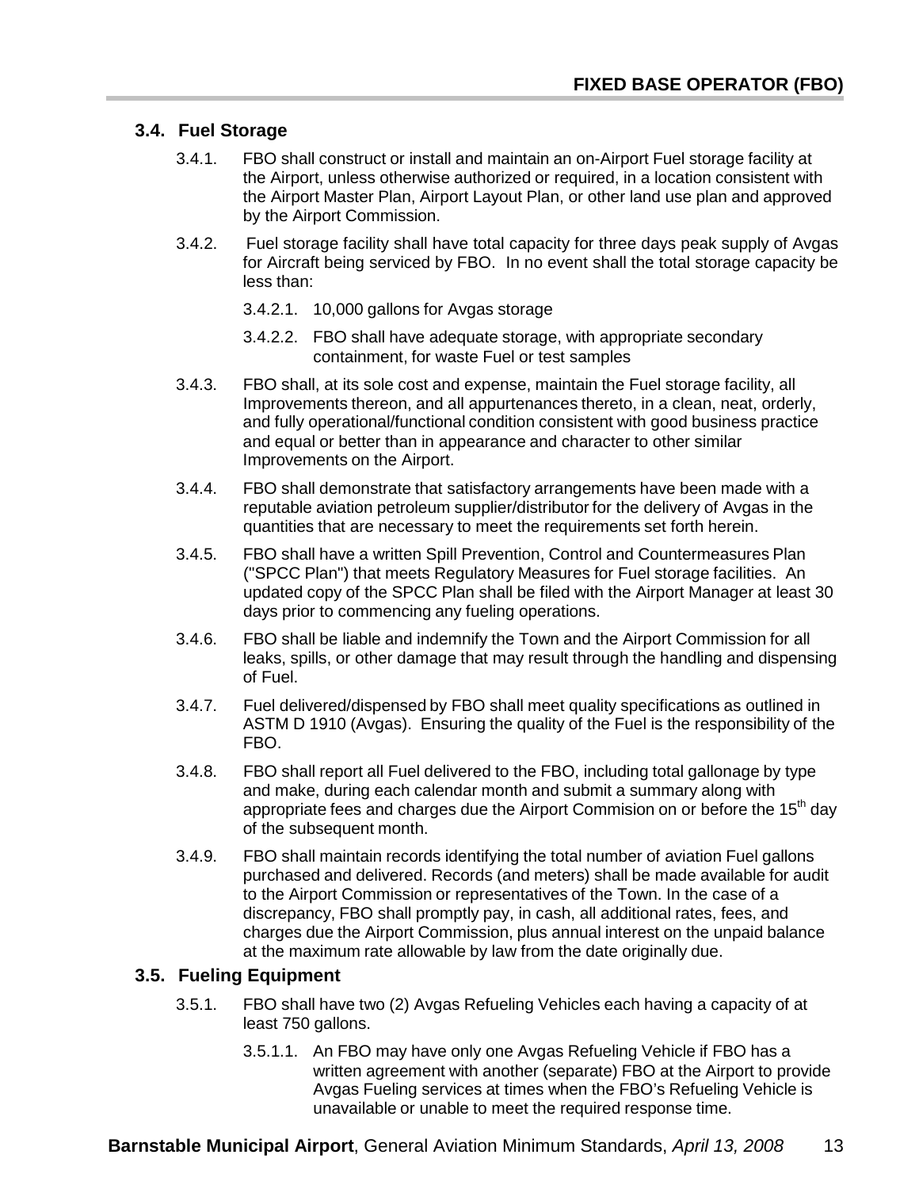### 3.4. Fuel Storage

3.4.1. FBO shall construct or install and maintain an on-Airport Fuel storage facility at the Airport, unless otherwise authorized or required, in a location consistent with the Airport Master Plan, Airport Layout Plan, or other land use plan and approved by the Airport Commission.

3.4.2. Fuel storage facility shall have total capacity for three days peak supply of Avgas for Aircraft being serviced by FBO. In no event shall the total storage capacity be less than:

3.4.2.1. 10,000 gallons for Avgas storage

3.4.2.2. FBO shall have adequate storage, with appropriate secondary containment, for waste Fuel or test samples

3.4.3. FBO shall, at its sole cost and expense, maintain the Fuel storage facility, all Improvements thereon, and all appurtenances thereto, in a clean, neat, orderly, and fully operational/functional condition consistent with good business practice and equal or better than in appearance and character to other similar Improvements on the Airport.

3.4.4. FBO shall demonstrate that satisfactory arrangements have been made with a reputable aviation petroleum supplier/distributor for the delivery of Avgas in the quantities that are necessary to meet the requirements set forth herein.

3.4.5. FBO shall have a written Spill Prevention, Control and Countermeasures Plan ("SPCC Plan") that meets Regulatory Measures for Fuel storage facilities. An updated copy of the SPCC Plan shall be filed with the Airport Manager at least 30 days prior to commencing any fueling operations.

3.4.6. FBO shall be liable and indemnify the Town and the Airport Commission for all leaks, spills, or other damage that may result through the handling and dispensing of Fuel.

3.4.7. Fuel delivered/dispensed by FBO shall meet quality specifications as outlined in ASTM D 1910 (Avgas). Ensuring the quality of the Fuel is the responsibility of the FBO.

3.4.8. FBO shall report all Fuel delivered to the FBO, including total gallonage by type and make, during each calendar month and submit a summary along with appropriate fees and charges due the Airport Commision on or before the 15th day of the subsequent month.

3.4.9. FBO shall maintain records identifying the total number of aviation Fuel gallons purchased and delivered. Records (and meters) shall be made available for audit to the Airport Commission or representatives of the Town. In the case of a discrepancy, FBO shall promptly pay, in cash, all additional rates, fees, and charges due the Airport Commission, plus annual interest on the unpaid balance at the maximum rate allowable by law from the date originally due.

### 3.5. Fueling Equipment

3.5.1. FBO shall have two (2) Avgas Refueling Vehicles each having a capacity of at least 750 gallons.

3.5.1.1. An FBO may have only one Avgas Refueling Vehicle if FBO has a written agreement with another (separate) FBO at the Airport to provide Avgas Fueling services at times when the FBO's Refueling Vehicle is unavailable or unable to meet the required response time.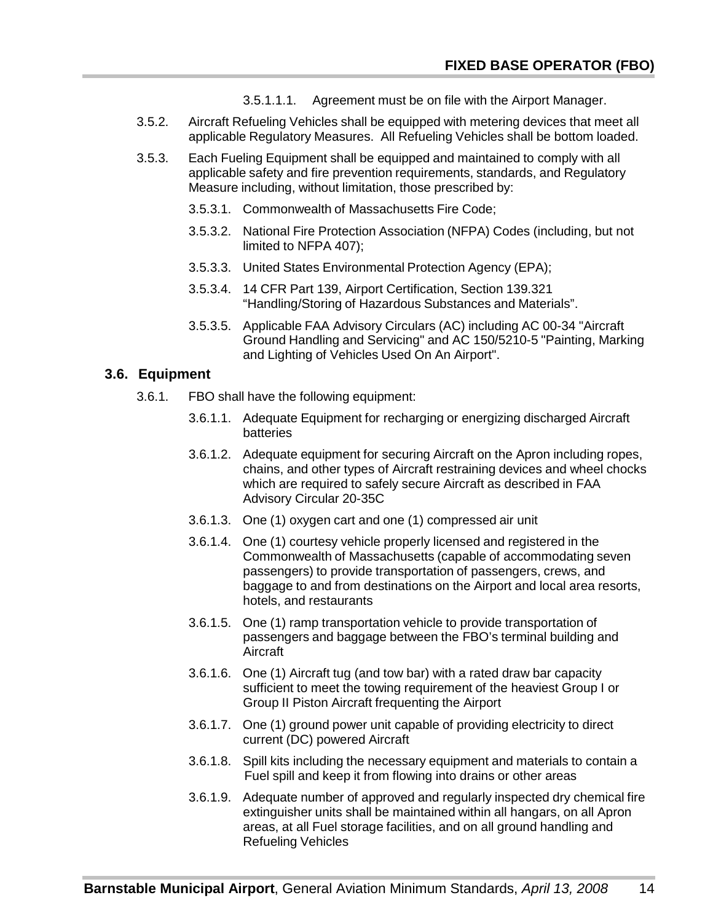3.5.1.1.1. Agreement must be on file with the Airport Manager.

3.5.2. Aircraft Refueling Vehicles shall be equipped with metering devices that meet all applicable Regulatory Measures. All Refueling Vehicles shall be bottom loaded.

3.5.3. Each Fueling Equipment shall be equipped and maintained to comply with all applicable safety and fire prevention requirements, standards, and Regulatory Measure including, without limitation, those prescribed by:

3.5.3.1. Commonwealth of Massachusetts Fire Code;

3.5.3.2. National Fire Protection Association (NFPA) Codes (including, but not limited to NFPA 407);

3.5.3.3. United States Environmental Protection Agency (EPA);

3.5.3.4. 14 CFR Part 139, Airport Certification, Section 139.321 "Handling/Storing of Hazardous Substances and Materials".

3.5.3.5. Applicable FAA Advisory Circulars (AC) including AC 00-34 "Aircraft Ground Handling and Servicing" and AC 150/5210-5 "Painting, Marking and Lighting of Vehicles Used On An Airport".

## 3.6. Equipment

3.6.1. FBO shall have the following equipment:

3.6.1.1. Adequate Equipment for recharging or energizing discharged Aircraft batteries

3.6.1.2. Adequate equipment for securing Aircraft on the Apron including ropes, chains, and other types of Aircraft restraining devices and wheel chocks which are required to safely secure Aircraft as described in FAA Advisory Circular 20-35C

3.6.1.3. One (1) oxygen cart and one (1) compressed air unit

3.6.1.4. One (1) courtesy vehicle properly licensed and registered in the Commonwealth of Massachusetts (capable of accommodating seven passengers) to provide transportation of passengers, crews, and baggage to and from destinations on the Airport and local area resorts, hotels, and restaurants

3.6.1.5. One (1) ramp transportation vehicle to provide transportation of passengers and baggage between the FBO's terminal building and Aircraft

3.6.1.6. One (1) Aircraft tug (and tow bar) with a rated draw bar capacity sufficient to meet the towing requirement of the heaviest Group I or Group II Piston Aircraft frequenting the Airport

3.6.1.7. One (1) ground power unit capable of providing electricity to direct current (DC) powered Aircraft

3.6.1.8. Spill kits including the necessary equipment and materials to contain a Fuel spill and keep it from flowing into drains or other areas

3.6.1.9. Adequate number of approved and regularly inspected dry chemical fire extinguisher units shall be maintained within all hangars, on all Apron areas, at all Fuel storage facilities, and on all ground handling and Refueling Vehicles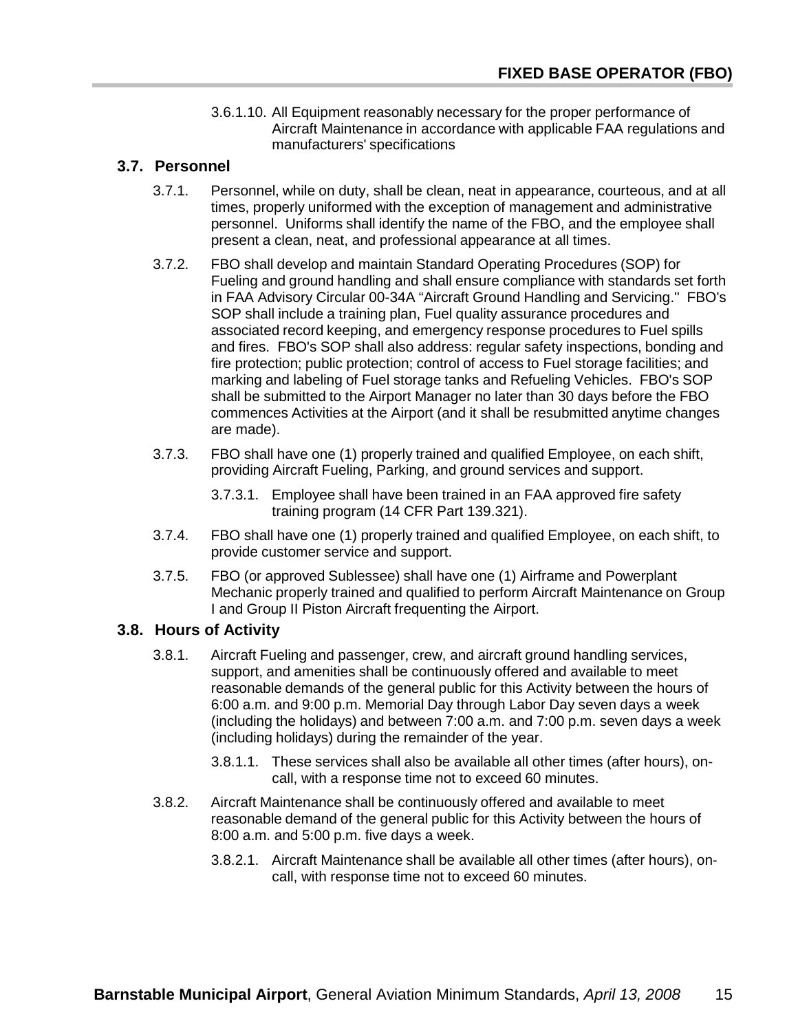3.6.1.10. All Equipment reasonably necessary for the proper performance of Aircraft Maintenance in accordance with applicable FAA regulations and manufacturers' specifications

## 3.7. Personnel

3.7.1. Personnel, while on duty, shall be clean, neat in appearance, courteous, and at all times, properly uniformed with the exception of management and administrative personnel. Uniforms shall identify the name of the FBO, and the employee shall present a clean, neat, and professional appearance at all times.

3.7.2. FBO shall develop and maintain Standard Operating Procedures (SOP) for Fueling and ground handling and shall ensure compliance with standards set forth in FAA Advisory Circular 00-34A "Aircraft Ground Handling and Servicing." FBO's SOP shall include a training plan, Fuel quality assurance procedures and associated record keeping, and emergency response procedures to Fuel spills and fires. FBO's SOP shall also address: regular safety inspections, bonding and fire protection; public protection; control of access to Fuel storage facilities; and marking and labeling of Fuel storage tanks and Refueling Vehicles. FBO's SOP shall be submitted to the Airport Manager no later than 30 days before the FBO commences Activities at the Airport (and it shall be resubmitted anytime changes are made).

3.7.3. FBO shall have one (1) properly trained and qualified Employee, on each shift, providing Aircraft Fueling, Parking, and ground services and support.

3.7.3.1. Employee shall have been trained in an FAA approved fire safety training program (14 CFR Part 139.321).

3.7.4. FBO shall have one (1) properly trained and qualified Employee, on each shift, to provide customer service and support.

3.7.5. FBO (or approved Sublessee) shall have one (1) Airframe and Powerplant Mechanic properly trained and qualified to perform Aircraft Maintenance on Group I and Group II Piston Aircraft frequenting the Airport.

## 3.8. Hours of Activity

3.8.1. Aircraft Fueling and passenger, crew, and aircraft ground handling services, support, and amenities shall be continuously offered and available to meet reasonable demands of the general public for this Activity between the hours of 6:00 a.m. and 9:00 p.m. Memorial Day through Labor Day seven days a week (including the holidays) and between 7:00 a.m. and 7:00 p.m. seven days a week (including holidays) during the remainder of the year.

3.8.1.1. These services shall also be available all other times (after hours), on-call, with a response time not to exceed 60 minutes.

3.8.2. Aircraft Maintenance shall be continuously offered and available to meet reasonable demand of the general public for this Activity between the hours of 8:00 a.m. and 5:00 p.m. five days a week.

3.8.2.1. Aircraft Maintenance shall be available all other times (after hours), on-call, with response time not to exceed 60 minutes.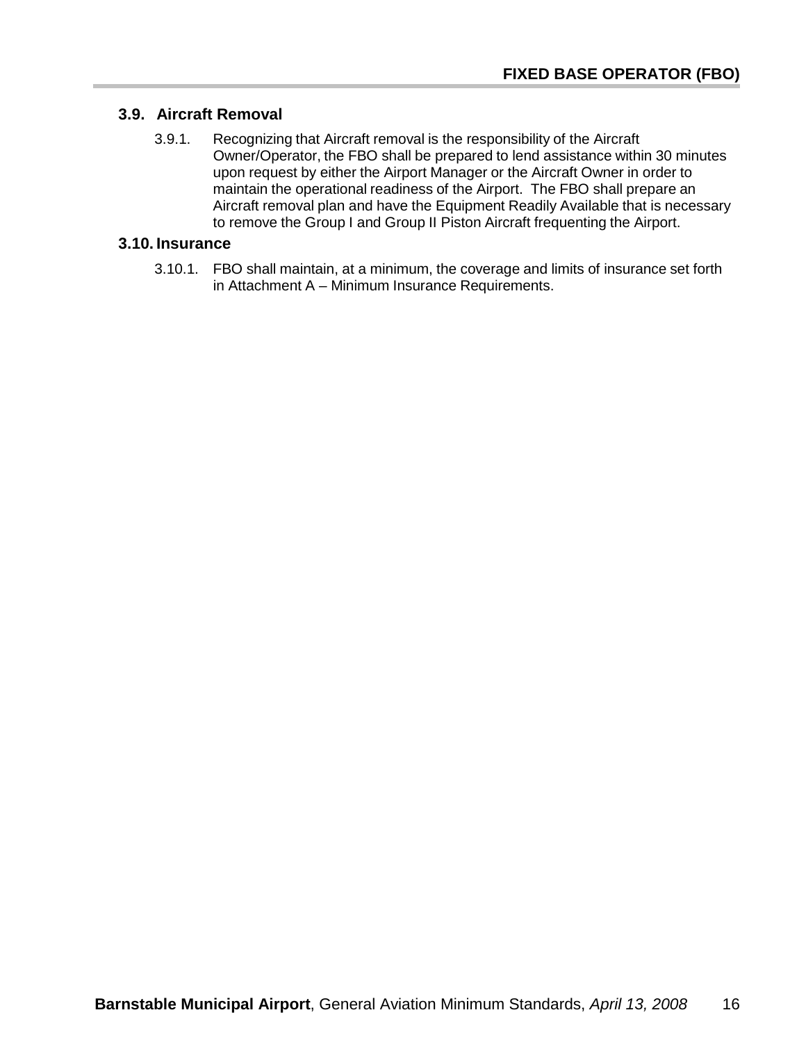## 3.9. Aircraft Removal

3.9.1. Recognizing that Aircraft removal is the responsibility of the Aircraft Owner/Operator, the FBO shall be prepared to lend assistance within 30 minutes upon request by either the Airport Manager or the Aircraft Owner in order to maintain the operational readiness of the Airport. The FBO shall prepare an Aircraft removal plan and have the Equipment Readily Available that is necessary to remove the Group I and Group II Piston Aircraft frequenting the Airport.

## 3.10. Insurance

3.10.1. FBO shall maintain, at a minimum, the coverage and limits of insurance set forth in Attachment A – Minimum Insurance Requirements.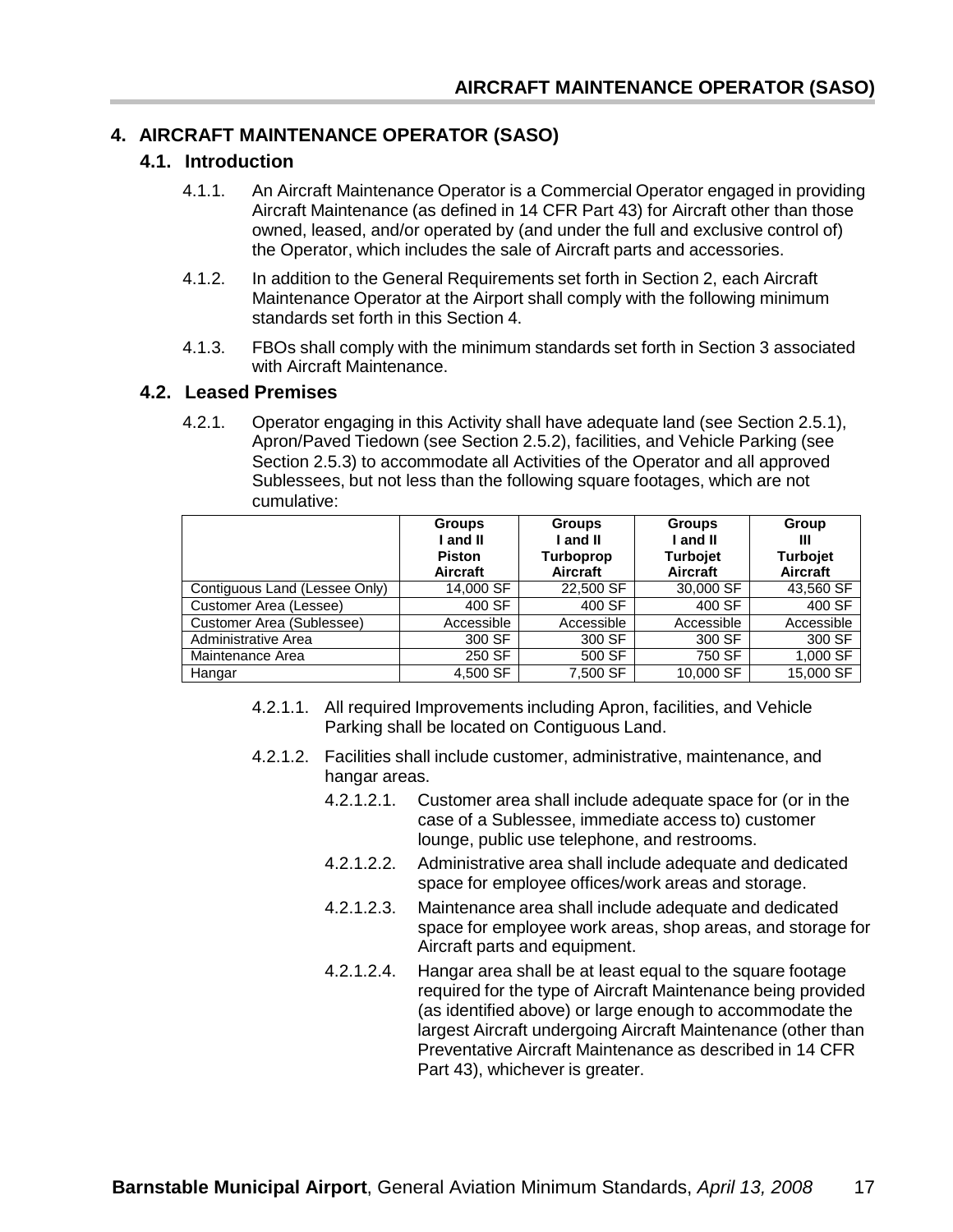# 4. AIRCRAFT MAINTENANCE OPERATOR (SASO)

## 4.1. Introduction

4.1.1. An Aircraft Maintenance Operator is a Commercial Operator engaged in providing Aircraft Maintenance (as defined in 14 CFR Part 43) for Aircraft other than those owned, leased, and/or operated by (and under the full and exclusive control of) the Operator, which includes the sale of Aircraft parts and accessories.

4.1.2. In addition to the General Requirements set forth in Section 2, each Aircraft Maintenance Operator at the Airport shall comply with the following minimum standards set forth in this Section 4.

4.1.3. FBOs shall comply with the minimum standards set forth in Section 3 associated with Aircraft Maintenance.

## 4.2. Leased Premises

4.2.1. Operator engaging in this Activity shall have adequate land (see Section 2.5.1), Apron/Paved Tiedown (see Section 2.5.2), facilities, and Vehicle Parking (see Section 2.5.3) to accommodate all Activities of the Operator and all approved Sublessees, but not less than the following square footages, which are not cumulative:

| | Groups I and II Piston Aircraft | Groups I and II Turboprop Aircraft | Groups I and II Turbojet Aircraft | Group III Turbojet Aircraft |
|---|---|---|---|---|
| Contiguous Land (Lessee Only) | 14,000 SF | 22,500 SF | 30,000 SF | 43,560 SF |
| Customer Area (Lessee) | 400 SF | 400 SF | 400 SF | 400 SF |
| Customer Area (Sublessee) | Accessible | Accessible | Accessible | Accessible |
| Administrative Area | 300 SF | 300 SF | 300 SF | 300 SF |
| Maintenance Area | 250 SF | 500 SF | 750 SF | 1,000 SF |
| Hangar | 4,500 SF | 7,500 SF | 10,000 SF | 15,000 SF |

4.2.1.1. All required Improvements including Apron, facilities, and Vehicle Parking shall be located on Contiguous Land.

4.2.1.2. Facilities shall include customer, administrative, maintenance, and hangar areas.

4.2.1.2.1. Customer area shall include adequate space for (or in the case of a Sublessee, immediate access to) customer lounge, public use telephone, and restrooms.

4.2.1.2.2. Administrative area shall include adequate and dedicated space for employee offices/work areas and storage.

4.2.1.2.3. Maintenance area shall include adequate and dedicated space for employee work areas, shop areas, and storage for Aircraft parts and equipment.

4.2.1.2.4. Hangar area shall be at least equal to the square footage required for the type of Aircraft Maintenance being provided (as identified above) or large enough to accommodate the largest Aircraft undergoing Aircraft Maintenance (other than Preventative Aircraft Maintenance as described in 14 CFR Part 43), whichever is greater.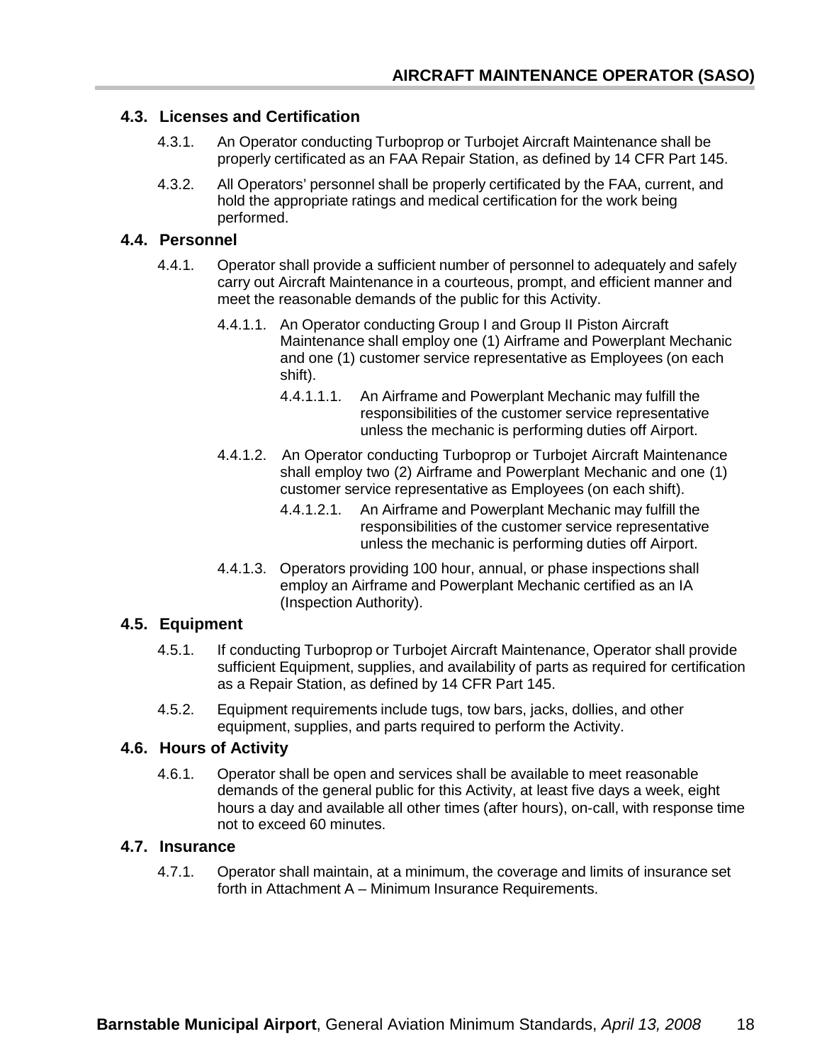## 4.3. Licenses and Certification

4.3.1. An Operator conducting Turboprop or Turbojet Aircraft Maintenance shall be properly certificated as an FAA Repair Station, as defined by 14 CFR Part 145.

4.3.2. All Operators' personnel shall be properly certificated by the FAA, current, and hold the appropriate ratings and medical certification for the work being performed.

## 4.4. Personnel

4.4.1. Operator shall provide a sufficient number of personnel to adequately and safely carry out Aircraft Maintenance in a courteous, prompt, and efficient manner and meet the reasonable demands of the public for this Activity.

4.4.1.1. An Operator conducting Group I and Group II Piston Aircraft Maintenance shall employ one (1) Airframe and Powerplant Mechanic and one (1) customer service representative as Employees (on each shift).

4.4.1.1.1. An Airframe and Powerplant Mechanic may fulfill the responsibilities of the customer service representative unless the mechanic is performing duties off Airport.

4.4.1.2. An Operator conducting Turboprop or Turbojet Aircraft Maintenance shall employ two (2) Airframe and Powerplant Mechanic and one (1) customer service representative as Employees (on each shift).

4.4.1.2.1. An Airframe and Powerplant Mechanic may fulfill the responsibilities of the customer service representative unless the mechanic is performing duties off Airport.

4.4.1.3. Operators providing 100 hour, annual, or phase inspections shall employ an Airframe and Powerplant Mechanic certified as an IA (Inspection Authority).

## 4.5. Equipment

4.5.1. If conducting Turboprop or Turbojet Aircraft Maintenance, Operator shall provide sufficient Equipment, supplies, and availability of parts as required for certification as a Repair Station, as defined by 14 CFR Part 145.

4.5.2. Equipment requirements include tugs, tow bars, jacks, dollies, and other equipment, supplies, and parts required to perform the Activity.

## 4.6. Hours of Activity

4.6.1. Operator shall be open and services shall be available to meet reasonable demands of the general public for this Activity, at least five days a week, eight hours a day and available all other times (after hours), on-call, with response time not to exceed 60 minutes.

## 4.7. Insurance

4.7.1. Operator shall maintain, at a minimum, the coverage and limits of insurance set forth in Attachment A – Minimum Insurance Requirements.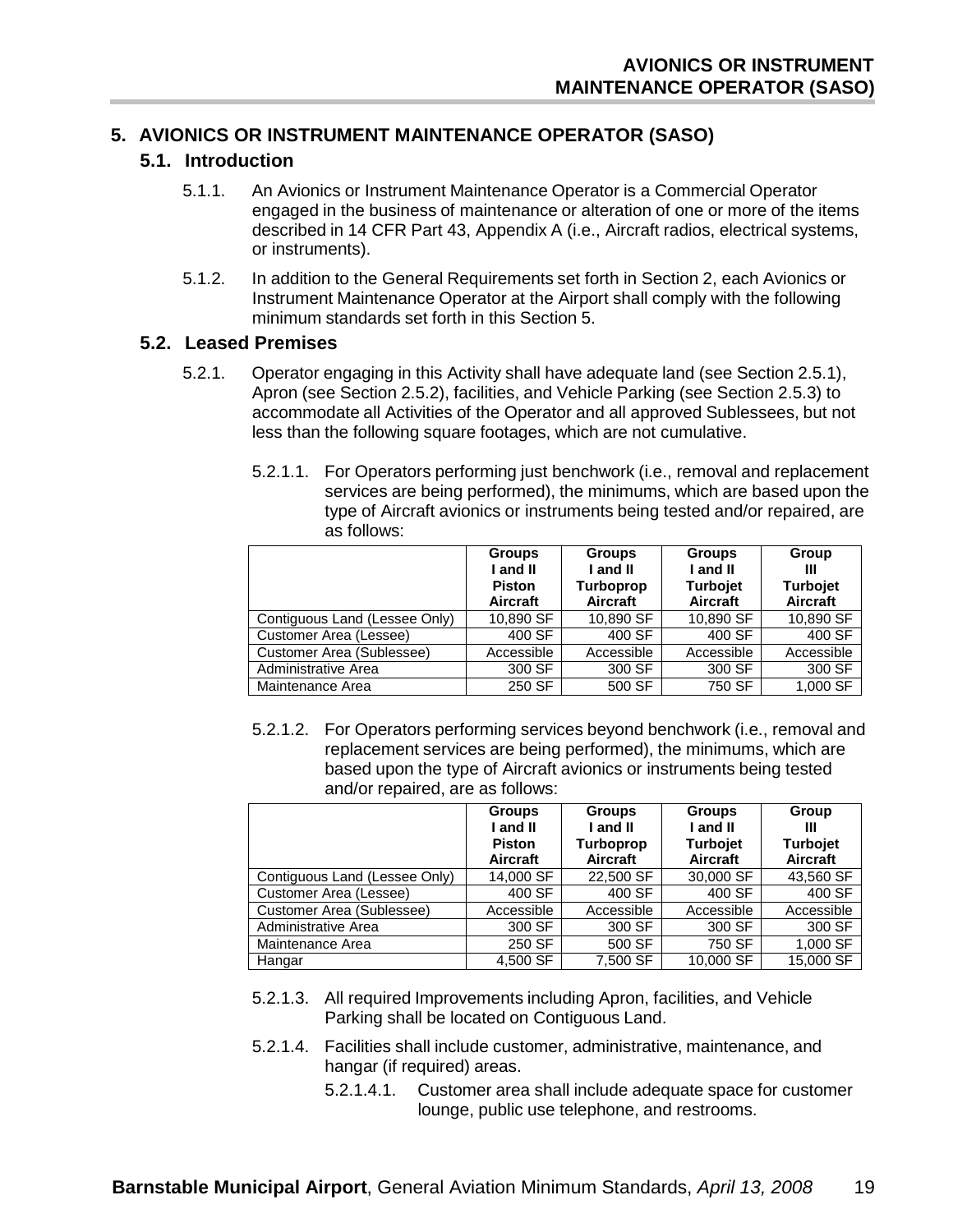# 5. AVIONICS OR INSTRUMENT MAINTENANCE OPERATOR (SASO)

## 5.1. Introduction

5.1.1. An Avionics or Instrument Maintenance Operator is a Commercial Operator engaged in the business of maintenance or alteration of one or more of the items described in 14 CFR Part 43, Appendix A (i.e., Aircraft radios, electrical systems, or instruments).

5.1.2. In addition to the General Requirements set forth in Section 2, each Avionics or Instrument Maintenance Operator at the Airport shall comply with the following minimum standards set forth in this Section 5.

## 5.2. Leased Premises

5.2.1. Operator engaging in this Activity shall have adequate land (see Section 2.5.1), Apron (see Section 2.5.2), facilities, and Vehicle Parking (see Section 2.5.3) to accommodate all Activities of the Operator and all approved Sublessees, but not less than the following square footages, which are not cumulative.

5.2.1.1. For Operators performing just benchwork (i.e., removal and replacement services are being performed), the minimums, which are based upon the type of Aircraft avionics or instruments being tested and/or repaired, are as follows:

| | Groups I and II Piston Aircraft | Groups I and II Turboprop Aircraft | Groups I and II Turbojet Aircraft | Group III Turbojet Aircraft |
|---|---|---|---|---|
| Contiguous Land (Lessee Only) | 10,890 SF | 10,890 SF | 10,890 SF | 10,890 SF |
| Customer Area (Lessee) | 400 SF | 400 SF | 400 SF | 400 SF |
| Customer Area (Sublessee) | Accessible | Accessible | Accessible | Accessible |
| Administrative Area | 300 SF | 300 SF | 300 SF | 300 SF |
| Maintenance Area | 250 SF | 500 SF | 750 SF | 1,000 SF |

5.2.1.2. For Operators performing services beyond benchwork (i.e., removal and replacement services are being performed), the minimums, which are based upon the type of Aircraft avionics or instruments being tested and/or repaired, are as follows:

| | Groups I and II Piston Aircraft | Groups I and II Turboprop Aircraft | Groups I and II Turbojet Aircraft | Group III Turbojet Aircraft |
|---|---|---|---|---|
| Contiguous Land (Lessee Only) | 14,000 SF | 22,500 SF | 30,000 SF | 43,560 SF |
| Customer Area (Lessee) | 400 SF | 400 SF | 400 SF | 400 SF |
| Customer Area (Sublessee) | Accessible | Accessible | Accessible | Accessible |
| Administrative Area | 300 SF | 300 SF | 300 SF | 300 SF |
| Maintenance Area | 250 SF | 500 SF | 750 SF | 1,000 SF |
| Hangar | 4,500 SF | 7,500 SF | 10,000 SF | 15,000 SF |

5.2.1.3. All required Improvements including Apron, facilities, and Vehicle Parking shall be located on Contiguous Land.

5.2.1.4. Facilities shall include customer, administrative, maintenance, and hangar (if required) areas.

5.2.1.4.1. Customer area shall include adequate space for customer lounge, public use telephone, and restrooms.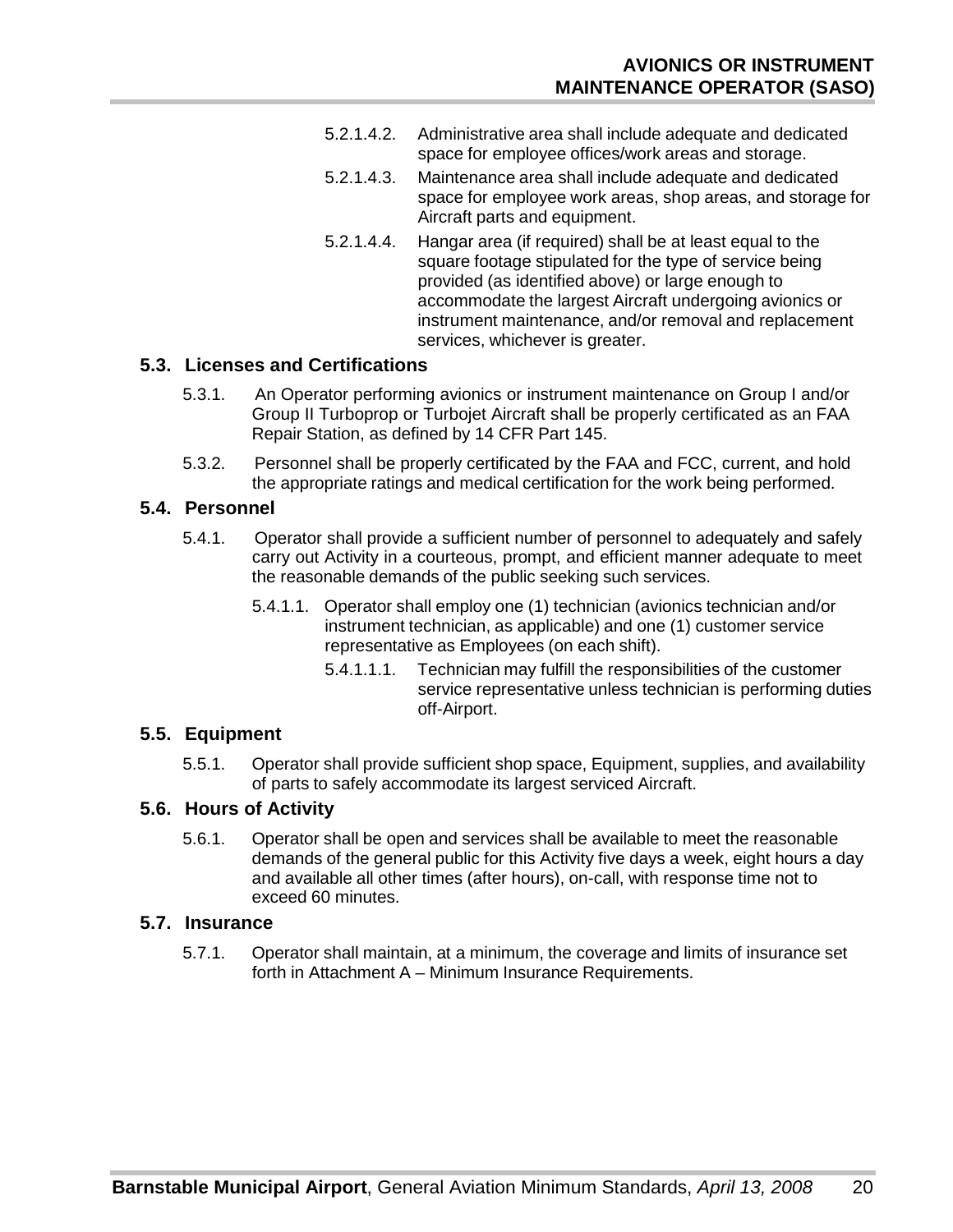5.2.1.4.2. Administrative area shall include adequate and dedicated space for employee offices/work areas and storage.

5.2.1.4.3. Maintenance area shall include adequate and dedicated space for employee work areas, shop areas, and storage for Aircraft parts and equipment.

5.2.1.4.4. Hangar area (if required) shall be at least equal to the square footage stipulated for the type of service being provided (as identified above) or large enough to accommodate the largest Aircraft undergoing avionics or instrument maintenance, and/or removal and replacement services, whichever is greater.

## 5.3. Licenses and Certifications

5.3.1. An Operator performing avionics or instrument maintenance on Group I and/or Group II Turboprop or Turbojet Aircraft shall be properly certificated as an FAA Repair Station, as defined by 14 CFR Part 145.

5.3.2. Personnel shall be properly certificated by the FAA and FCC, current, and hold the appropriate ratings and medical certification for the work being performed.

## 5.4. Personnel

5.4.1. Operator shall provide a sufficient number of personnel to adequately and safely carry out Activity in a courteous, prompt, and efficient manner adequate to meet the reasonable demands of the public seeking such services.

5.4.1.1. Operator shall employ one (1) technician (avionics technician and/or instrument technician, as applicable) and one (1) customer service representative as Employees (on each shift).

5.4.1.1.1. Technician may fulfill the responsibilities of the customer service representative unless technician is performing duties off-Airport.

## 5.5. Equipment

5.5.1. Operator shall provide sufficient shop space, Equipment, supplies, and availability of parts to safely accommodate its largest serviced Aircraft.

## 5.6. Hours of Activity

5.6.1. Operator shall be open and services shall be available to meet the reasonable demands of the general public for this Activity five days a week, eight hours a day and available all other times (after hours), on-call, with response time not to exceed 60 minutes.

## 5.7. Insurance

5.7.1. Operator shall maintain, at a minimum, the coverage and limits of insurance set forth in Attachment A – Minimum Insurance Requirements.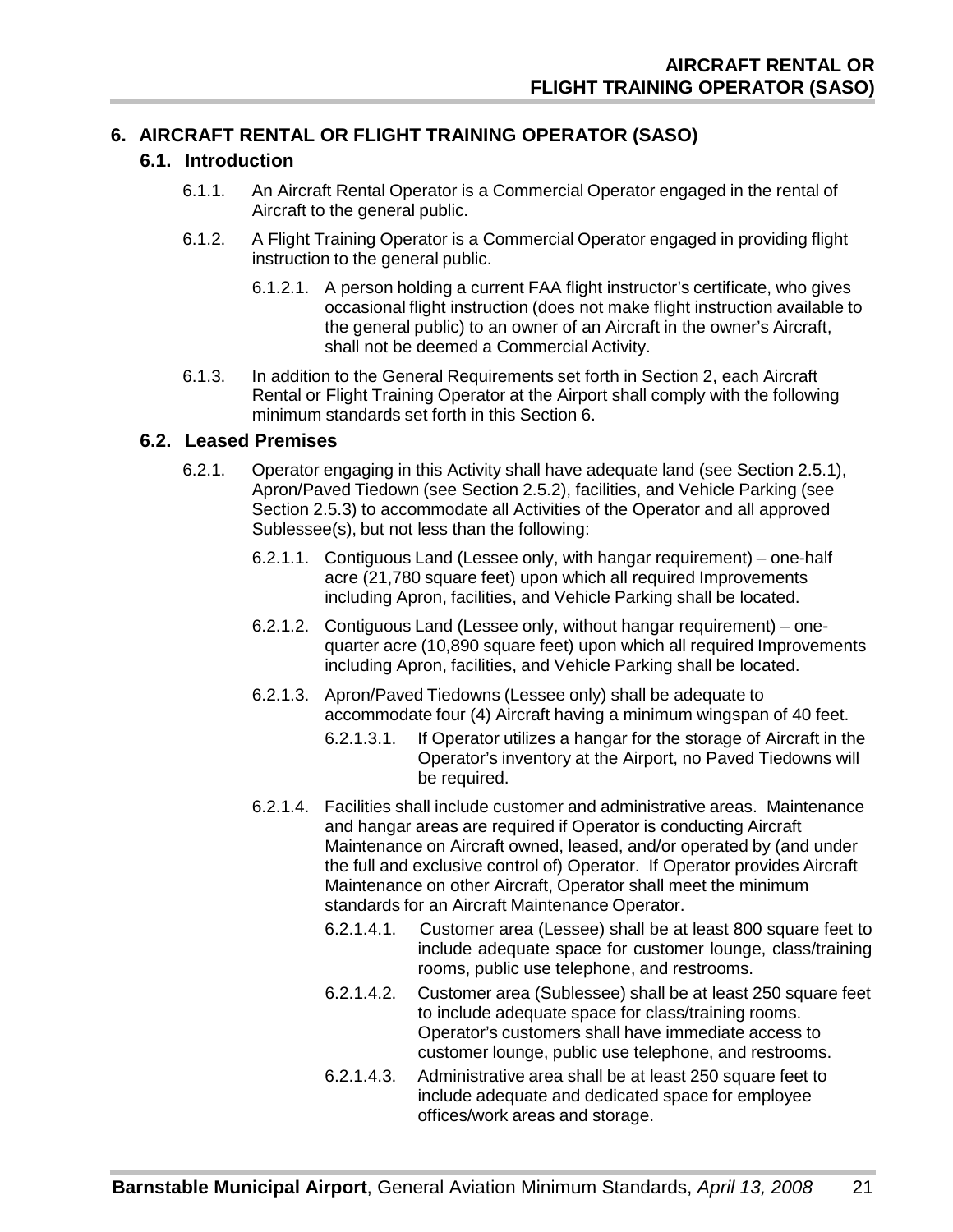# 6. AIRCRAFT RENTAL OR FLIGHT TRAINING OPERATOR (SASO)

## 6.1. Introduction

6.1.1. An Aircraft Rental Operator is a Commercial Operator engaged in the rental of Aircraft to the general public.

6.1.2. A Flight Training Operator is a Commercial Operator engaged in providing flight instruction to the general public.

6.1.2.1. A person holding a current FAA flight instructor's certificate, who gives occasional flight instruction (does not make flight instruction available to the general public) to an owner of an Aircraft in the owner's Aircraft, shall not be deemed a Commercial Activity.

6.1.3. In addition to the General Requirements set forth in Section 2, each Aircraft Rental or Flight Training Operator at the Airport shall comply with the following minimum standards set forth in this Section 6.

## 6.2. Leased Premises

6.2.1. Operator engaging in this Activity shall have adequate land (see Section 2.5.1), Apron/Paved Tiedown (see Section 2.5.2), facilities, and Vehicle Parking (see Section 2.5.3) to accommodate all Activities of the Operator and all approved Sublessee(s), but not less than the following:

6.2.1.1. Contiguous Land (Lessee only, with hangar requirement) – one-half acre (21,780 square feet) upon which all required Improvements including Apron, facilities, and Vehicle Parking shall be located.

6.2.1.2. Contiguous Land (Lessee only, without hangar requirement) – one-quarter acre (10,890 square feet) upon which all required Improvements including Apron, facilities, and Vehicle Parking shall be located.

6.2.1.3. Apron/Paved Tiedowns (Lessee only) shall be adequate to accommodate four (4) Aircraft having a minimum wingspan of 40 feet.

6.2.1.3.1. If Operator utilizes a hangar for the storage of Aircraft in the Operator's inventory at the Airport, no Paved Tiedowns will be required.

6.2.1.4. Facilities shall include customer and administrative areas. Maintenance and hangar areas are required if Operator is conducting Aircraft Maintenance on Aircraft owned, leased, and/or operated by (and under the full and exclusive control of) Operator. If Operator provides Aircraft Maintenance on other Aircraft, Operator shall meet the minimum standards for an Aircraft Maintenance Operator.

6.2.1.4.1. Customer area (Lessee) shall be at least 800 square feet to include adequate space for customer lounge, class/training rooms, public use telephone, and restrooms.

6.2.1.4.2. Customer area (Sublessee) shall be at least 250 square feet to include adequate space for class/training rooms. Operator's customers shall have immediate access to customer lounge, public use telephone, and restrooms.

6.2.1.4.3. Administrative area shall be at least 250 square feet to include adequate and dedicated space for employee offices/work areas and storage.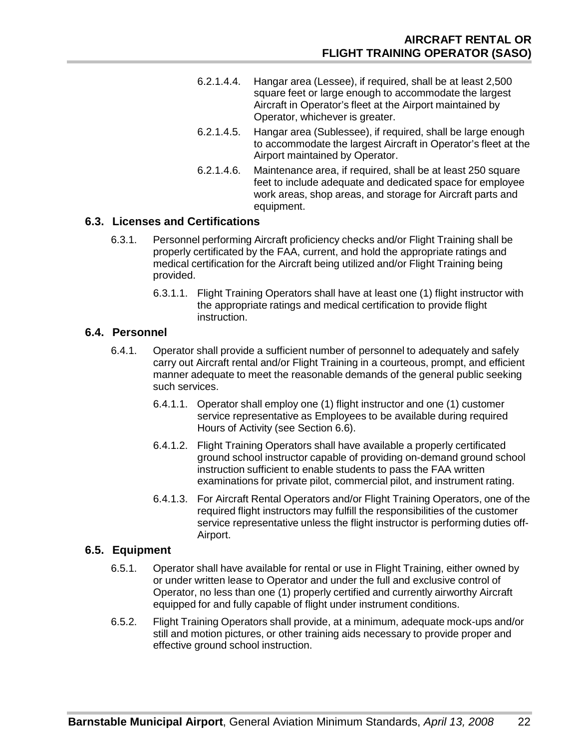6.2.1.4.4. Hangar area (Lessee), if required, shall be at least 2,500 square feet or large enough to accommodate the largest Aircraft in Operator's fleet at the Airport maintained by Operator, whichever is greater.

6.2.1.4.5. Hangar area (Sublessee), if required, shall be large enough to accommodate the largest Aircraft in Operator's fleet at the Airport maintained by Operator.

6.2.1.4.6. Maintenance area, if required, shall be at least 250 square feet to include adequate and dedicated space for employee work areas, shop areas, and storage for Aircraft parts and equipment.

## 6.3. Licenses and Certifications

6.3.1. Personnel performing Aircraft proficiency checks and/or Flight Training shall be properly certificated by the FAA, current, and hold the appropriate ratings and medical certification for the Aircraft being utilized and/or Flight Training being provided.

6.3.1.1. Flight Training Operators shall have at least one (1) flight instructor with the appropriate ratings and medical certification to provide flight instruction.

## 6.4. Personnel

6.4.1. Operator shall provide a sufficient number of personnel to adequately and safely carry out Aircraft rental and/or Flight Training in a courteous, prompt, and efficient manner adequate to meet the reasonable demands of the general public seeking such services.

6.4.1.1. Operator shall employ one (1) flight instructor and one (1) customer service representative as Employees to be available during required Hours of Activity (see Section 6.6).

6.4.1.2. Flight Training Operators shall have available a properly certificated ground school instructor capable of providing on-demand ground school instruction sufficient to enable students to pass the FAA written examinations for private pilot, commercial pilot, and instrument rating.

6.4.1.3. For Aircraft Rental Operators and/or Flight Training Operators, one of the required flight instructors may fulfill the responsibilities of the customer service representative unless the flight instructor is performing duties off-Airport.

## 6.5. Equipment

6.5.1. Operator shall have available for rental or use in Flight Training, either owned by or under written lease to Operator and under the full and exclusive control of Operator, no less than one (1) properly certified and currently airworthy Aircraft equipped for and fully capable of flight under instrument conditions.

6.5.2. Flight Training Operators shall provide, at a minimum, adequate mock-ups and/or still and motion pictures, or other training aids necessary to provide proper and effective ground school instruction.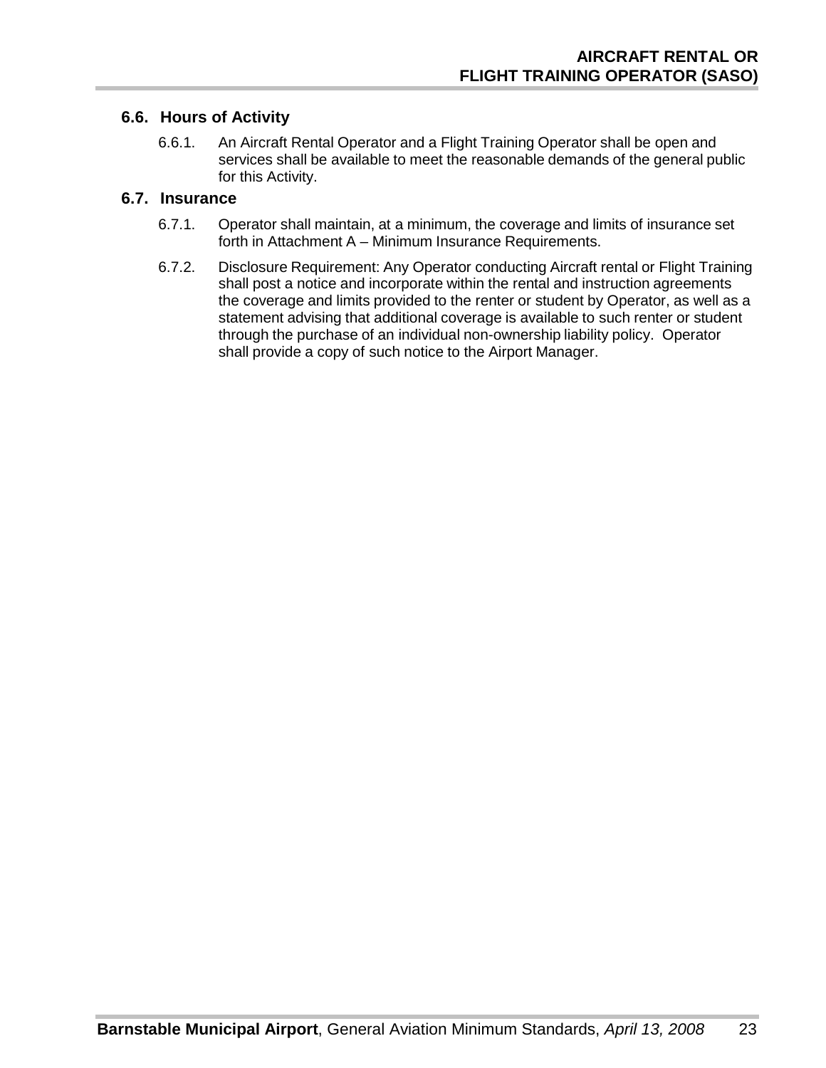## 6.6. Hours of Activity

6.6.1. An Aircraft Rental Operator and a Flight Training Operator shall be open and services shall be available to meet the reasonable demands of the general public for this Activity.

## 6.7. Insurance

6.7.1. Operator shall maintain, at a minimum, the coverage and limits of insurance set forth in Attachment A – Minimum Insurance Requirements.

6.7.2. Disclosure Requirement: Any Operator conducting Aircraft rental or Flight Training shall post a notice and incorporate within the rental and instruction agreements the coverage and limits provided to the renter or student by Operator, as well as a statement advising that additional coverage is available to such renter or student through the purchase of an individual non-ownership liability policy. Operator shall provide a copy of such notice to the Airport Manager.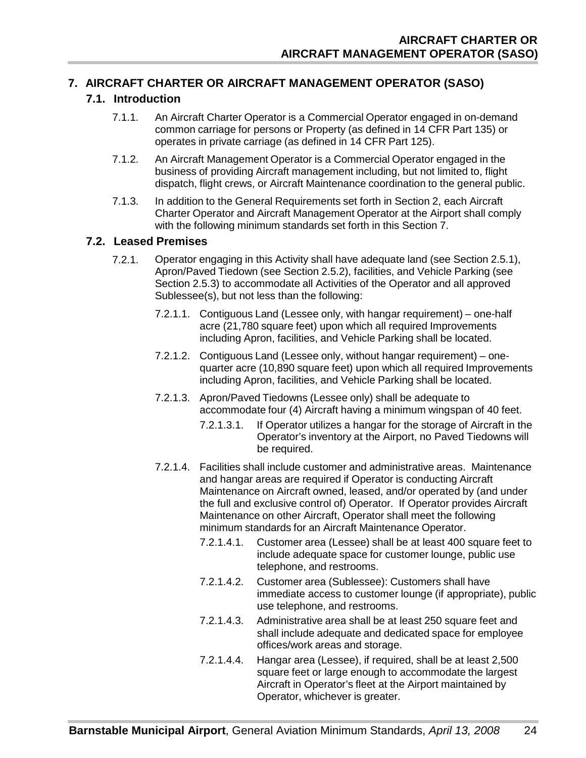# 7. AIRCRAFT CHARTER OR AIRCRAFT MANAGEMENT OPERATOR (SASO)

## 7.1. Introduction

7.1.1. An Aircraft Charter Operator is a Commercial Operator engaged in on-demand common carriage for persons or Property (as defined in 14 CFR Part 135) or operates in private carriage (as defined in 14 CFR Part 125).

7.1.2. An Aircraft Management Operator is a Commercial Operator engaged in the business of providing Aircraft management including, but not limited to, flight dispatch, flight crews, or Aircraft Maintenance coordination to the general public.

7.1.3. In addition to the General Requirements set forth in Section 2, each Aircraft Charter Operator and Aircraft Management Operator at the Airport shall comply with the following minimum standards set forth in this Section 7.

## 7.2. Leased Premises

7.2.1. Operator engaging in this Activity shall have adequate land (see Section 2.5.1), Apron/Paved Tiedown (see Section 2.5.2), facilities, and Vehicle Parking (see Section 2.5.3) to accommodate all Activities of the Operator and all approved Sublessee(s), but not less than the following:

7.2.1.1. Contiguous Land (Lessee only, with hangar requirement) – one-half acre (21,780 square feet) upon which all required Improvements including Apron, facilities, and Vehicle Parking shall be located.

7.2.1.2. Contiguous Land (Lessee only, without hangar requirement) – one-quarter acre (10,890 square feet) upon which all required Improvements including Apron, facilities, and Vehicle Parking shall be located.

7.2.1.3. Apron/Paved Tiedowns (Lessee only) shall be adequate to accommodate four (4) Aircraft having a minimum wingspan of 40 feet.

7.2.1.3.1. If Operator utilizes a hangar for the storage of Aircraft in the Operator's inventory at the Airport, no Paved Tiedowns will be required.

7.2.1.4. Facilities shall include customer and administrative areas. Maintenance and hangar areas are required if Operator is conducting Aircraft Maintenance on Aircraft owned, leased, and/or operated by (and under the full and exclusive control of) Operator. If Operator provides Aircraft Maintenance on other Aircraft, Operator shall meet the following minimum standards for an Aircraft Maintenance Operator.

7.2.1.4.1. Customer area (Lessee) shall be at least 400 square feet to include adequate space for customer lounge, public use telephone, and restrooms.

7.2.1.4.2. Customer area (Sublessee): Customers shall have immediate access to customer lounge (if appropriate), public use telephone, and restrooms.

7.2.1.4.3. Administrative area shall be at least 250 square feet and shall include adequate and dedicated space for employee offices/work areas and storage.

7.2.1.4.4. Hangar area (Lessee), if required, shall be at least 2,500 square feet or large enough to accommodate the largest Aircraft in Operator's fleet at the Airport maintained by Operator, whichever is greater.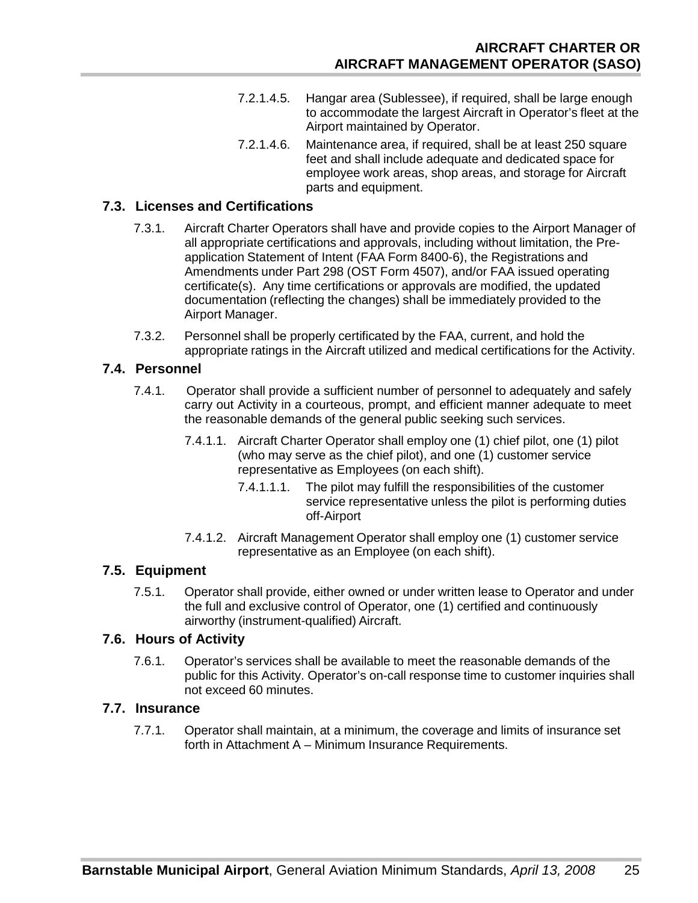7.2.1.4.5. Hangar area (Sublessee), if required, shall be large enough to accommodate the largest Aircraft in Operator's fleet at the Airport maintained by Operator.

7.2.1.4.6. Maintenance area, if required, shall be at least 250 square feet and shall include adequate and dedicated space for employee work areas, shop areas, and storage for Aircraft parts and equipment.

## 7.3. Licenses and Certifications

7.3.1. Aircraft Charter Operators shall have and provide copies to the Airport Manager of all appropriate certifications and approvals, including without limitation, the Pre-application Statement of Intent (FAA Form 8400-6), the Registrations and Amendments under Part 298 (OST Form 4507), and/or FAA issued operating certificate(s). Any time certifications or approvals are modified, the updated documentation (reflecting the changes) shall be immediately provided to the Airport Manager.

7.3.2. Personnel shall be properly certificated by the FAA, current, and hold the appropriate ratings in the Aircraft utilized and medical certifications for the Activity.

## 7.4. Personnel

7.4.1. Operator shall provide a sufficient number of personnel to adequately and safely carry out Activity in a courteous, prompt, and efficient manner adequate to meet the reasonable demands of the general public seeking such services.

7.4.1.1. Aircraft Charter Operator shall employ one (1) chief pilot, one (1) pilot (who may serve as the chief pilot), and one (1) customer service representative as Employees (on each shift).

7.4.1.1.1. The pilot may fulfill the responsibilities of the customer service representative unless the pilot is performing duties off-Airport

7.4.1.2. Aircraft Management Operator shall employ one (1) customer service representative as an Employee (on each shift).

## 7.5. Equipment

7.5.1. Operator shall provide, either owned or under written lease to Operator and under the full and exclusive control of Operator, one (1) certified and continuously airworthy (instrument-qualified) Aircraft.

## 7.6. Hours of Activity

7.6.1. Operator's services shall be available to meet the reasonable demands of the public for this Activity. Operator's on-call response time to customer inquiries shall not exceed 60 minutes.

## 7.7. Insurance

7.7.1. Operator shall maintain, at a minimum, the coverage and limits of insurance set forth in Attachment A – Minimum Insurance Requirements.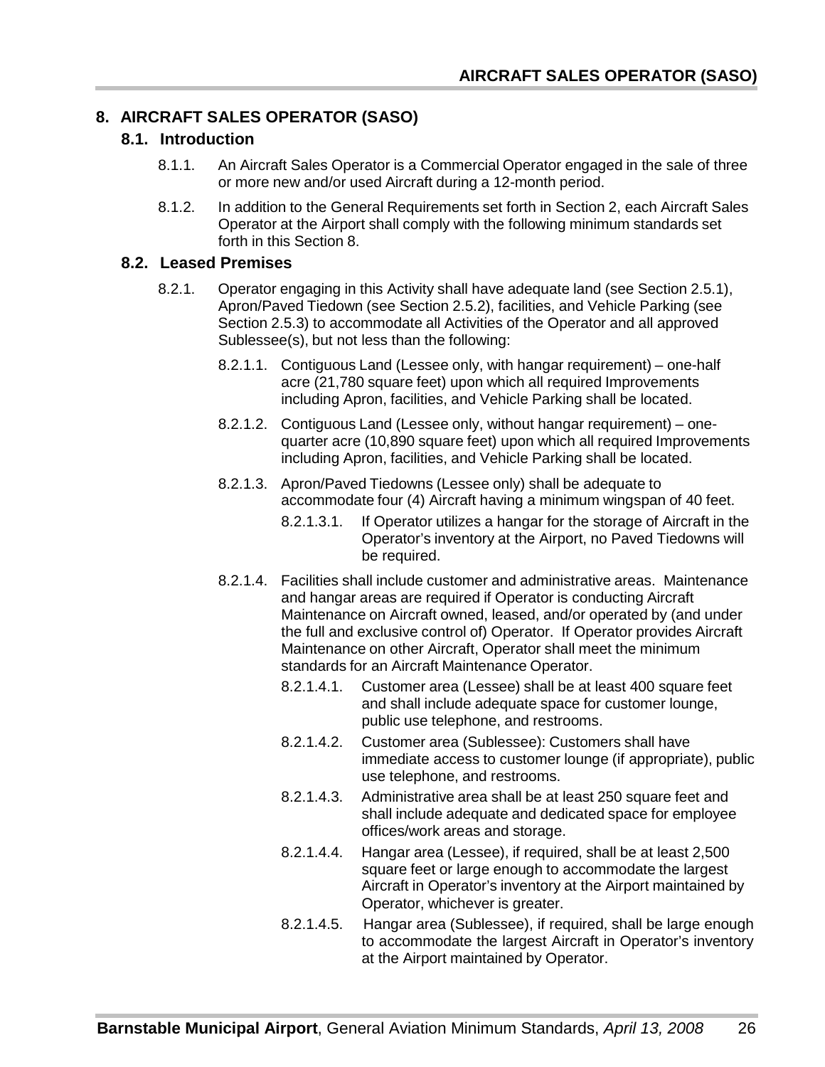# 8. AIRCRAFT SALES OPERATOR (SASO)

## 8.1. Introduction

8.1.1. An Aircraft Sales Operator is a Commercial Operator engaged in the sale of three or more new and/or used Aircraft during a 12-month period.

8.1.2. In addition to the General Requirements set forth in Section 2, each Aircraft Sales Operator at the Airport shall comply with the following minimum standards set forth in this Section 8.

## 8.2. Leased Premises

8.2.1. Operator engaging in this Activity shall have adequate land (see Section 2.5.1), Apron/Paved Tiedown (see Section 2.5.2), facilities, and Vehicle Parking (see Section 2.5.3) to accommodate all Activities of the Operator and all approved Sublessee(s), but not less than the following:

8.2.1.1. Contiguous Land (Lessee only, with hangar requirement) – one-half acre (21,780 square feet) upon which all required Improvements including Apron, facilities, and Vehicle Parking shall be located.

8.2.1.2. Contiguous Land (Lessee only, without hangar requirement) – one-quarter acre (10,890 square feet) upon which all required Improvements including Apron, facilities, and Vehicle Parking shall be located.

8.2.1.3. Apron/Paved Tiedowns (Lessee only) shall be adequate to accommodate four (4) Aircraft having a minimum wingspan of 40 feet.

8.2.1.3.1. If Operator utilizes a hangar for the storage of Aircraft in the Operator's inventory at the Airport, no Paved Tiedowns will be required.

8.2.1.4. Facilities shall include customer and administrative areas. Maintenance and hangar areas are required if Operator is conducting Aircraft Maintenance on Aircraft owned, leased, and/or operated by (and under the full and exclusive control of) Operator. If Operator provides Aircraft Maintenance on other Aircraft, Operator shall meet the minimum standards for an Aircraft Maintenance Operator.

8.2.1.4.1. Customer area (Lessee) shall be at least 400 square feet and shall include adequate space for customer lounge, public use telephone, and restrooms.

8.2.1.4.2. Customer area (Sublessee): Customers shall have immediate access to customer lounge (if appropriate), public use telephone, and restrooms.

8.2.1.4.3. Administrative area shall be at least 250 square feet and shall include adequate and dedicated space for employee offices/work areas and storage.

8.2.1.4.4. Hangar area (Lessee), if required, shall be at least 2,500 square feet or large enough to accommodate the largest Aircraft in Operator's inventory at the Airport maintained by Operator, whichever is greater.

8.2.1.4.5. Hangar area (Sublessee), if required, shall be large enough to accommodate the largest Aircraft in Operator's inventory at the Airport maintained by Operator.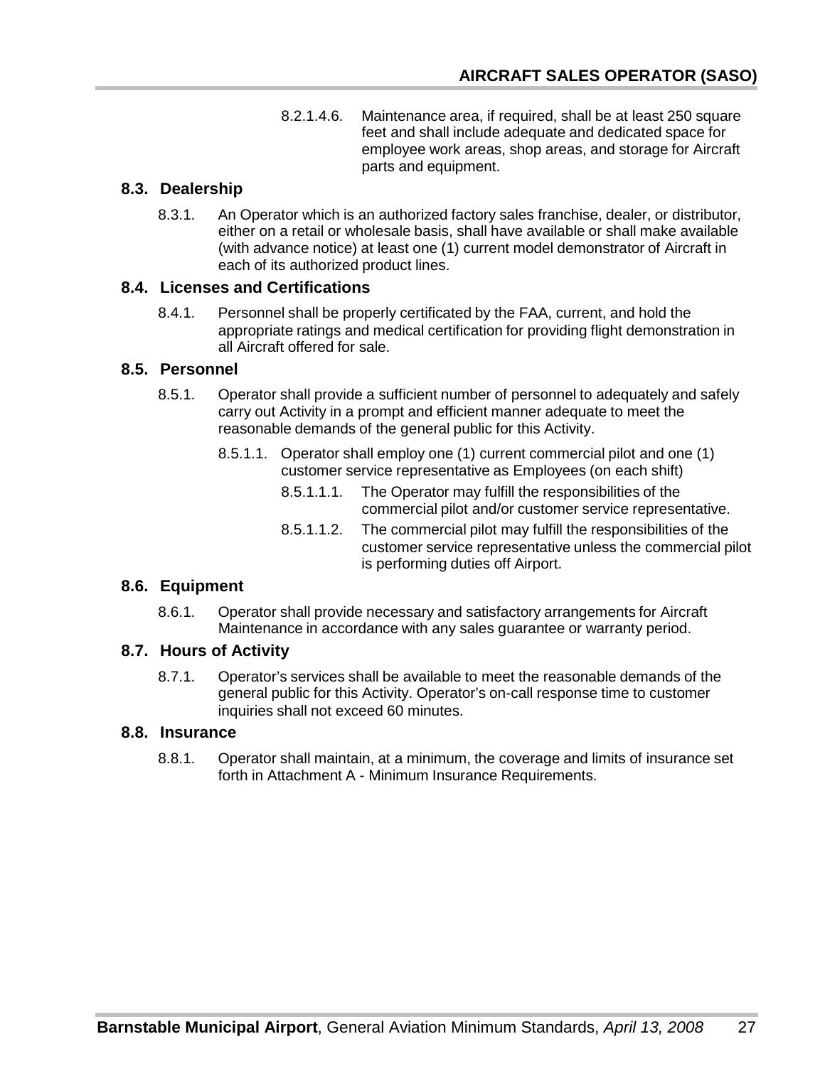8.2.1.4.6. Maintenance area, if required, shall be at least 250 square feet and shall include adequate and dedicated space for employee work areas, shop areas, and storage for Aircraft parts and equipment.

## 8.3. Dealership

8.3.1. An Operator which is an authorized factory sales franchise, dealer, or distributor, either on a retail or wholesale basis, shall have available or shall make available (with advance notice) at least one (1) current model demonstrator of Aircraft in each of its authorized product lines.

## 8.4. Licenses and Certifications

8.4.1. Personnel shall be properly certificated by the FAA, current, and hold the appropriate ratings and medical certification for providing flight demonstration in all Aircraft offered for sale.

## 8.5. Personnel

8.5.1. Operator shall provide a sufficient number of personnel to adequately and safely carry out Activity in a prompt and efficient manner adequate to meet the reasonable demands of the general public for this Activity.

8.5.1.1. Operator shall employ one (1) current commercial pilot and one (1) customer service representative as Employees (on each shift)

8.5.1.1.1. The Operator may fulfill the responsibilities of the commercial pilot and/or customer service representative.

8.5.1.1.2. The commercial pilot may fulfill the responsibilities of the customer service representative unless the commercial pilot is performing duties off Airport.

## 8.6. Equipment

8.6.1. Operator shall provide necessary and satisfactory arrangements for Aircraft Maintenance in accordance with any sales guarantee or warranty period.

## 8.7. Hours of Activity

8.7.1. Operator's services shall be available to meet the reasonable demands of the general public for this Activity. Operator's on-call response time to customer inquiries shall not exceed 60 minutes.

## 8.8. Insurance

8.8.1. Operator shall maintain, at a minimum, the coverage and limits of insurance set forth in Attachment A - Minimum Insurance Requirements.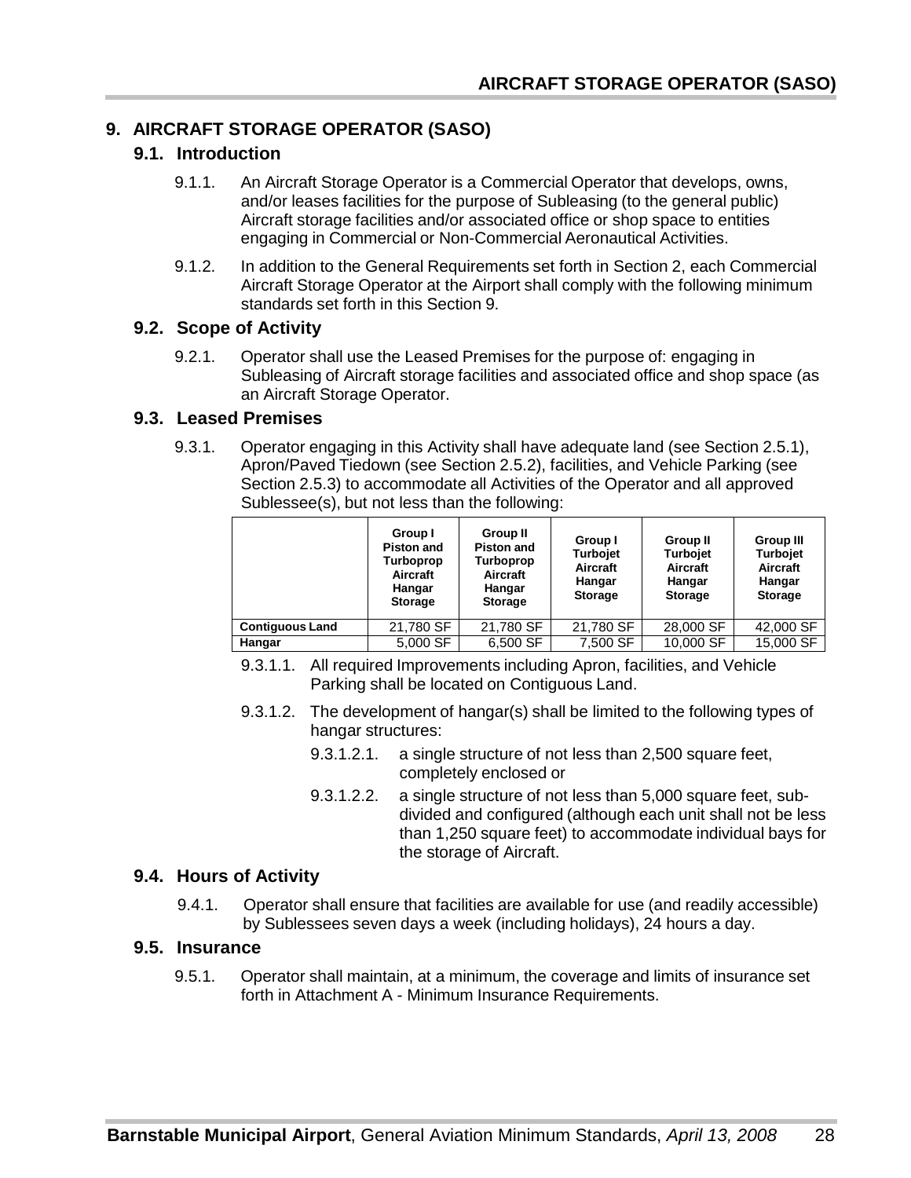# 9. AIRCRAFT STORAGE OPERATOR (SASO)

## 9.1. Introduction

9.1.1. An Aircraft Storage Operator is a Commercial Operator that develops, owns, and/or leases facilities for the purpose of Subleasing (to the general public) Aircraft storage facilities and/or associated office or shop space to entities engaging in Commercial or Non-Commercial Aeronautical Activities.

9.1.2. In addition to the General Requirements set forth in Section 2, each Commercial Aircraft Storage Operator at the Airport shall comply with the following minimum standards set forth in this Section 9.

## 9.2. Scope of Activity

9.2.1. Operator shall use the Leased Premises for the purpose of: engaging in Subleasing of Aircraft storage facilities and associated office and shop space (as an Aircraft Storage Operator.

## 9.3. Leased Premises

9.3.1. Operator engaging in this Activity shall have adequate land (see Section 2.5.1), Apron/Paved Tiedown (see Section 2.5.2), facilities, and Vehicle Parking (see Section 2.5.3) to accommodate all Activities of the Operator and all approved Sublessee(s), but not less than the following:

| | Group I Piston and Turboprop Aircraft Hangar Storage | Group II Piston and Turboprop Aircraft Hangar Storage | Group I Turbojet Aircraft Hangar Storage | Group II Turbojet Aircraft Hangar Storage | Group III Turbojet Aircraft Hangar Storage |
|---|---|---|---|---|---|
| **Contiguous Land** | 21,780 SF | 21,780 SF | 21,780 SF | 28,000 SF | 42,000 SF |
| **Hangar** | 5,000 SF | 6,500 SF | 7,500 SF | 10,000 SF | 15,000 SF |

9.3.1.1. All required Improvements including Apron, facilities, and Vehicle Parking shall be located on Contiguous Land.

9.3.1.2. The development of hangar(s) shall be limited to the following types of hangar structures:

9.3.1.2.1. a single structure of not less than 2,500 square feet, completely enclosed or

9.3.1.2.2. a single structure of not less than 5,000 square feet, sub-divided and configured (although each unit shall not be less than 1,250 square feet) to accommodate individual bays for the storage of Aircraft.

## 9.4. Hours of Activity

9.4.1. Operator shall ensure that facilities are available for use (and readily accessible) by Sublessees seven days a week (including holidays), 24 hours a day.

## 9.5. Insurance

9.5.1. Operator shall maintain, at a minimum, the coverage and limits of insurance set forth in Attachment A - Minimum Insurance Requirements.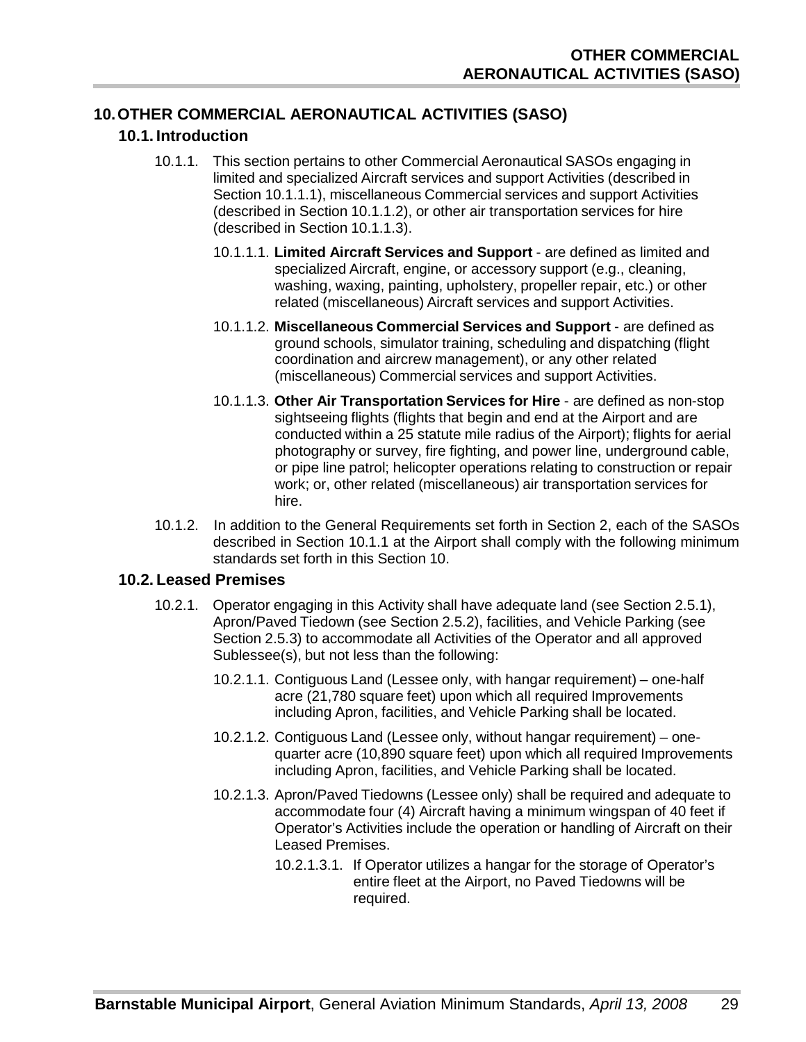## 10. OTHER COMMERCIAL AERONAUTICAL ACTIVITIES (SASO)

### 10.1. Introduction

10.1.1. This section pertains to other Commercial Aeronautical SASOs engaging in limited and specialized Aircraft services and support Activities (described in Section 10.1.1.1), miscellaneous Commercial services and support Activities (described in Section 10.1.1.2), or other air transportation services for hire (described in Section 10.1.1.3).

10.1.1.1. **Limited Aircraft Services and Support** - are defined as limited and specialized Aircraft, engine, or accessory support (e.g., cleaning, washing, waxing, painting, upholstery, propeller repair, etc.) or other related (miscellaneous) Aircraft services and support Activities.

10.1.1.2. **Miscellaneous Commercial Services and Support** - are defined as ground schools, simulator training, scheduling and dispatching (flight coordination and aircrew management), or any other related (miscellaneous) Commercial services and support Activities.

10.1.1.3. **Other Air Transportation Services for Hire** - are defined as non-stop sightseeing flights (flights that begin and end at the Airport and are conducted within a 25 statute mile radius of the Airport); flights for aerial photography or survey, fire fighting, and power line, underground cable, or pipe line patrol; helicopter operations relating to construction or repair work; or, other related (miscellaneous) air transportation services for hire.

10.1.2. In addition to the General Requirements set forth in Section 2, each of the SASOs described in Section 10.1.1 at the Airport shall comply with the following minimum standards set forth in this Section 10.

### 10.2. Leased Premises

10.2.1. Operator engaging in this Activity shall have adequate land (see Section 2.5.1), Apron/Paved Tiedown (see Section 2.5.2), facilities, and Vehicle Parking (see Section 2.5.3) to accommodate all Activities of the Operator and all approved Sublessee(s), but not less than the following:

10.2.1.1. Contiguous Land (Lessee only, with hangar requirement) – one-half acre (21,780 square feet) upon which all required Improvements including Apron, facilities, and Vehicle Parking shall be located.

10.2.1.2. Contiguous Land (Lessee only, without hangar requirement) – one-quarter acre (10,890 square feet) upon which all required Improvements including Apron, facilities, and Vehicle Parking shall be located.

10.2.1.3. Apron/Paved Tiedowns (Lessee only) shall be required and adequate to accommodate four (4) Aircraft having a minimum wingspan of 40 feet if Operator's Activities include the operation or handling of Aircraft on their Leased Premises.

10.2.1.3.1. If Operator utilizes a hangar for the storage of Operator's entire fleet at the Airport, no Paved Tiedowns will be required.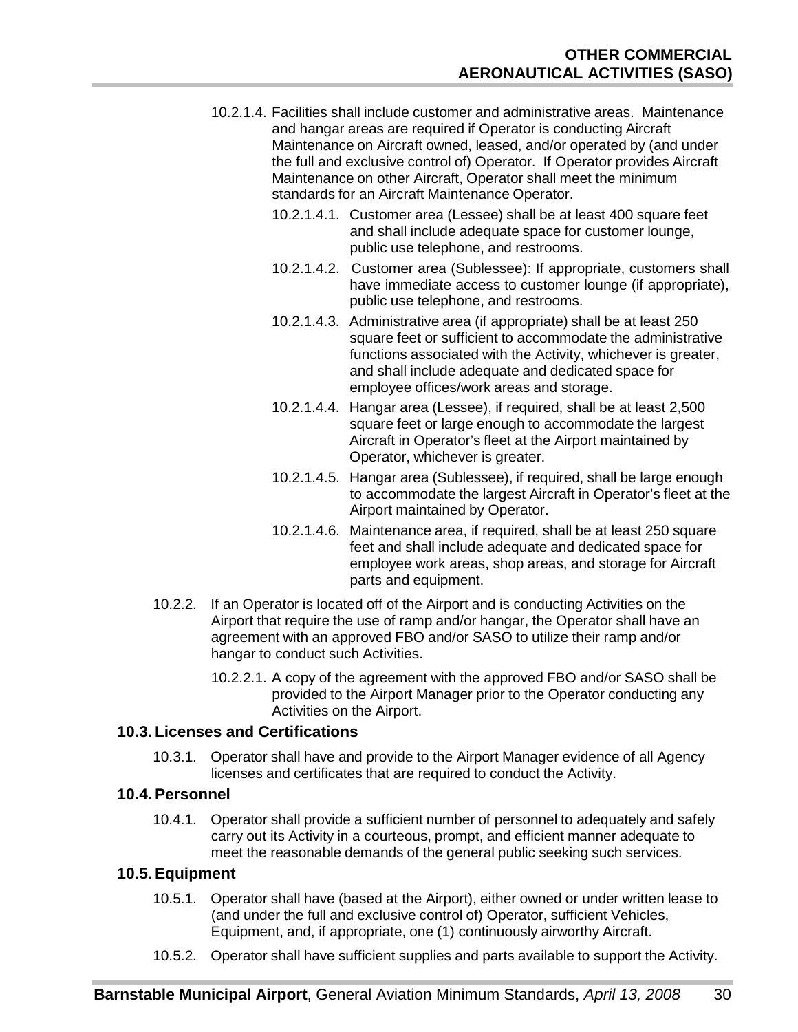10.2.1.4. Facilities shall include customer and administrative areas. Maintenance and hangar areas are required if Operator is conducting Aircraft Maintenance on Aircraft owned, leased, and/or operated by (and under the full and exclusive control of) Operator. If Operator provides Aircraft Maintenance on other Aircraft, Operator shall meet the minimum standards for an Aircraft Maintenance Operator.

10.2.1.4.1. Customer area (Lessee) shall be at least 400 square feet and shall include adequate space for customer lounge, public use telephone, and restrooms.

10.2.1.4.2. Customer area (Sublessee): If appropriate, customers shall have immediate access to customer lounge (if appropriate), public use telephone, and restrooms.

10.2.1.4.3. Administrative area (if appropriate) shall be at least 250 square feet or sufficient to accommodate the administrative functions associated with the Activity, whichever is greater, and shall include adequate and dedicated space for employee offices/work areas and storage.

10.2.1.4.4. Hangar area (Lessee), if required, shall be at least 2,500 square feet or large enough to accommodate the largest Aircraft in Operator's fleet at the Airport maintained by Operator, whichever is greater.

10.2.1.4.5. Hangar area (Sublessee), if required, shall be large enough to accommodate the largest Aircraft in Operator's fleet at the Airport maintained by Operator.

10.2.1.4.6. Maintenance area, if required, shall be at least 250 square feet and shall include adequate and dedicated space for employee work areas, shop areas, and storage for Aircraft parts and equipment.

10.2.2. If an Operator is located off of the Airport and is conducting Activities on the Airport that require the use of ramp and/or hangar, the Operator shall have an agreement with an approved FBO and/or SASO to utilize their ramp and/or hangar to conduct such Activities.

10.2.2.1. A copy of the agreement with the approved FBO and/or SASO shall be provided to the Airport Manager prior to the Operator conducting any Activities on the Airport.

## 10.3. Licenses and Certifications

10.3.1. Operator shall have and provide to the Airport Manager evidence of all Agency licenses and certificates that are required to conduct the Activity.

## 10.4. Personnel

10.4.1. Operator shall provide a sufficient number of personnel to adequately and safely carry out its Activity in a courteous, prompt, and efficient manner adequate to meet the reasonable demands of the general public seeking such services.

## 10.5. Equipment

10.5.1. Operator shall have (based at the Airport), either owned or under written lease to (and under the full and exclusive control of) Operator, sufficient Vehicles, Equipment, and, if appropriate, one (1) continuously airworthy Aircraft.

10.5.2. Operator shall have sufficient supplies and parts available to support the Activity.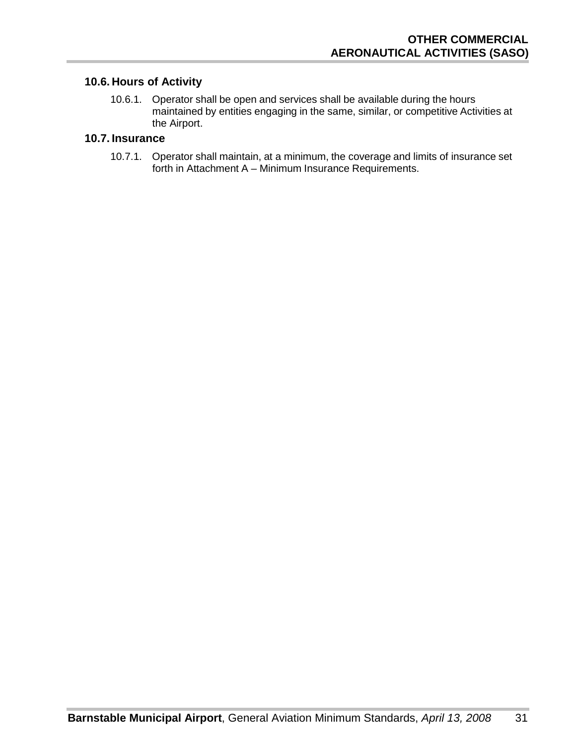## 10.6. Hours of Activity

10.6.1. Operator shall be open and services shall be available during the hours maintained by entities engaging in the same, similar, or competitive Activities at the Airport.

## 10.7. Insurance

10.7.1. Operator shall maintain, at a minimum, the coverage and limits of insurance set forth in Attachment A – Minimum Insurance Requirements.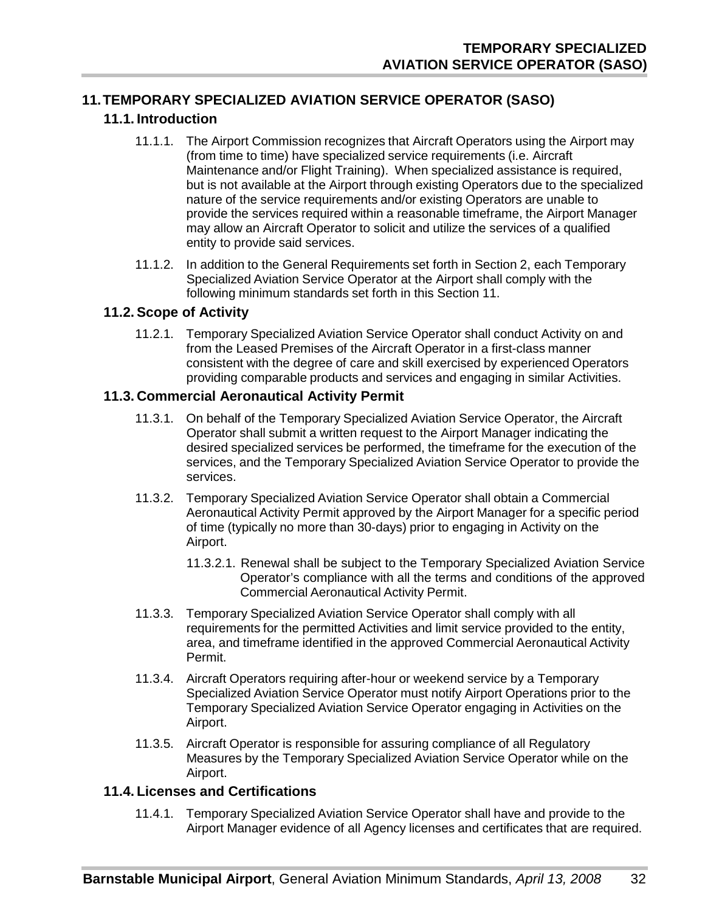# 11. TEMPORARY SPECIALIZED AVIATION SERVICE OPERATOR (SASO)

## 11.1. Introduction

11.1.1. The Airport Commission recognizes that Aircraft Operators using the Airport may (from time to time) have specialized service requirements (i.e. Aircraft Maintenance and/or Flight Training). When specialized assistance is required, but is not available at the Airport through existing Operators due to the specialized nature of the service requirements and/or existing Operators are unable to provide the services required within a reasonable timeframe, the Airport Manager may allow an Aircraft Operator to solicit and utilize the services of a qualified entity to provide said services.

11.1.2. In addition to the General Requirements set forth in Section 2, each Temporary Specialized Aviation Service Operator at the Airport shall comply with the following minimum standards set forth in this Section 11.

## 11.2. Scope of Activity

11.2.1. Temporary Specialized Aviation Service Operator shall conduct Activity on and from the Leased Premises of the Aircraft Operator in a first-class manner consistent with the degree of care and skill exercised by experienced Operators providing comparable products and services and engaging in similar Activities.

## 11.3. Commercial Aeronautical Activity Permit

11.3.1. On behalf of the Temporary Specialized Aviation Service Operator, the Aircraft Operator shall submit a written request to the Airport Manager indicating the desired specialized services be performed, the timeframe for the execution of the services, and the Temporary Specialized Aviation Service Operator to provide the services.

11.3.2. Temporary Specialized Aviation Service Operator shall obtain a Commercial Aeronautical Activity Permit approved by the Airport Manager for a specific period of time (typically no more than 30-days) prior to engaging in Activity on the Airport.

11.3.2.1. Renewal shall be subject to the Temporary Specialized Aviation Service Operator's compliance with all the terms and conditions of the approved Commercial Aeronautical Activity Permit.

11.3.3. Temporary Specialized Aviation Service Operator shall comply with all requirements for the permitted Activities and limit service provided to the entity, area, and timeframe identified in the approved Commercial Aeronautical Activity Permit.

11.3.4. Aircraft Operators requiring after-hour or weekend service by a Temporary Specialized Aviation Service Operator must notify Airport Operations prior to the Temporary Specialized Aviation Service Operator engaging in Activities on the Airport.

11.3.5. Aircraft Operator is responsible for assuring compliance of all Regulatory Measures by the Temporary Specialized Aviation Service Operator while on the Airport.

## 11.4. Licenses and Certifications

11.4.1. Temporary Specialized Aviation Service Operator shall have and provide to the Airport Manager evidence of all Agency licenses and certificates that are required.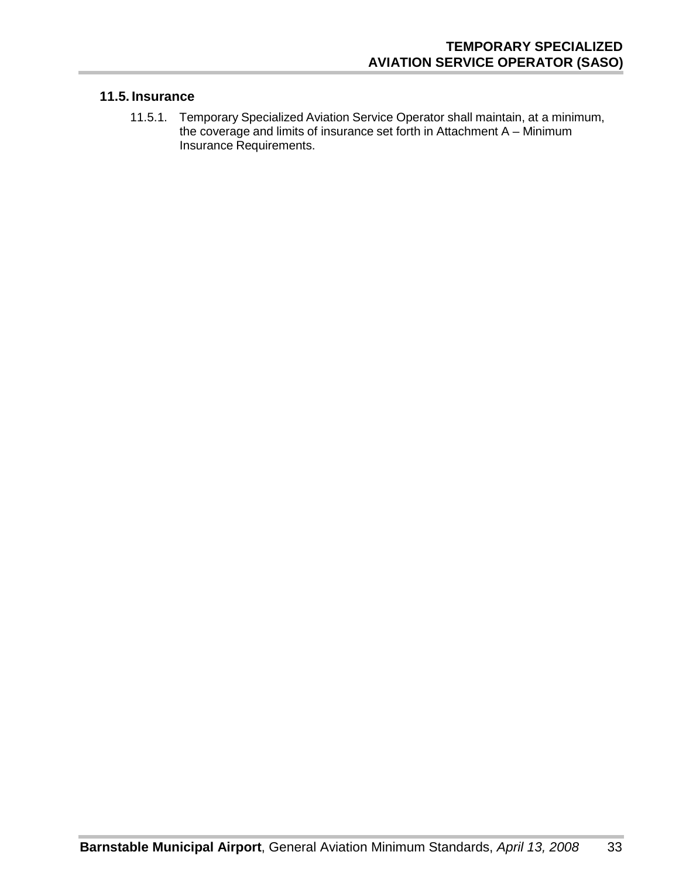## 11.5. Insurance

11.5.1. Temporary Specialized Aviation Service Operator shall maintain, at a minimum, the coverage and limits of insurance set forth in Attachment A – Minimum Insurance Requirements.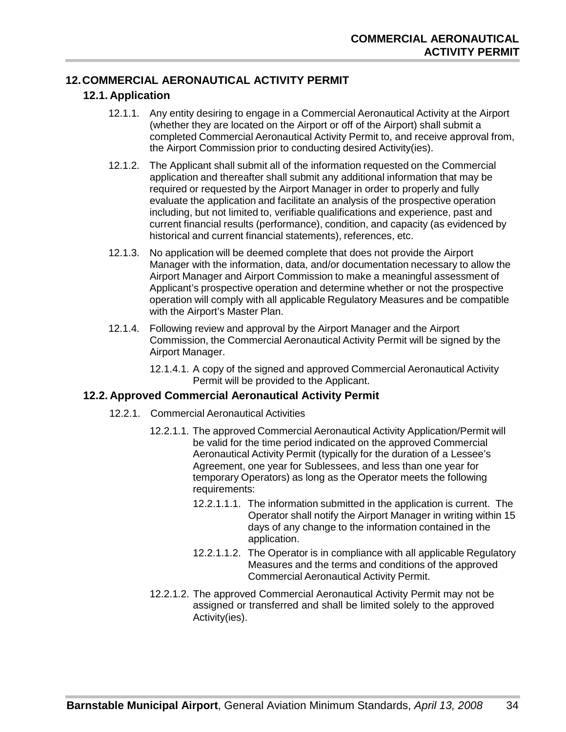## 12. COMMERCIAL AERONAUTICAL ACTIVITY PERMIT

### 12.1. Application

12.1.1. Any entity desiring to engage in a Commercial Aeronautical Activity at the Airport (whether they are located on the Airport or off of the Airport) shall submit a completed Commercial Aeronautical Activity Permit to, and receive approval from, the Airport Commission prior to conducting desired Activity(ies).

12.1.2. The Applicant shall submit all of the information requested on the Commercial application and thereafter shall submit any additional information that may be required or requested by the Airport Manager in order to properly and fully evaluate the application and facilitate an analysis of the prospective operation including, but not limited to, verifiable qualifications and experience, past and current financial results (performance), condition, and capacity (as evidenced by historical and current financial statements), references, etc.

12.1.3. No application will be deemed complete that does not provide the Airport Manager with the information, data, and/or documentation necessary to allow the Airport Manager and Airport Commission to make a meaningful assessment of Applicant's prospective operation and determine whether or not the prospective operation will comply with all applicable Regulatory Measures and be compatible with the Airport's Master Plan.

12.1.4. Following review and approval by the Airport Manager and the Airport Commission, the Commercial Aeronautical Activity Permit will be signed by the Airport Manager.

12.1.4.1. A copy of the signed and approved Commercial Aeronautical Activity Permit will be provided to the Applicant.

### 12.2. Approved Commercial Aeronautical Activity Permit

12.2.1. Commercial Aeronautical Activities

12.2.1.1. The approved Commercial Aeronautical Activity Application/Permit will be valid for the time period indicated on the approved Commercial Aeronautical Activity Permit (typically for the duration of a Lessee's Agreement, one year for Sublessees, and less than one year for temporary Operators) as long as the Operator meets the following requirements:

12.2.1.1.1. The information submitted in the application is current. The Operator shall notify the Airport Manager in writing within 15 days of any change to the information contained in the application.

12.2.1.1.2. The Operator is in compliance with all applicable Regulatory Measures and the terms and conditions of the approved Commercial Aeronautical Activity Permit.

12.2.1.2. The approved Commercial Aeronautical Activity Permit may not be assigned or transferred and shall be limited solely to the approved Activity(ies).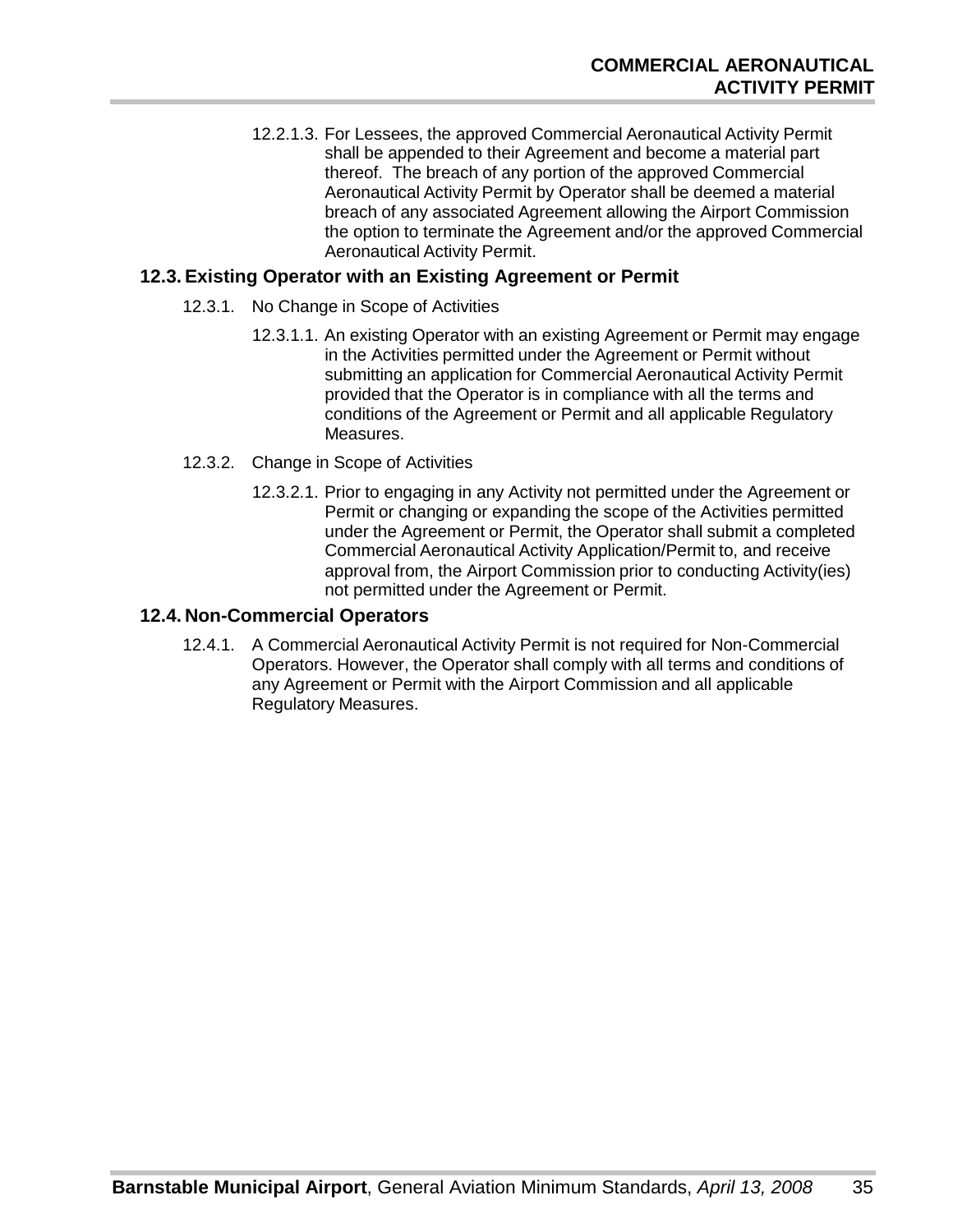12.2.1.3. For Lessees, the approved Commercial Aeronautical Activity Permit shall be appended to their Agreement and become a material part thereof. The breach of any portion of the approved Commercial Aeronautical Activity Permit by Operator shall be deemed a material breach of any associated Agreement allowing the Airport Commission the option to terminate the Agreement and/or the approved Commercial Aeronautical Activity Permit.

## 12.3. Existing Operator with an Existing Agreement or Permit

12.3.1. No Change in Scope of Activities

12.3.1.1. An existing Operator with an existing Agreement or Permit may engage in the Activities permitted under the Agreement or Permit without submitting an application for Commercial Aeronautical Activity Permit provided that the Operator is in compliance with all the terms and conditions of the Agreement or Permit and all applicable Regulatory Measures.

12.3.2. Change in Scope of Activities

12.3.2.1. Prior to engaging in any Activity not permitted under the Agreement or Permit or changing or expanding the scope of the Activities permitted under the Agreement or Permit, the Operator shall submit a completed Commercial Aeronautical Activity Application/Permit to, and receive approval from, the Airport Commission prior to conducting Activity(ies) not permitted under the Agreement or Permit.

## 12.4. Non-Commercial Operators

12.4.1. A Commercial Aeronautical Activity Permit is not required for Non-Commercial Operators. However, the Operator shall comply with all terms and conditions of any Agreement or Permit with the Airport Commission and all applicable Regulatory Measures.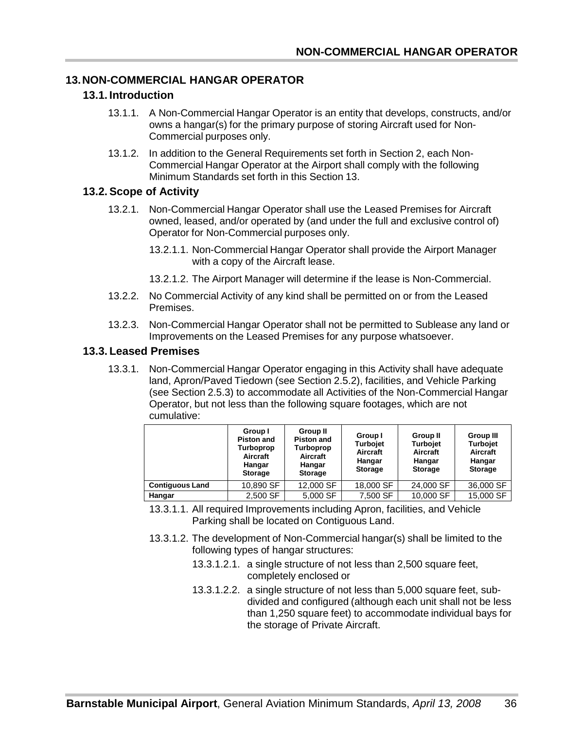## 13. NON-COMMERCIAL HANGAR OPERATOR

### 13.1. Introduction

13.1.1. A Non-Commercial Hangar Operator is an entity that develops, constructs, and/or owns a hangar(s) for the primary purpose of storing Aircraft used for Non-Commercial purposes only.

13.1.2. In addition to the General Requirements set forth in Section 2, each Non-Commercial Hangar Operator at the Airport shall comply with the following Minimum Standards set forth in this Section 13.

### 13.2. Scope of Activity

13.2.1. Non-Commercial Hangar Operator shall use the Leased Premises for Aircraft owned, leased, and/or operated by (and under the full and exclusive control of) Operator for Non-Commercial purposes only.

13.2.1.1. Non-Commercial Hangar Operator shall provide the Airport Manager with a copy of the Aircraft lease.

13.2.1.2. The Airport Manager will determine if the lease is Non-Commercial.

13.2.2. No Commercial Activity of any kind shall be permitted on or from the Leased Premises.

13.2.3. Non-Commercial Hangar Operator shall not be permitted to Sublease any land or Improvements on the Leased Premises for any purpose whatsoever.

### 13.3. Leased Premises

13.3.1. Non-Commercial Hangar Operator engaging in this Activity shall have adequate land, Apron/Paved Tiedown (see Section 2.5.2), facilities, and Vehicle Parking (see Section 2.5.3) to accommodate all Activities of the Non-Commercial Hangar Operator, but not less than the following square footages, which are not cumulative:

| | Group I Piston and Turboprop Aircraft Hangar Storage | Group II Piston and Turboprop Aircraft Hangar Storage | Group I Turbojet Aircraft Hangar Storage | Group II Turbojet Aircraft Hangar Storage | Group III Turbojet Aircraft Hangar Storage |
|---|---|---|---|---|---|
| **Contiguous Land** | 10,890 SF | 12,000 SF | 18,000 SF | 24,000 SF | 36,000 SF |
| **Hangar** | 2,500 SF | 5,000 SF | 7,500 SF | 10,000 SF | 15,000 SF |

13.3.1.1. All required Improvements including Apron, facilities, and Vehicle Parking shall be located on Contiguous Land.

13.3.1.2. The development of Non-Commercial hangar(s) shall be limited to the following types of hangar structures:

13.3.1.2.1. a single structure of not less than 2,500 square feet, completely enclosed or

13.3.1.2.2. a single structure of not less than 5,000 square feet, sub-divided and configured (although each unit shall not be less than 1,250 square feet) to accommodate individual bays for the storage of Private Aircraft.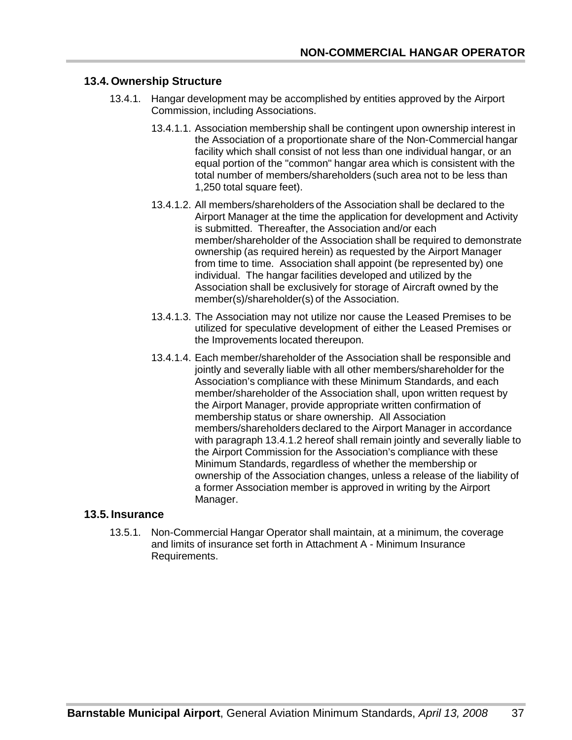## 13.4. Ownership Structure

13.4.1. Hangar development may be accomplished by entities approved by the Airport Commission, including Associations.

13.4.1.1. Association membership shall be contingent upon ownership interest in the Association of a proportionate share of the Non-Commercial hangar facility which shall consist of not less than one individual hangar, or an equal portion of the "common" hangar area which is consistent with the total number of members/shareholders (such area not to be less than 1,250 total square feet).

13.4.1.2. All members/shareholders of the Association shall be declared to the Airport Manager at the time the application for development and Activity is submitted. Thereafter, the Association and/or each member/shareholder of the Association shall be required to demonstrate ownership (as required herein) as requested by the Airport Manager from time to time. Association shall appoint (be represented by) one individual. The hangar facilities developed and utilized by the Association shall be exclusively for storage of Aircraft owned by the member(s)/shareholder(s) of the Association.

13.4.1.3. The Association may not utilize nor cause the Leased Premises to be utilized for speculative development of either the Leased Premises or the Improvements located thereupon.

13.4.1.4. Each member/shareholder of the Association shall be responsible and jointly and severally liable with all other members/shareholder for the Association's compliance with these Minimum Standards, and each member/shareholder of the Association shall, upon written request by the Airport Manager, provide appropriate written confirmation of membership status or share ownership. All Association members/shareholders declared to the Airport Manager in accordance with paragraph 13.4.1.2 hereof shall remain jointly and severally liable to the Airport Commission for the Association's compliance with these Minimum Standards, regardless of whether the membership or ownership of the Association changes, unless a release of the liability of a former Association member is approved in writing by the Airport Manager.

## 13.5. Insurance

13.5.1. Non-Commercial Hangar Operator shall maintain, at a minimum, the coverage and limits of insurance set forth in Attachment A - Minimum Insurance Requirements.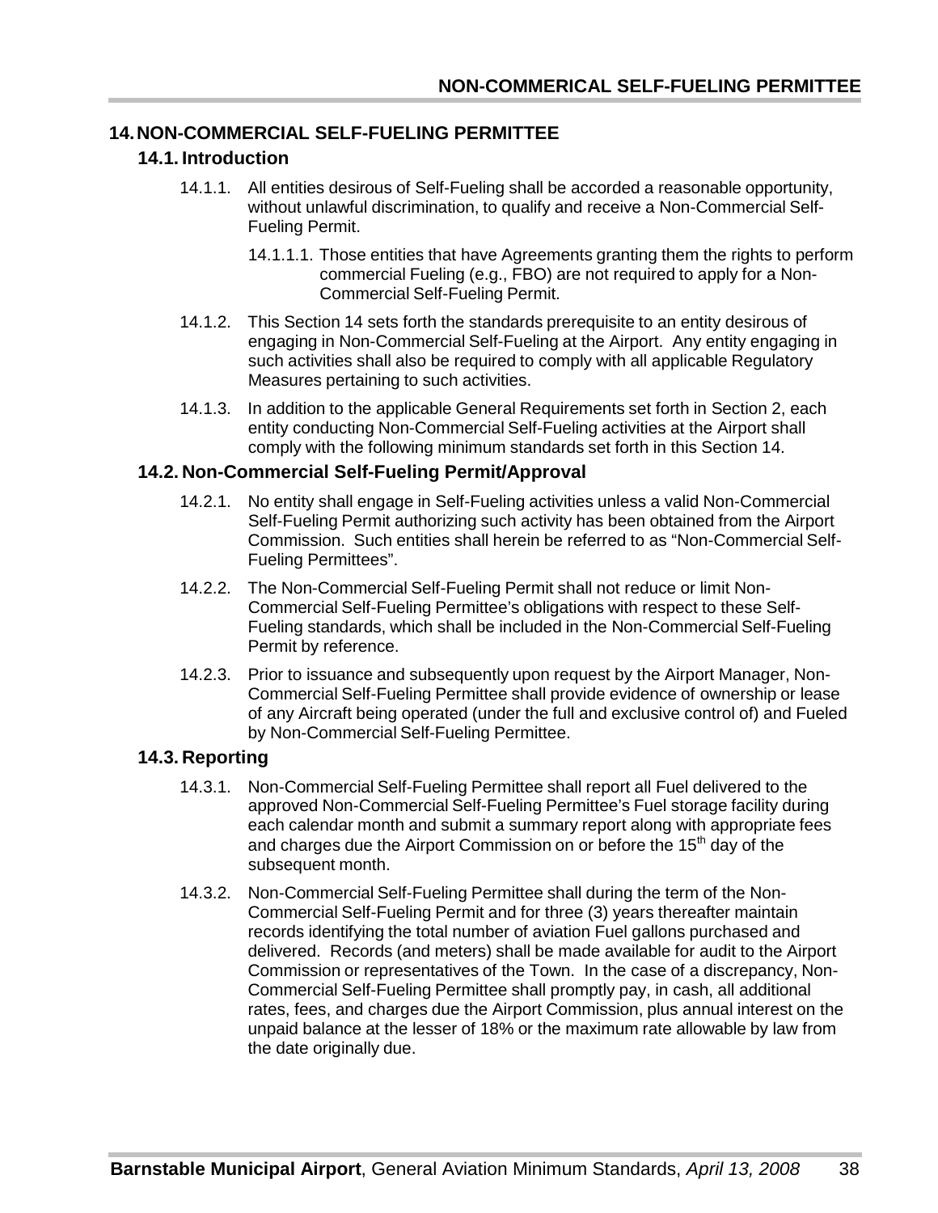## 14. NON-COMMERCIAL SELF-FUELING PERMITTEE

### 14.1. Introduction

14.1.1. All entities desirous of Self-Fueling shall be accorded a reasonable opportunity, without unlawful discrimination, to qualify and receive a Non-Commercial Self-Fueling Permit.

14.1.1.1. Those entities that have Agreements granting them the rights to perform commercial Fueling (e.g., FBO) are not required to apply for a Non-Commercial Self-Fueling Permit.

14.1.2. This Section 14 sets forth the standards prerequisite to an entity desirous of engaging in Non-Commercial Self-Fueling at the Airport. Any entity engaging in such activities shall also be required to comply with all applicable Regulatory Measures pertaining to such activities.

14.1.3. In addition to the applicable General Requirements set forth in Section 2, each entity conducting Non-Commercial Self-Fueling activities at the Airport shall comply with the following minimum standards set forth in this Section 14.

### 14.2. Non-Commercial Self-Fueling Permit/Approval

14.2.1. No entity shall engage in Self-Fueling activities unless a valid Non-Commercial Self-Fueling Permit authorizing such activity has been obtained from the Airport Commission. Such entities shall herein be referred to as "Non-Commercial Self-Fueling Permittees".

14.2.2. The Non-Commercial Self-Fueling Permit shall not reduce or limit Non-Commercial Self-Fueling Permittee's obligations with respect to these Self-Fueling standards, which shall be included in the Non-Commercial Self-Fueling Permit by reference.

14.2.3. Prior to issuance and subsequently upon request by the Airport Manager, Non-Commercial Self-Fueling Permittee shall provide evidence of ownership or lease of any Aircraft being operated (under the full and exclusive control of) and Fueled by Non-Commercial Self-Fueling Permittee.

### 14.3. Reporting

14.3.1. Non-Commercial Self-Fueling Permittee shall report all Fuel delivered to the approved Non-Commercial Self-Fueling Permittee's Fuel storage facility during each calendar month and submit a summary report along with appropriate fees and charges due the Airport Commission on or before the 15th day of the subsequent month.

14.3.2. Non-Commercial Self-Fueling Permittee shall during the term of the Non-Commercial Self-Fueling Permit and for three (3) years thereafter maintain records identifying the total number of aviation Fuel gallons purchased and delivered. Records (and meters) shall be made available for audit to the Airport Commission or representatives of the Town. In the case of a discrepancy, Non-Commercial Self-Fueling Permittee shall promptly pay, in cash, all additional rates, fees, and charges due the Airport Commission, plus annual interest on the unpaid balance at the lesser of 18% or the maximum rate allowable by law from the date originally due.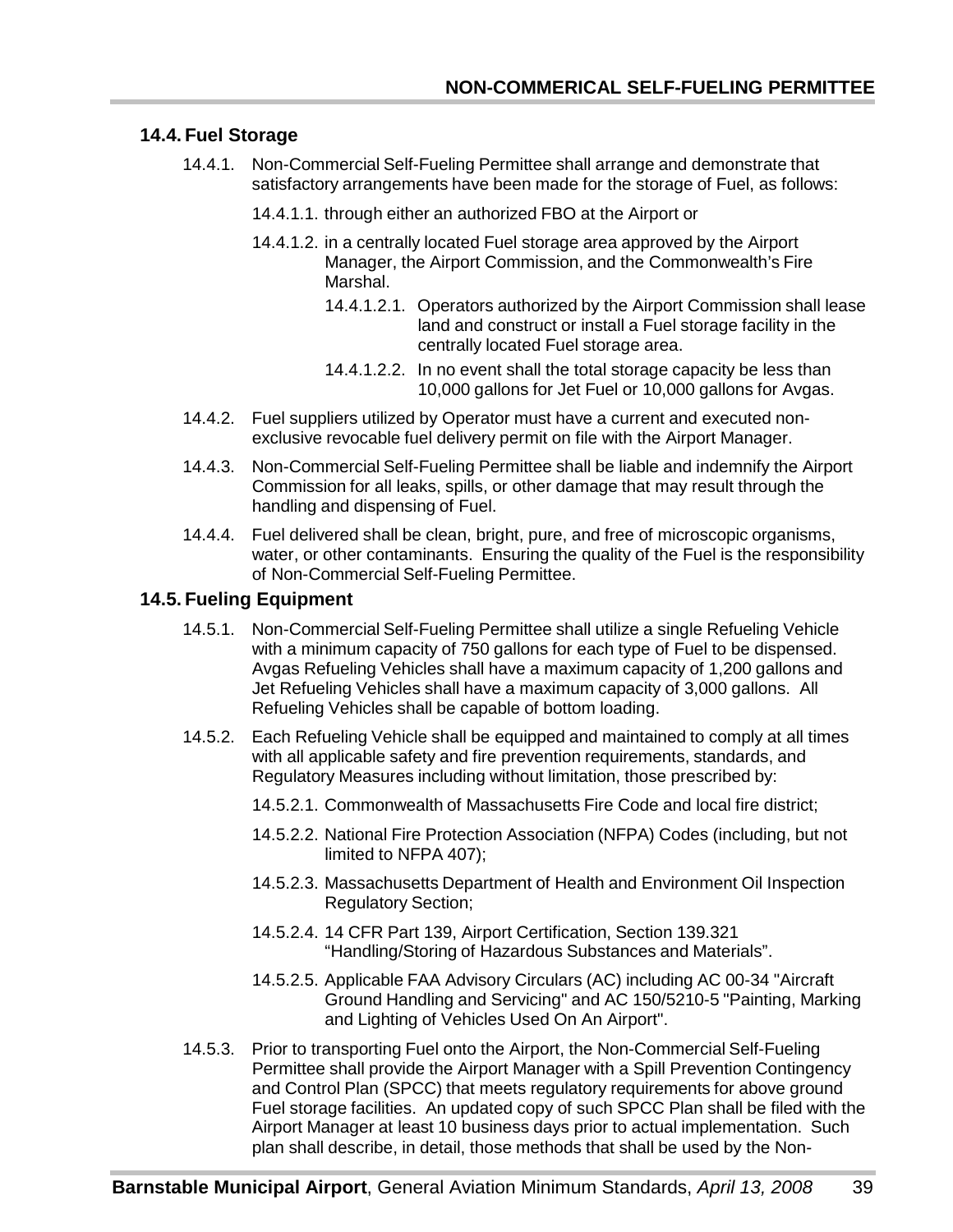## 14.4. Fuel Storage

14.4.1. Non-Commercial Self-Fueling Permittee shall arrange and demonstrate that satisfactory arrangements have been made for the storage of Fuel, as follows:

14.4.1.1. through either an authorized FBO at the Airport or

14.4.1.2. in a centrally located Fuel storage area approved by the Airport Manager, the Airport Commission, and the Commonwealth's Fire Marshal.

14.4.1.2.1. Operators authorized by the Airport Commission shall lease land and construct or install a Fuel storage facility in the centrally located Fuel storage area.

14.4.1.2.2. In no event shall the total storage capacity be less than 10,000 gallons for Jet Fuel or 10,000 gallons for Avgas.

14.4.2. Fuel suppliers utilized by Operator must have a current and executed non-exclusive revocable fuel delivery permit on file with the Airport Manager.

14.4.3. Non-Commercial Self-Fueling Permittee shall be liable and indemnify the Airport Commission for all leaks, spills, or other damage that may result through the handling and dispensing of Fuel.

14.4.4. Fuel delivered shall be clean, bright, pure, and free of microscopic organisms, water, or other contaminants. Ensuring the quality of the Fuel is the responsibility of Non-Commercial Self-Fueling Permittee.

## 14.5. Fueling Equipment

14.5.1. Non-Commercial Self-Fueling Permittee shall utilize a single Refueling Vehicle with a minimum capacity of 750 gallons for each type of Fuel to be dispensed. Avgas Refueling Vehicles shall have a maximum capacity of 1,200 gallons and Jet Refueling Vehicles shall have a maximum capacity of 3,000 gallons. All Refueling Vehicles shall be capable of bottom loading.

14.5.2. Each Refueling Vehicle shall be equipped and maintained to comply at all times with all applicable safety and fire prevention requirements, standards, and Regulatory Measures including without limitation, those prescribed by:

14.5.2.1. Commonwealth of Massachusetts Fire Code and local fire district;

14.5.2.2. National Fire Protection Association (NFPA) Codes (including, but not limited to NFPA 407);

14.5.2.3. Massachusetts Department of Health and Environment Oil Inspection Regulatory Section;

14.5.2.4. 14 CFR Part 139, Airport Certification, Section 139.321 "Handling/Storing of Hazardous Substances and Materials".

14.5.2.5. Applicable FAA Advisory Circulars (AC) including AC 00-34 "Aircraft Ground Handling and Servicing" and AC 150/5210-5 "Painting, Marking and Lighting of Vehicles Used On An Airport".

14.5.3. Prior to transporting Fuel onto the Airport, the Non-Commercial Self-Fueling Permittee shall provide the Airport Manager with a Spill Prevention Contingency and Control Plan (SPCC) that meets regulatory requirements for above ground Fuel storage facilities. An updated copy of such SPCC Plan shall be filed with the Airport Manager at least 10 business days prior to actual implementation. Such plan shall describe, in detail, those methods that shall be used by the Non-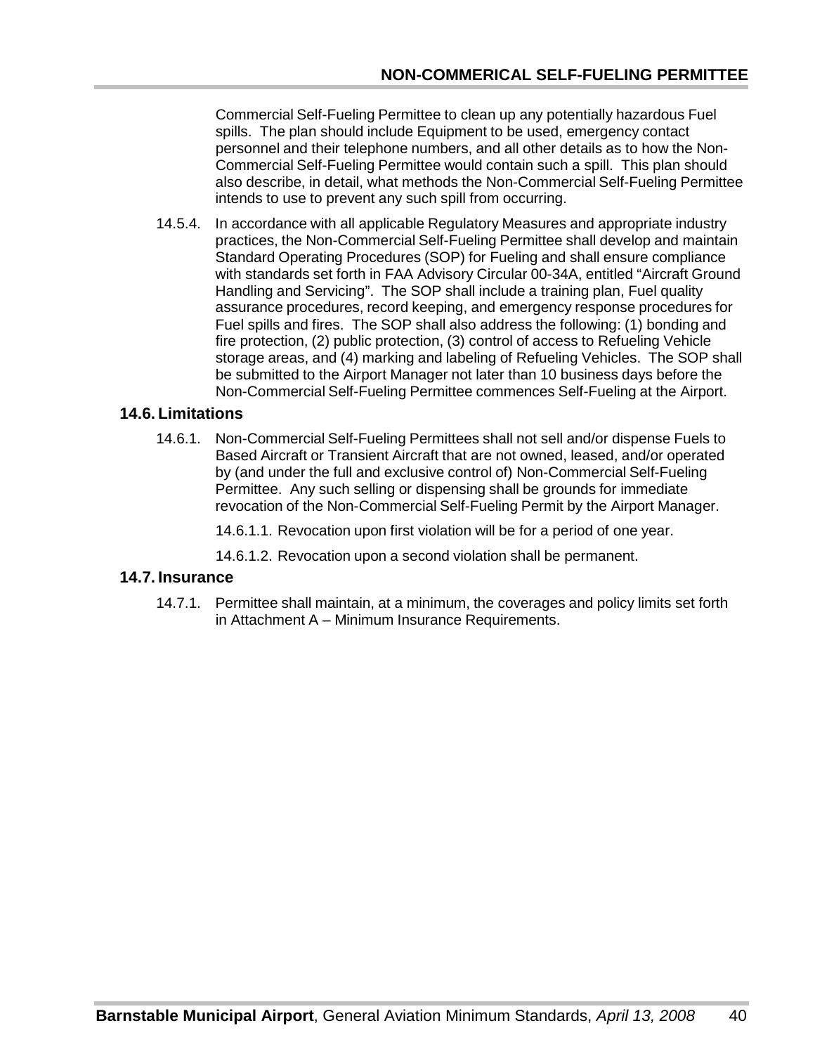Commercial Self-Fueling Permittee to clean up any potentially hazardous Fuel spills. The plan should include Equipment to be used, emergency contact personnel and their telephone numbers, and all other details as to how the Non-Commercial Self-Fueling Permittee would contain such a spill. This plan should also describe, in detail, what methods the Non-Commercial Self-Fueling Permittee intends to use to prevent any such spill from occurring.

14.5.4. In accordance with all applicable Regulatory Measures and appropriate industry practices, the Non-Commercial Self-Fueling Permittee shall develop and maintain Standard Operating Procedures (SOP) for Fueling and shall ensure compliance with standards set forth in FAA Advisory Circular 00-34A, entitled "Aircraft Ground Handling and Servicing". The SOP shall include a training plan, Fuel quality assurance procedures, record keeping, and emergency response procedures for Fuel spills and fires. The SOP shall also address the following: (1) bonding and fire protection, (2) public protection, (3) control of access to Refueling Vehicle storage areas, and (4) marking and labeling of Refueling Vehicles. The SOP shall be submitted to the Airport Manager not later than 10 business days before the Non-Commercial Self-Fueling Permittee commences Self-Fueling at the Airport.

## 14.6. Limitations

14.6.1. Non-Commercial Self-Fueling Permittees shall not sell and/or dispense Fuels to Based Aircraft or Transient Aircraft that are not owned, leased, and/or operated by (and under the full and exclusive control of) Non-Commercial Self-Fueling Permittee. Any such selling or dispensing shall be grounds for immediate revocation of the Non-Commercial Self-Fueling Permit by the Airport Manager.

14.6.1.1. Revocation upon first violation will be for a period of one year.

14.6.1.2. Revocation upon a second violation shall be permanent.

## 14.7. Insurance

14.7.1. Permittee shall maintain, at a minimum, the coverages and policy limits set forth in Attachment A – Minimum Insurance Requirements.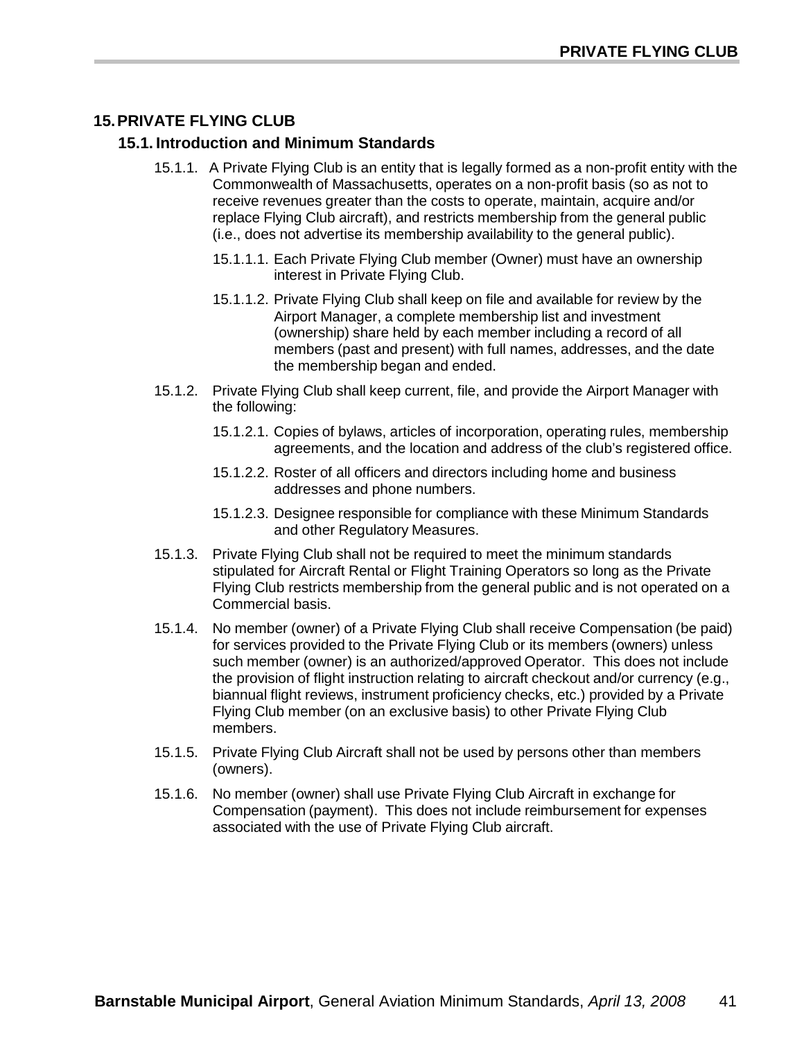# 15. PRIVATE FLYING CLUB

## 15.1. Introduction and Minimum Standards

15.1.1. A Private Flying Club is an entity that is legally formed as a non-profit entity with the Commonwealth of Massachusetts, operates on a non-profit basis (so as not to receive revenues greater than the costs to operate, maintain, acquire and/or replace Flying Club aircraft), and restricts membership from the general public (i.e., does not advertise its membership availability to the general public).

15.1.1.1. Each Private Flying Club member (Owner) must have an ownership interest in Private Flying Club.

15.1.1.2. Private Flying Club shall keep on file and available for review by the Airport Manager, a complete membership list and investment (ownership) share held by each member including a record of all members (past and present) with full names, addresses, and the date the membership began and ended.

15.1.2. Private Flying Club shall keep current, file, and provide the Airport Manager with the following:

15.1.2.1. Copies of bylaws, articles of incorporation, operating rules, membership agreements, and the location and address of the club's registered office.

15.1.2.2. Roster of all officers and directors including home and business addresses and phone numbers.

15.1.2.3. Designee responsible for compliance with these Minimum Standards and other Regulatory Measures.

15.1.3. Private Flying Club shall not be required to meet the minimum standards stipulated for Aircraft Rental or Flight Training Operators so long as the Private Flying Club restricts membership from the general public and is not operated on a Commercial basis.

15.1.4. No member (owner) of a Private Flying Club shall receive Compensation (be paid) for services provided to the Private Flying Club or its members (owners) unless such member (owner) is an authorized/approved Operator. This does not include the provision of flight instruction relating to aircraft checkout and/or currency (e.g., biannual flight reviews, instrument proficiency checks, etc.) provided by a Private Flying Club member (on an exclusive basis) to other Private Flying Club members.

15.1.5. Private Flying Club Aircraft shall not be used by persons other than members (owners).

15.1.6. No member (owner) shall use Private Flying Club Aircraft in exchange for Compensation (payment). This does not include reimbursement for expenses associated with the use of Private Flying Club aircraft.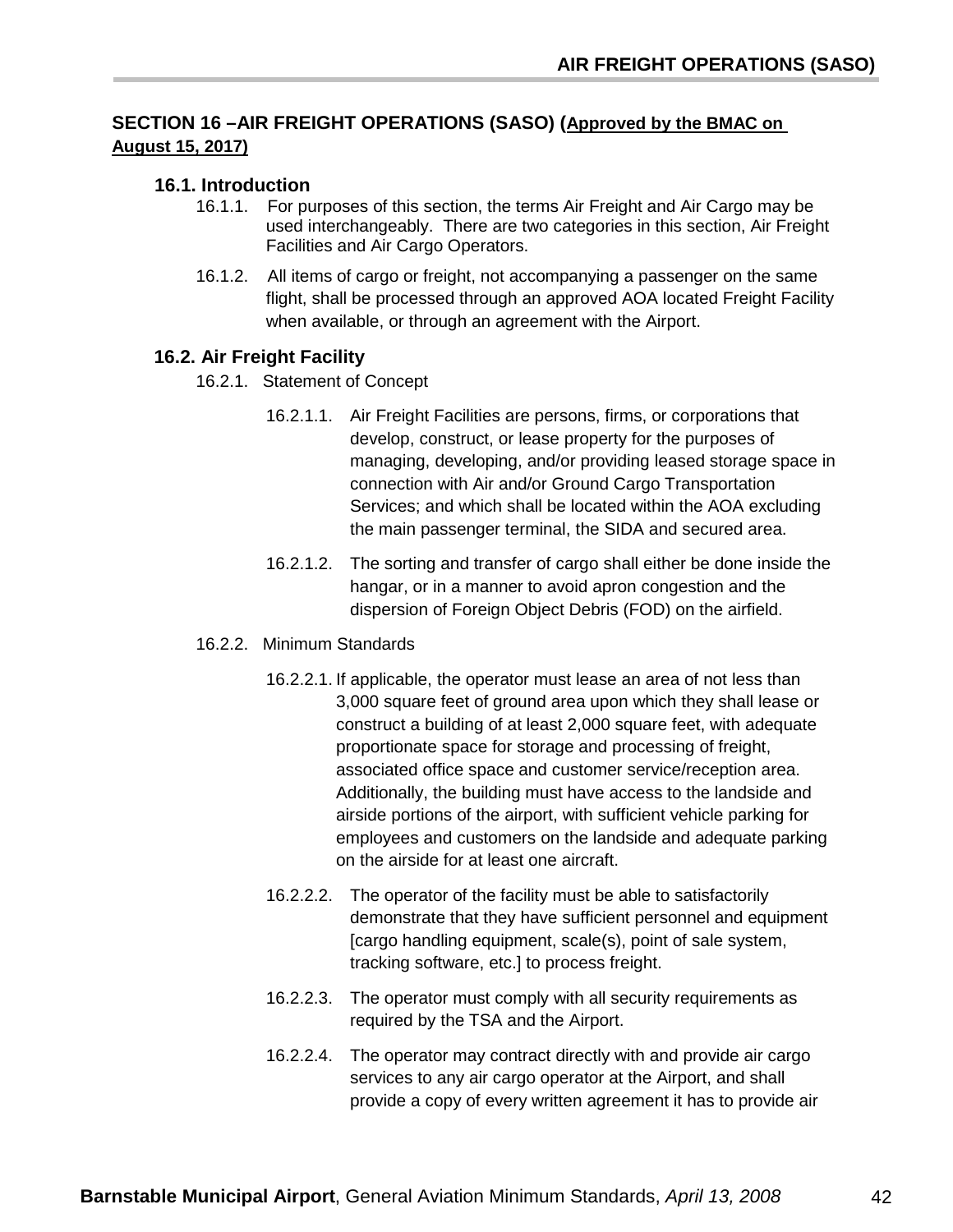## SECTION 16 –AIR FREIGHT OPERATIONS (SASO) (Approved by the BMAC on August 15, 2017)

### 16.1. Introduction

16.1.1. For purposes of this section, the terms Air Freight and Air Cargo may be used interchangeably. There are two categories in this section, Air Freight Facilities and Air Cargo Operators.

16.1.2. All items of cargo or freight, not accompanying a passenger on the same flight, shall be processed through an approved AOA located Freight Facility when available, or through an agreement with the Airport.

### 16.2. Air Freight Facility

16.2.1. Statement of Concept

16.2.1.1. Air Freight Facilities are persons, firms, or corporations that develop, construct, or lease property for the purposes of managing, developing, and/or providing leased storage space in connection with Air and/or Ground Cargo Transportation Services; and which shall be located within the AOA excluding the main passenger terminal, the SIDA and secured area.

16.2.1.2. The sorting and transfer of cargo shall either be done inside the hangar, or in a manner to avoid apron congestion and the dispersion of Foreign Object Debris (FOD) on the airfield.

16.2.2. Minimum Standards

16.2.2.1. If applicable, the operator must lease an area of not less than 3,000 square feet of ground area upon which they shall lease or construct a building of at least 2,000 square feet, with adequate proportionate space for storage and processing of freight, associated office space and customer service/reception area. Additionally, the building must have access to the landside and airside portions of the airport, with sufficient vehicle parking for employees and customers on the landside and adequate parking on the airside for at least one aircraft.

16.2.2.2. The operator of the facility must be able to satisfactorily demonstrate that they have sufficient personnel and equipment [cargo handling equipment, scale(s), point of sale system, tracking software, etc.] to process freight.

16.2.2.3. The operator must comply with all security requirements as required by the TSA and the Airport.

16.2.2.4. The operator may contract directly with and provide air cargo services to any air cargo operator at the Airport, and shall provide a copy of every written agreement it has to provide air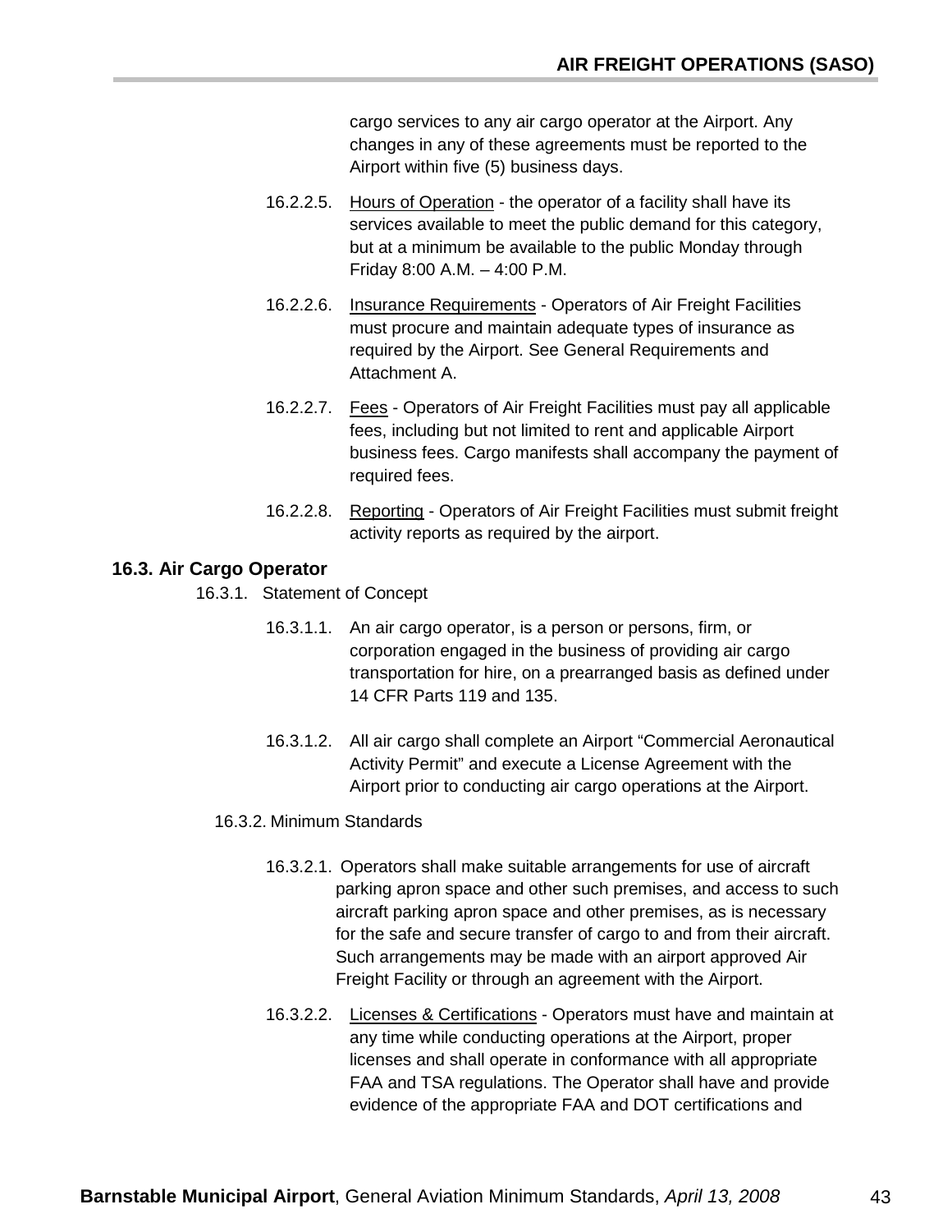cargo services to any air cargo operator at the Airport. Any changes in any of these agreements must be reported to the Airport within five (5) business days.

16.2.2.5. Hours of Operation - the operator of a facility shall have its services available to meet the public demand for this category, but at a minimum be available to the public Monday through Friday 8:00 A.M. – 4:00 P.M.

16.2.2.6. Insurance Requirements - Operators of Air Freight Facilities must procure and maintain adequate types of insurance as required by the Airport. See General Requirements and Attachment A.

16.2.2.7. Fees - Operators of Air Freight Facilities must pay all applicable fees, including but not limited to rent and applicable Airport business fees. Cargo manifests shall accompany the payment of required fees.

16.2.2.8. Reporting - Operators of Air Freight Facilities must submit freight activity reports as required by the airport.

## 16.3. Air Cargo Operator

16.3.1. Statement of Concept

16.3.1.1. An air cargo operator, is a person or persons, firm, or corporation engaged in the business of providing air cargo transportation for hire, on a prearranged basis as defined under 14 CFR Parts 119 and 135.

16.3.1.2. All air cargo shall complete an Airport "Commercial Aeronautical Activity Permit" and execute a License Agreement with the Airport prior to conducting air cargo operations at the Airport.

16.3.2. Minimum Standards

16.3.2.1. Operators shall make suitable arrangements for use of aircraft parking apron space and other such premises, and access to such aircraft parking apron space and other premises, as is necessary for the safe and secure transfer of cargo to and from their aircraft. Such arrangements may be made with an airport approved Air Freight Facility or through an agreement with the Airport.

16.3.2.2. Licenses & Certifications - Operators must have and maintain at any time while conducting operations at the Airport, proper licenses and shall operate in conformance with all appropriate FAA and TSA regulations. The Operator shall have and provide evidence of the appropriate FAA and DOT certifications and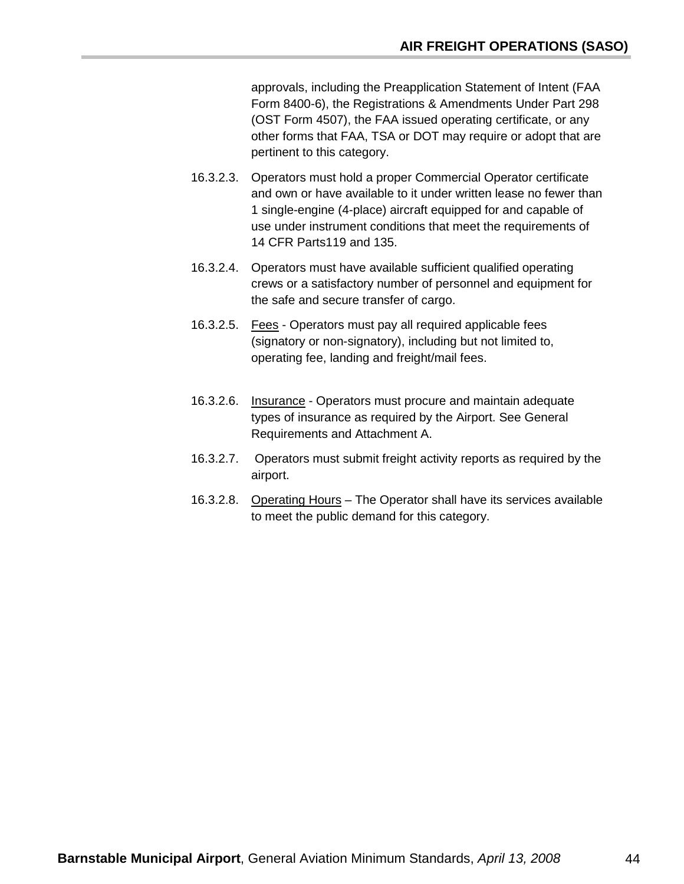approvals, including the Preapplication Statement of Intent (FAA Form 8400-6), the Registrations & Amendments Under Part 298 (OST Form 4507), the FAA issued operating certificate, or any other forms that FAA, TSA or DOT may require or adopt that are pertinent to this category.

16.3.2.3. Operators must hold a proper Commercial Operator certificate and own or have available to it under written lease no fewer than 1 single-engine (4-place) aircraft equipped for and capable of use under instrument conditions that meet the requirements of 14 CFR Parts119 and 135.

16.3.2.4. Operators must have available sufficient qualified operating crews or a satisfactory number of personnel and equipment for the safe and secure transfer of cargo.

16.3.2.5. <u>Fees</u> - Operators must pay all required applicable fees (signatory or non-signatory), including but not limited to, operating fee, landing and freight/mail fees.

16.3.2.6. <u>Insurance</u> - Operators must procure and maintain adequate types of insurance as required by the Airport. See General Requirements and Attachment A.

16.3.2.7. Operators must submit freight activity reports as required by the airport.

16.3.2.8. <u>Operating Hours</u> – The Operator shall have its services available to meet the public demand for this category.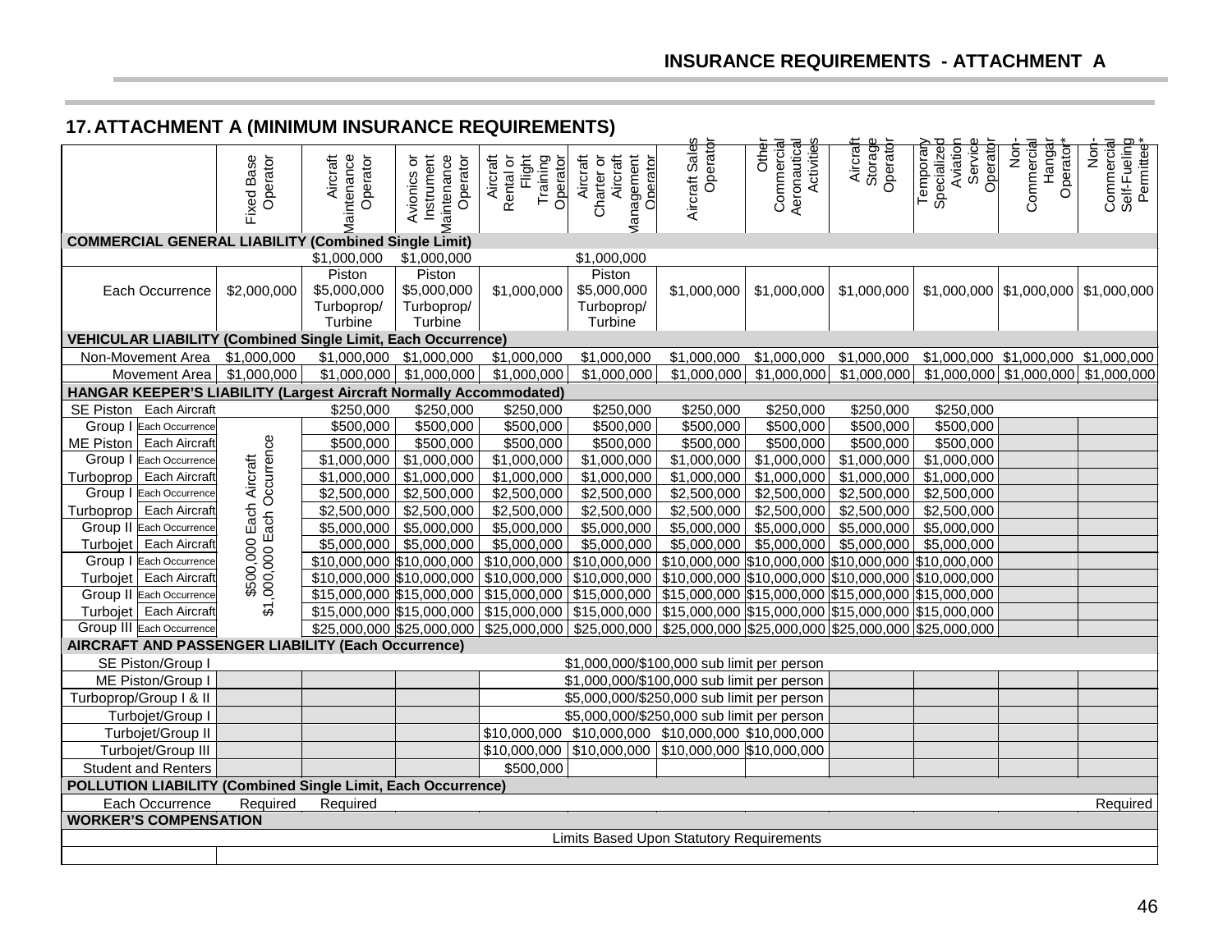## 17. ATTACHMENT A (MINIMUM INSURANCE REQUIREMENTS)

| | Fixed Base Operator | Aircraft Maintenance Operator | Avionics or Instrument Maintenance Operator | Aircraft Rental or Flight Training Operator | Aircraft Charter or Aircraft Management Operator | Aircraft Sales Operator | Other Commercial Aeronautical Activities | Aircraft Storage Operator | Temporary Specialized Aviation Service Operator | Non-Commercial Hangar Operator* | Non-Commercial Self-Fueling Permittee* |
|---|---|---|---|---|---|---|---|---|---|---|---|
| **COMMERCIAL GENERAL LIABILITY (Combined Single Limit)** | | | | | | | | | | | |
| Each Occurrence | $2,000,000 | $1,000,000 Piston $5,000,000 Turboprop/ Turbine | $1,000,000 Piston $5,000,000 Turboprop/ Turbine | $1,000,000 | $1,000,000 Piston $5,000,000 Turboprop/ Turbine | $1,000,000 | $1,000,000 | $1,000,000 | $1,000,000 | $1,000,000 | $1,000,000 |
| **VEHICULAR LIABILITY (Combined Single Limit, Each Occurrence)** | | | | | | | | | | | |
| Non-Movement Area | $1,000,000 | $1,000,000 | $1,000,000 | $1,000,000 | $1,000,000 | $1,000,000 | $1,000,000 | $1,000,000 | $1,000,000 | $1,000,000 | $1,000,000 |
| Movement Area | $1,000,000 | $1,000,000 | $1,000,000 | $1,000,000 | $1,000,000 | $1,000,000 | $1,000,000 | $1,000,000 | $1,000,000 | $1,000,000 | $1,000,000 |
| **HANGAR KEEPER'S LIABILITY (Largest Aircraft Normally Accommodated)** | | | | | | | | | | | |
| SE Piston Each Aircraft | $500,000 Each Aircraft $1,000,000 Each Occurrence | $250,000 | $250,000 | $250,000 | $250,000 | $250,000 | $250,000 | $250,000 | $250,000 | | |
| Group I Each Occurrence | | $500,000 | $500,000 | $500,000 | $500,000 | $500,000 | $500,000 | $500,000 | $500,000 | | |
| ME Piston Each Aircraft | | $500,000 | $500,000 | $500,000 | $500,000 | $500,000 | $500,000 | $500,000 | $500,000 | | |
| Group I Each Occurrence | | $1,000,000 | $1,000,000 | $1,000,000 | $1,000,000 | $1,000,000 | $1,000,000 | $1,000,000 | $1,000,000 | | |
| Turboprop Each Aircraft | | $1,000,000 | $1,000,000 | $1,000,000 | $1,000,000 | $1,000,000 | $1,000,000 | $1,000,000 | $1,000,000 | | |
| Group I Each Occurrence | | $2,500,000 | $2,500,000 | $2,500,000 | $2,500,000 | $2,500,000 | $2,500,000 | $2,500,000 | $2,500,000 | | |
| Turboprop Each Aircraft | | $2,500,000 | $2,500,000 | $2,500,000 | $2,500,000 | $2,500,000 | $2,500,000 | $2,500,000 | $2,500,000 | | |
| Group II Each Occurrence | | $5,000,000 | $5,000,000 | $5,000,000 | $5,000,000 | $5,000,000 | $5,000,000 | $5,000,000 | $5,000,000 | | |
| Turbojet Each Aircraft | | $5,000,000 | $5,000,000 | $5,000,000 | $5,000,000 | $5,000,000 | $5,000,000 | $5,000,000 | $5,000,000 | | |
| Group I Each Occurrence | | $10,000,000 | $10,000,000 | $10,000,000 | $10,000,000 | $10,000,000 | $10,000,000 | $10,000,000 | $10,000,000 | | |
| Turbojet Each Aircraft | | $10,000,000 | $10,000,000 | $10,000,000 | $10,000,000 | $10,000,000 | $10,000,000 | $10,000,000 | $10,000,000 | | |
| Group II Each Occurrence | | $15,000,000 | $15,000,000 | $15,000,000 | $15,000,000 | $15,000,000 | $15,000,000 | $15,000,000 | $15,000,000 | | |
| Turbojet Each Aircraft | | $15,000,000 | $15,000,000 | $15,000,000 | $15,000,000 | $15,000,000 | $15,000,000 | $15,000,000 | $15,000,000 | | |
| Group III Each Occurrence | | $25,000,000 | $25,000,000 | $25,000,000 | $25,000,000 | $25,000,000 | $25,000,000 | $25,000,000 | $25,000,000 | | |
| **AIRCRAFT AND PASSENGER LIABILITY (Each Occurrence)** | | | | | | | | | | | |
| SE Piston/Group I | $1,000,000/$100,000 sub limit per person | | | | | | | | | | |
| ME Piston/Group I | | | | $1,000,000/$100,000 sub limit per person | | | | | | | |
| Turboprop/Group I & II | | | | $5,000,000/$250,000 sub limit per person | | | | | | | |
| Turbojet/Group I | | | | $5,000,000/$250,000 sub limit per person | | | | | | | |
| Turbojet/Group II | | | | $10,000,000 | $10,000,000 | $10,000,000 | $10,000,000 | | | | |
| Turbojet/Group III | | | | $10,000,000 | $10,000,000 | $10,000,000 | $10,000,000 | | | | |
| Student and Renters | | | | $500,000 | | | | | | | |
| **POLLUTION LIABILITY (Combined Single Limit, Each Occurrence)** | | | | | | | | | | | |
| Each Occurrence | Required | Required | | | | | | | | | Required |
| **WORKER'S COMPENSATION** | | | | | | | | | | | |
| | Limits Based Upon Statutory Requirements | | | | | | | | | | |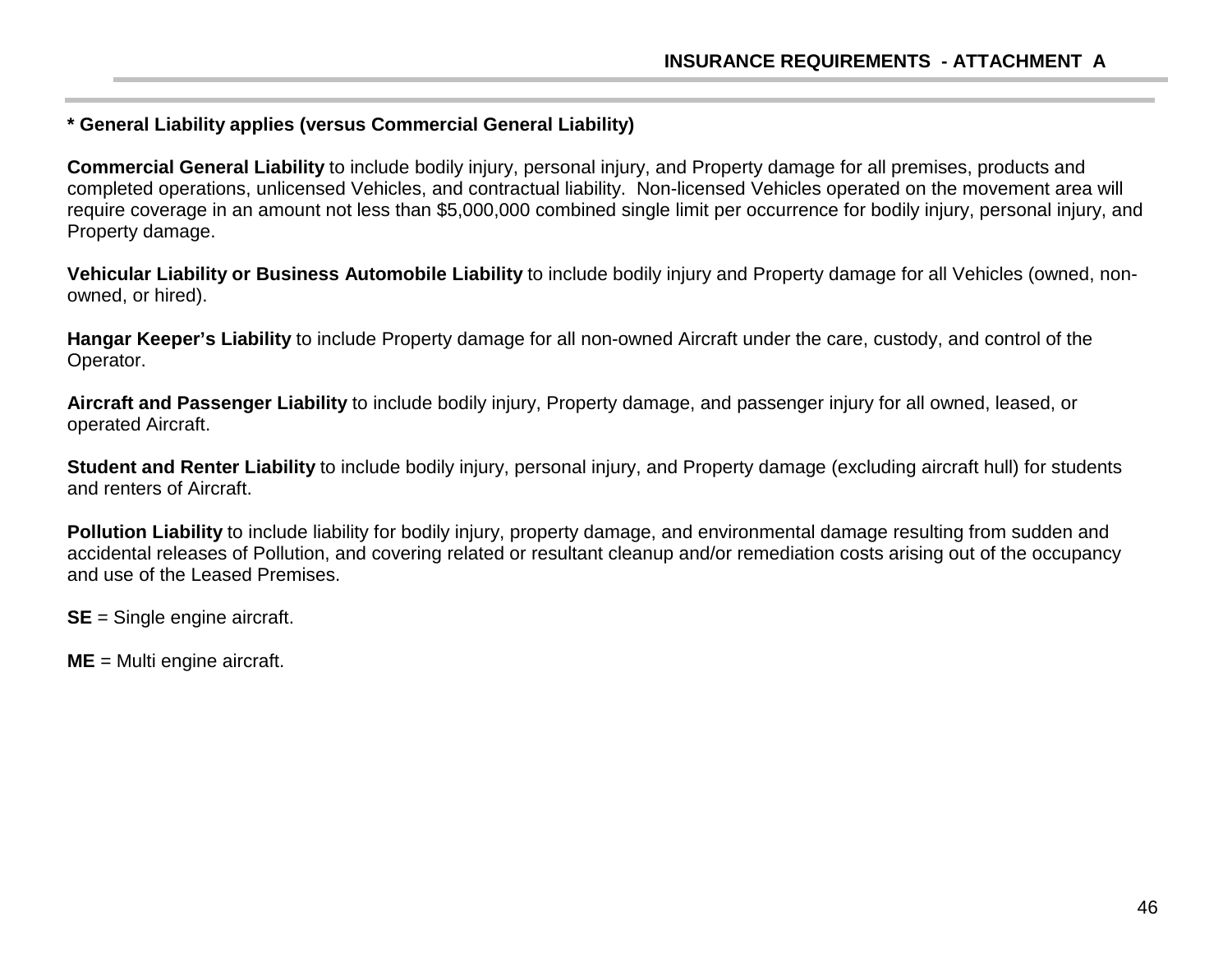**INSURANCE REQUIREMENTS - ATTACHMENT A**

**\* General Liability applies (versus Commercial General Liability)**

**Commercial General Liability** to include bodily injury, personal injury, and Property damage for all premises, products and completed operations, unlicensed Vehicles, and contractual liability. Non-licensed Vehicles operated on the movement area will require coverage in an amount not less than $5,000,000 combined single limit per occurrence for bodily injury, personal injury, and Property damage.

**Vehicular Liability or Business Automobile Liability** to include bodily injury and Property damage for all Vehicles (owned, non-owned, or hired).

**Hangar Keeper's Liability** to include Property damage for all non-owned Aircraft under the care, custody, and control of the Operator.

**Aircraft and Passenger Liability** to include bodily injury, Property damage, and passenger injury for all owned, leased, or operated Aircraft.

**Student and Renter Liability** to include bodily injury, personal injury, and Property damage (excluding aircraft hull) for students and renters of Aircraft.

**Pollution Liability** to include liability for bodily injury, property damage, and environmental damage resulting from sudden and accidental releases of Pollution, and covering related or resultant cleanup and/or remediation costs arising out of the occupancy and use of the Leased Premises.

**SE** = Single engine aircraft.

**ME** = Multi engine aircraft.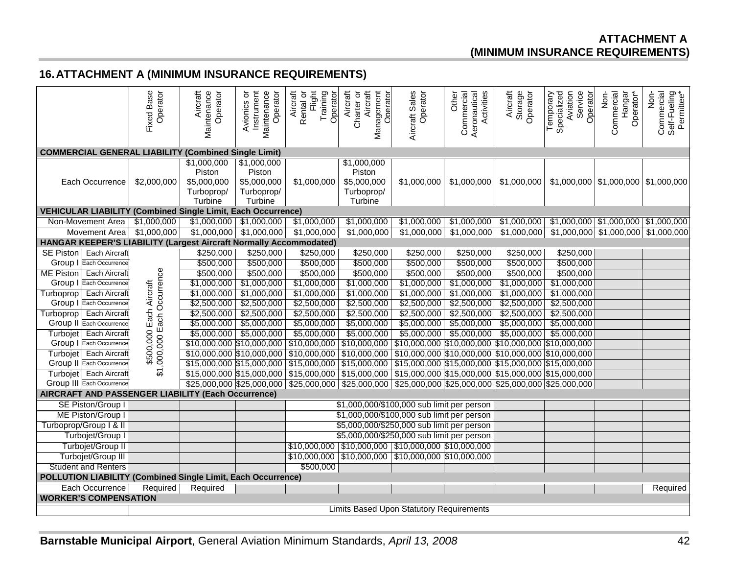## 16. ATTACHMENT A (MINIMUM INSURANCE REQUIREMENTS)

| | | Fixed Base Operator | Aircraft Maintenance Operator | Avionics or Instrument Maintenance Operator | Aircraft Rental or Flight Training Operator | Aircraft Charter or Aircraft Management Operator | Aircraft Sales Operator | Other Commercial Aeronautical Activities | Aircraft Storage Operator | Temporary Specialized Aviation Service Operator | Non-Commercial Hangar Operator* | Non-Commercial Self-Fueling Permittee* |
|---|---|---|---|---|---|---|---|---|---|---|---|---|
| **COMMERCIAL GENERAL LIABILITY (Combined Single Limit)** | | | | | | | | | | | | |
| Each Occurrence | | $2,000,000 | $1,000,000 Piston $5,000,000 Turboprop/ Turbine | $1,000,000 Piston $5,000,000 Turboprop/ Turbine | $1,000,000 | $1,000,000 Piston $5,000,000 Turboprop/ Turbine | $1,000,000 | $1,000,000 | $1,000,000 | $1,000,000 | $1,000,000 | $1,000,000 |
| **VEHICULAR LIABILITY (Combined Single Limit, Each Occurrence)** | | | | | | | | | | | | |
| Non-Movement Area | | $1,000,000 | $1,000,000 | $1,000,000 | $1,000,000 | $1,000,000 | $1,000,000 | $1,000,000 | $1,000,000 | $1,000,000 | $1,000,000 | $1,000,000 |
| Movement Area | | $1,000,000 | $1,000,000 | $1,000,000 | $1,000,000 | $1,000,000 | $1,000,000 | $1,000,000 | $1,000,000 | $1,000,000 | $1,000,000 | $1,000,000 |
| **HANGAR KEEPER'S LIABILITY (Largest Aircraft Normally Accommodated)** | | | | | | | | | | | | |
| SE Piston Group I | Each Aircraft | $500,000 Each Aircraft $1,000,000 Each Occurrence | $250,000 | $250,000 | $250,000 | $250,000 | $250,000 | $250,000 | $250,000 | $250,000 | | |
| | Each Occurrence | | $500,000 | $500,000 | $500,000 | $500,000 | $500,000 | $500,000 | $500,000 | $500,000 | | |
| ME Piston Group I | Each Aircraft | | $500,000 | $500,000 | $500,000 | $500,000 | $500,000 | $500,000 | $500,000 | $500,000 | | |
| | Each Occurrence | | $1,000,000 | $1,000,000 | $1,000,000 | $1,000,000 | $1,000,000 | $1,000,000 | $1,000,000 | $1,000,000 | | |
| Turboprop Group I | Each Aircraft | | $1,000,000 | $1,000,000 | $1,000,000 | $1,000,000 | $1,000,000 | $1,000,000 | $1,000,000 | $1,000,000 | | |
| | Each Occurrence | | $2,500,000 | $2,500,000 | $2,500,000 | $2,500,000 | $2,500,000 | $2,500,000 | $2,500,000 | $2,500,000 | | |
| Turboprop Group II | Each Aircraft | | $2,500,000 | $2,500,000 | $2,500,000 | $2,500,000 | $2,500,000 | $2,500,000 | $2,500,000 | $2,500,000 | | |
| | Each Occurrence | | $5,000,000 | $5,000,000 | $5,000,000 | $5,000,000 | $5,000,000 | $5,000,000 | $5,000,000 | $5,000,000 | | |
| Turbojet Group I | Each Aircraft | | $5,000,000 | $5,000,000 | $5,000,000 | $5,000,000 | $5,000,000 | $5,000,000 | $5,000,000 | $5,000,000 | | |
| | Each Occurrence | | $10,000,000 | $10,000,000 | $10,000,000 | $10,000,000 | $10,000,000 | $10,000,000 | $10,000,000 | $10,000,000 | | |
| Turbojet Group II | Each Aircraft | | $10,000,000 | $10,000,000 | $10,000,000 | $10,000,000 | $10,000,000 | $10,000,000 | $10,000,000 | $10,000,000 | | |
| | Each Occurrence | | $15,000,000 | $15,000,000 | $15,000,000 | $15,000,000 | $15,000,000 | $15,000,000 | $15,000,000 | $15,000,000 | | |
| Turbojet Group III | Each Aircraft | | $15,000,000 | $15,000,000 | $15,000,000 | $15,000,000 | $15,000,000 | $15,000,000 | $15,000,000 | $15,000,000 | | |
| | Each Occurrence | | $25,000,000 | $25,000,000 | $25,000,000 | $25,000,000 | $25,000,000 | $25,000,000 | $25,000,000 | $25,000,000 | | |
| **AIRCRAFT AND PASSENGER LIABILITY (Each Occurrence)** | | | | | | | | | | | | |
| SE Piston/Group I | | | | | $1,000,000/$100,000 sub limit per person | | | | | | | |
| ME Piston/Group I | | | | | $1,000,000/$100,000 sub limit per person | | | | | | | |
| Turboprop/Group I & II | | | | | $5,000,000/$250,000 sub limit per person | | | | | | | |
| Turbojet/Group I | | | | | $5,000,000/$250,000 sub limit per person | | | | | | | |
| Turbojet/Group II | | | | | $10,000,000 | $10,000,000 | $10,000,000 | $10,000,000 | | | | |
| Turbojet/Group III | | | | | $10,000,000 | $10,000,000 | $10,000,000 | $10,000,000 | | | | |
| Student and Renters | | | | | $500,000 | | | | | | | |
| **POLLUTION LIABILITY (Combined Single Limit, Each Occurrence)** | | | | | | | | | | | | |
| Each Occurrence | | Required | Required | | | | | | | | | Required |
| **WORKER'S COMPENSATION** | | | | | | | | | | | | |
| | | Limits Based Upon Statutory Requirements | | | | | | | | | | |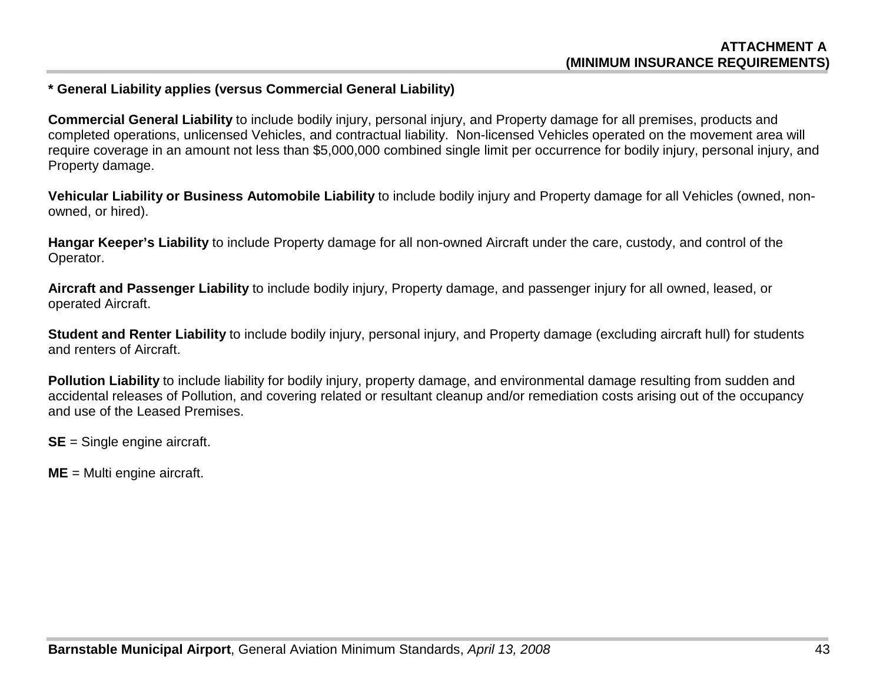**\* General Liability applies (versus Commercial General Liability)**

**Commercial General Liability** to include bodily injury, personal injury, and Property damage for all premises, products and completed operations, unlicensed Vehicles, and contractual liability. Non-licensed Vehicles operated on the movement area will require coverage in an amount not less than $5,000,000 combined single limit per occurrence for bodily injury, personal injury, and Property damage.

**Vehicular Liability or Business Automobile Liability** to include bodily injury and Property damage for all Vehicles (owned, non-owned, or hired).

**Hangar Keeper's Liability** to include Property damage for all non-owned Aircraft under the care, custody, and control of the Operator.

**Aircraft and Passenger Liability** to include bodily injury, Property damage, and passenger injury for all owned, leased, or operated Aircraft.

**Student and Renter Liability** to include bodily injury, personal injury, and Property damage (excluding aircraft hull) for students and renters of Aircraft.

**Pollution Liability** to include liability for bodily injury, property damage, and environmental damage resulting from sudden and accidental releases of Pollution, and covering related or resultant cleanup and/or remediation costs arising out of the occupancy and use of the Leased Premises.

**SE** = Single engine aircraft.

**ME** = Multi engine aircraft.